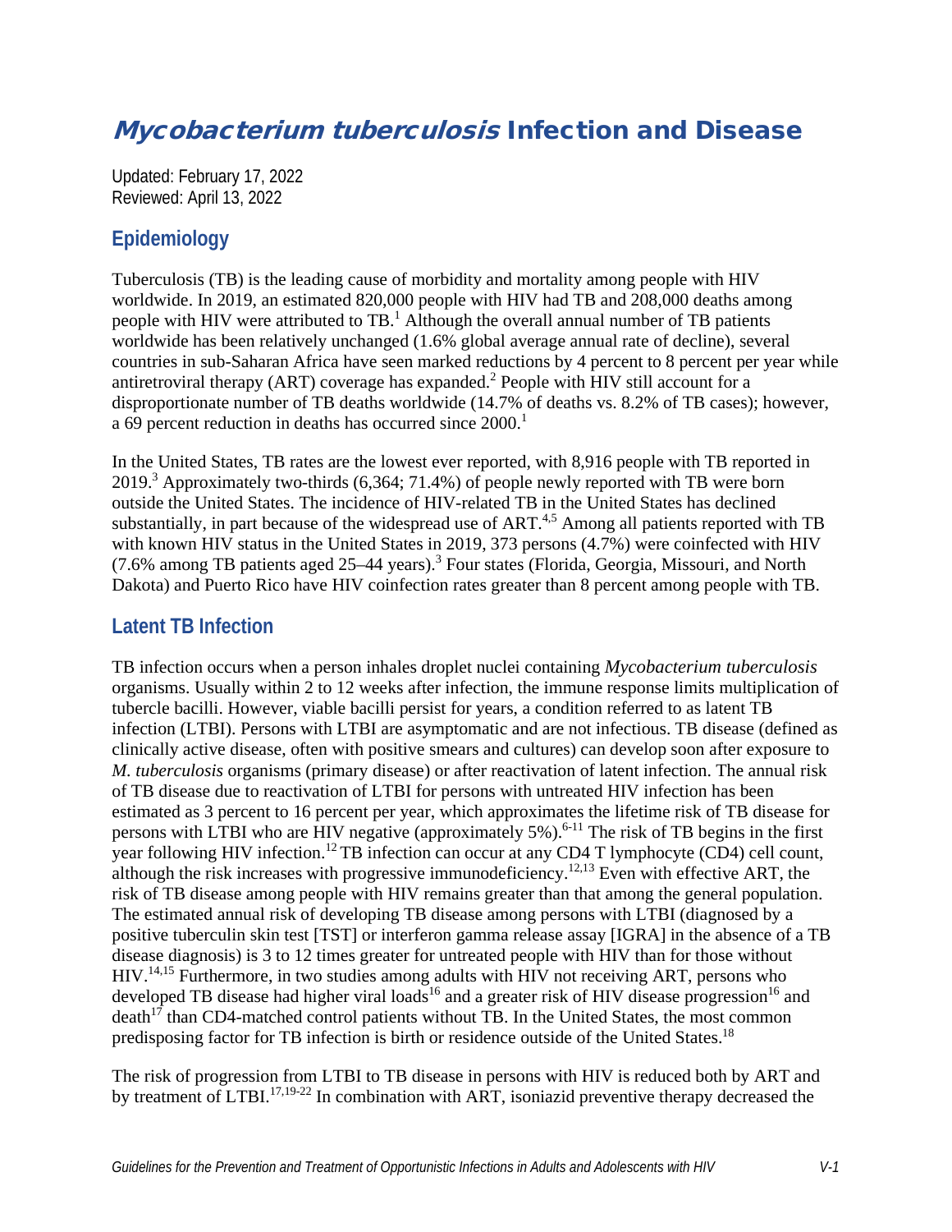# *Mycobacterium tuberculosis* Infection and Disease

Updated: February 17, 2022
Reviewed: April 13, 2022

## Epidemiology

Tuberculosis (TB) is the leading cause of morbidity and mortality among people with HIV worldwide. In 2019, an estimated 820,000 people with HIV had TB and 208,000 deaths among people with HIV were attributed to TB.[1] Although the overall annual number of TB patients worldwide has been relatively unchanged (1.6% global average annual rate of decline), several countries in sub-Saharan Africa have seen marked reductions by 4 percent to 8 percent per year while antiretroviral therapy (ART) coverage has expanded.[2] People with HIV still account for a disproportionate number of TB deaths worldwide (14.7% of deaths vs. 8.2% of TB cases); however, a 69 percent reduction in deaths has occurred since 2000.[1]

In the United States, TB rates are the lowest ever reported, with 8,916 people with TB reported in 2019.[3] Approximately two-thirds (6,364; 71.4%) of people newly reported with TB were born outside the United States. The incidence of HIV-related TB in the United States has declined substantially, in part because of the widespread use of ART.[4,5] Among all patients reported with TB with known HIV status in the United States in 2019, 373 persons (4.7%) were coinfected with HIV (7.6% among TB patients aged 25–44 years).[3] Four states (Florida, Georgia, Missouri, and North Dakota) and Puerto Rico have HIV coinfection rates greater than 8 percent among people with TB.

## Latent TB Infection

TB infection occurs when a person inhales droplet nuclei containing *Mycobacterium tuberculosis* organisms. Usually within 2 to 12 weeks after infection, the immune response limits multiplication of tubercle bacilli. However, viable bacilli persist for years, a condition referred to as latent TB infection (LTBI). Persons with LTBI are asymptomatic and are not infectious. TB disease (defined as clinically active disease, often with positive smears and cultures) can develop soon after exposure to *M. tuberculosis* organisms (primary disease) or after reactivation of latent infection. The annual risk of TB disease due to reactivation of LTBI for persons with untreated HIV infection has been estimated as 3 percent to 16 percent per year, which approximates the lifetime risk of TB disease for persons with LTBI who are HIV negative (approximately 5%).[6-11] The risk of TB begins in the first year following HIV infection.[12] TB infection can occur at any CD4 T lymphocyte (CD4) cell count, although the risk increases with progressive immunodeficiency.[12,13] Even with effective ART, the risk of TB disease among people with HIV remains greater than that among the general population. The estimated annual risk of developing TB disease among persons with LTBI (diagnosed by a positive tuberculin skin test [TST] or interferon gamma release assay [IGRA] in the absence of a TB disease diagnosis) is 3 to 12 times greater for untreated people with HIV than for those without HIV.[14,15] Furthermore, in two studies among adults with HIV not receiving ART, persons who developed TB disease had higher viral loads[16] and a greater risk of HIV disease progression[16] and death[17] than CD4-matched control patients without TB. In the United States, the most common predisposing factor for TB infection is birth or residence outside of the United States.[18]

The risk of progression from LTBI to TB disease in persons with HIV is reduced both by ART and by treatment of LTBI.[17,19-22] In combination with ART, isoniazid preventive therapy decreased the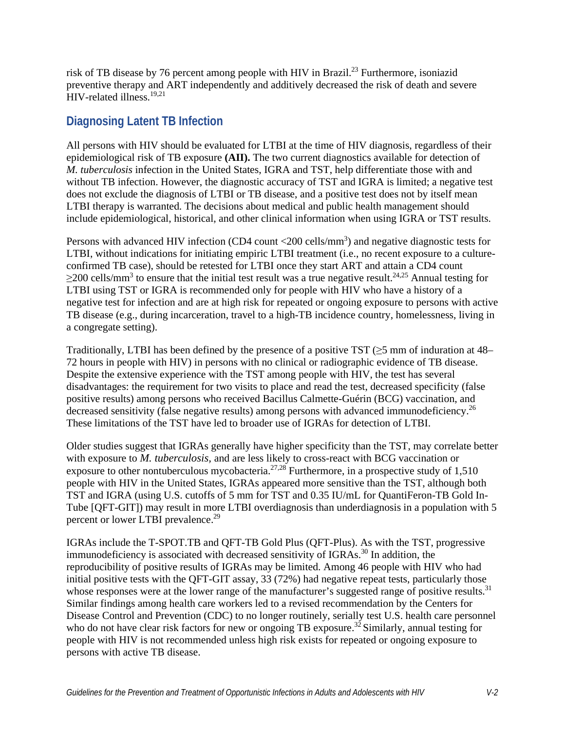risk of TB disease by 76 percent among people with HIV in Brazil.[23] Furthermore, isoniazid preventive therapy and ART independently and additively decreased the risk of death and severe HIV-related illness.[19,21]

## Diagnosing Latent TB Infection

All persons with HIV should be evaluated for LTBI at the time of HIV diagnosis, regardless of their epidemiological risk of TB exposure **(AII).** The two current diagnostics available for detection of *M. tuberculosis* infection in the United States, IGRA and TST, help differentiate those with and without TB infection. However, the diagnostic accuracy of TST and IGRA is limited; a negative test does not exclude the diagnosis of LTBI or TB disease, and a positive test does not by itself mean LTBI therapy is warranted. The decisions about medical and public health management should include epidemiological, historical, and other clinical information when using IGRA or TST results.

Persons with advanced HIV infection (CD4 count <200 cells/mm$^3$) and negative diagnostic tests for LTBI, without indications for initiating empiric LTBI treatment (i.e., no recent exposure to a culture-confirmed TB case), should be retested for LTBI once they start ART and attain a CD4 count ≥200 cells/mm$^3$ to ensure that the initial test result was a true negative result.[24,25] Annual testing for LTBI using TST or IGRA is recommended only for people with HIV who have a history of a negative test for infection and are at high risk for repeated or ongoing exposure to persons with active TB disease (e.g., during incarceration, travel to a high-TB incidence country, homelessness, living in a congregate setting).

Traditionally, LTBI has been defined by the presence of a positive TST (≥5 mm of induration at 48–72 hours in people with HIV) in persons with no clinical or radiographic evidence of TB disease. Despite the extensive experience with the TST among people with HIV, the test has several disadvantages: the requirement for two visits to place and read the test, decreased specificity (false positive results) among persons who received Bacillus Calmette-Guérin (BCG) vaccination, and decreased sensitivity (false negative results) among persons with advanced immunodeficiency.[26] These limitations of the TST have led to broader use of IGRAs for detection of LTBI.

Older studies suggest that IGRAs generally have higher specificity than the TST, may correlate better with exposure to *M. tuberculosis*, and are less likely to cross-react with BCG vaccination or exposure to other nontuberculous mycobacteria.[27,28] Furthermore, in a prospective study of 1,510 people with HIV in the United States, IGRAs appeared more sensitive than the TST, although both TST and IGRA (using U.S. cutoffs of 5 mm for TST and 0.35 IU/mL for QuantiFeron-TB Gold In-Tube [QFT-GIT]) may result in more LTBI overdiagnosis than underdiagnosis in a population with 5 percent or lower LTBI prevalence.[29]

IGRAs include the T-SPOT.TB and QFT-TB Gold Plus (QFT-Plus). As with the TST, progressive immunodeficiency is associated with decreased sensitivity of IGRAs.[30] In addition, the reproducibility of positive results of IGRAs may be limited. Among 46 people with HIV who had initial positive tests with the QFT-GIT assay, 33 (72%) had negative repeat tests, particularly those whose responses were at the lower range of the manufacturer's suggested range of positive results.[31] Similar findings among health care workers led to a revised recommendation by the Centers for Disease Control and Prevention (CDC) to no longer routinely, serially test U.S. health care personnel who do not have clear risk factors for new or ongoing TB exposure.[32] Similarly, annual testing for people with HIV is not recommended unless high risk exists for repeated or ongoing exposure to persons with active TB disease.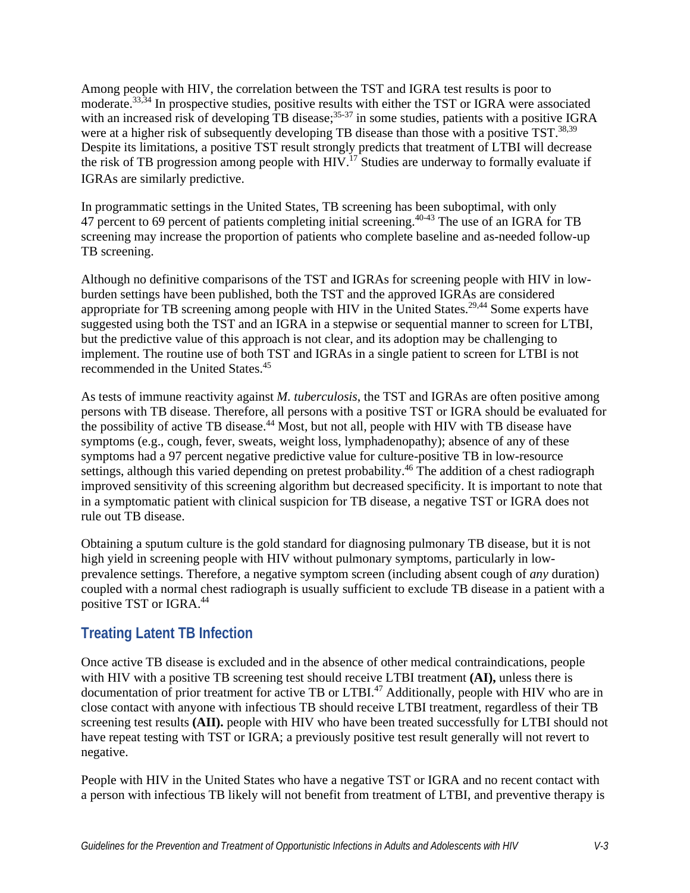Among people with HIV, the correlation between the TST and IGRA test results is poor to moderate.[33,34] In prospective studies, positive results with either the TST or IGRA were associated with an increased risk of developing TB disease;[35-37] in some studies, patients with a positive IGRA were at a higher risk of subsequently developing TB disease than those with a positive TST.[38,39] Despite its limitations, a positive TST result strongly predicts that treatment of LTBI will decrease the risk of TB progression among people with HIV.[17] Studies are underway to formally evaluate if IGRAs are similarly predictive.

In programmatic settings in the United States, TB screening has been suboptimal, with only 47 percent to 69 percent of patients completing initial screening.[40-43] The use of an IGRA for TB screening may increase the proportion of patients who complete baseline and as-needed follow-up TB screening.

Although no definitive comparisons of the TST and IGRAs for screening people with HIV in low-burden settings have been published, both the TST and the approved IGRAs are considered appropriate for TB screening among people with HIV in the United States.[29,44] Some experts have suggested using both the TST and an IGRA in a stepwise or sequential manner to screen for LTBI, but the predictive value of this approach is not clear, and its adoption may be challenging to implement. The routine use of both TST and IGRAs in a single patient to screen for LTBI is not recommended in the United States.[45]

As tests of immune reactivity against *M. tuberculosis*, the TST and IGRAs are often positive among persons with TB disease. Therefore, all persons with a positive TST or IGRA should be evaluated for the possibility of active TB disease.[44] Most, but not all, people with HIV with TB disease have symptoms (e.g., cough, fever, sweats, weight loss, lymphadenopathy); absence of any of these symptoms had a 97 percent negative predictive value for culture-positive TB in low-resource settings, although this varied depending on pretest probability.[46] The addition of a chest radiograph improved sensitivity of this screening algorithm but decreased specificity. It is important to note that in a symptomatic patient with clinical suspicion for TB disease, a negative TST or IGRA does not rule out TB disease.

Obtaining a sputum culture is the gold standard for diagnosing pulmonary TB disease, but it is not high yield in screening people with HIV without pulmonary symptoms, particularly in low-prevalence settings. Therefore, a negative symptom screen (including absent cough of *any* duration) coupled with a normal chest radiograph is usually sufficient to exclude TB disease in a patient with a positive TST or IGRA.[44]

## Treating Latent TB Infection

Once active TB disease is excluded and in the absence of other medical contraindications, people with HIV with a positive TB screening test should receive LTBI treatment **(AI),** unless there is documentation of prior treatment for active TB or LTBI.[47] Additionally, people with HIV who are in close contact with anyone with infectious TB should receive LTBI treatment, regardless of their TB screening test results **(AII).** people with HIV who have been treated successfully for LTBI should not have repeat testing with TST or IGRA; a previously positive test result generally will not revert to negative.

People with HIV in the United States who have a negative TST or IGRA and no recent contact with a person with infectious TB likely will not benefit from treatment of LTBI, and preventive therapy is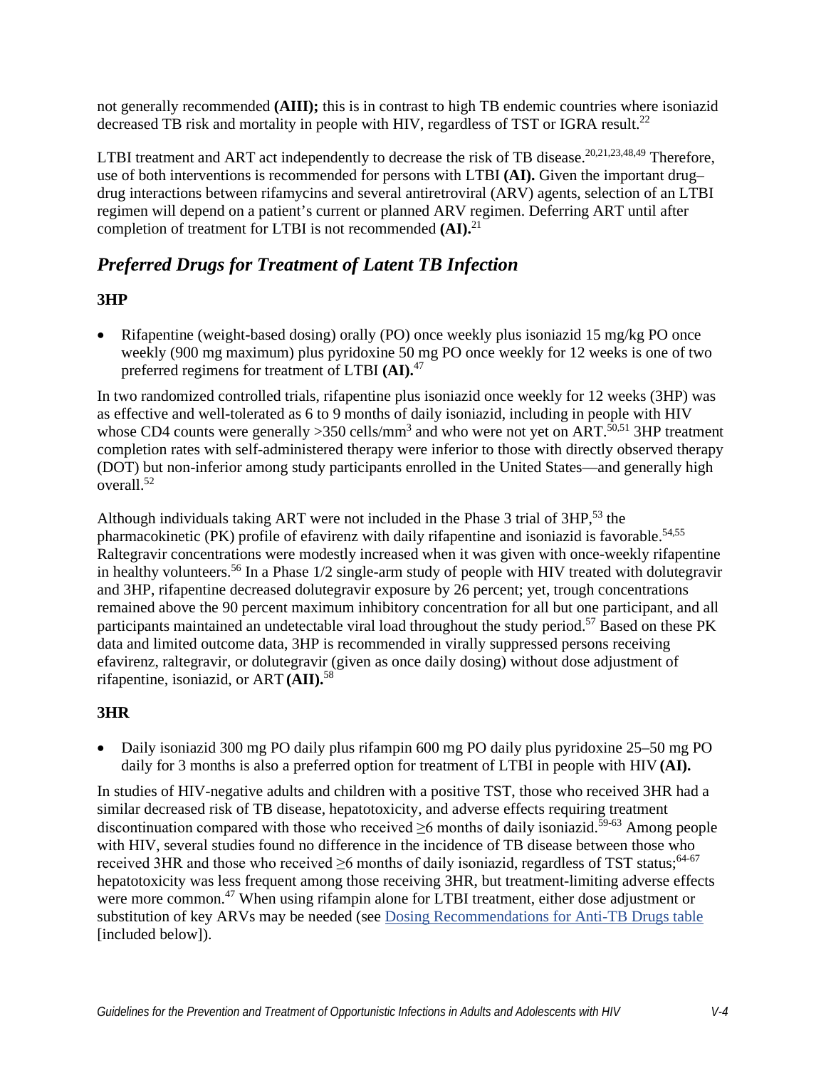not generally recommended **(AIII);** this is in contrast to high TB endemic countries where isoniazid decreased TB risk and mortality in people with HIV, regardless of TST or IGRA result.[22]

LTBI treatment and ART act independently to decrease the risk of TB disease.[20,21,23,48,49] Therefore, use of both interventions is recommended for persons with LTBI **(AI).** Given the important drug–drug interactions between rifamycins and several antiretroviral (ARV) agents, selection of an LTBI regimen will depend on a patient's current or planned ARV regimen. Deferring ART until after completion of treatment for LTBI is not recommended **(AI).**[21]

## *Preferred Drugs for Treatment of Latent TB Infection*

### 3HP

- Rifapentine (weight-based dosing) orally (PO) once weekly plus isoniazid 15 mg/kg PO once weekly (900 mg maximum) plus pyridoxine 50 mg PO once weekly for 12 weeks is one of two preferred regimens for treatment of LTBI **(AI).**[47]

In two randomized controlled trials, rifapentine plus isoniazid once weekly for 12 weeks (3HP) was as effective and well-tolerated as 6 to 9 months of daily isoniazid, including in people with HIV whose CD4 counts were generally >350 cells/mm$^3$ and who were not yet on ART.[50,51] 3HP treatment completion rates with self-administered therapy were inferior to those with directly observed therapy (DOT) but non-inferior among study participants enrolled in the United States—and generally high overall.[52]

Although individuals taking ART were not included in the Phase 3 trial of 3HP,[53] the pharmacokinetic (PK) profile of efavirenz with daily rifapentine and isoniazid is favorable.[54,55] Raltegravir concentrations were modestly increased when it was given with once-weekly rifapentine in healthy volunteers.[56] In a Phase 1/2 single-arm study of people with HIV treated with dolutegravir and 3HP, rifapentine decreased dolutegravir exposure by 26 percent; yet, trough concentrations remained above the 90 percent maximum inhibitory concentration for all but one participant, and all participants maintained an undetectable viral load throughout the study period.[57] Based on these PK data and limited outcome data, 3HP is recommended in virally suppressed persons receiving efavirenz, raltegravir, or dolutegravir (given as once daily dosing) without dose adjustment of rifapentine, isoniazid, or ART **(AII).**[58]

### 3HR

- Daily isoniazid 300 mg PO daily plus rifampin 600 mg PO daily plus pyridoxine 25–50 mg PO daily for 3 months is also a preferred option for treatment of LTBI in people with HIV **(AI).**

In studies of HIV-negative adults and children with a positive TST, those who received 3HR had a similar decreased risk of TB disease, hepatotoxicity, and adverse effects requiring treatment discontinuation compared with those who received ≥6 months of daily isoniazid.[59-63] Among people with HIV, several studies found no difference in the incidence of TB disease between those who received 3HR and those who received ≥6 months of daily isoniazid, regardless of TST status;[64-67] hepatotoxicity was less frequent among those receiving 3HR, but treatment-limiting adverse effects were more common.[47] When using rifampin alone for LTBI treatment, either dose adjustment or substitution of key ARVs may be needed (see Dosing Recommendations for Anti-TB Drugs table [included below]).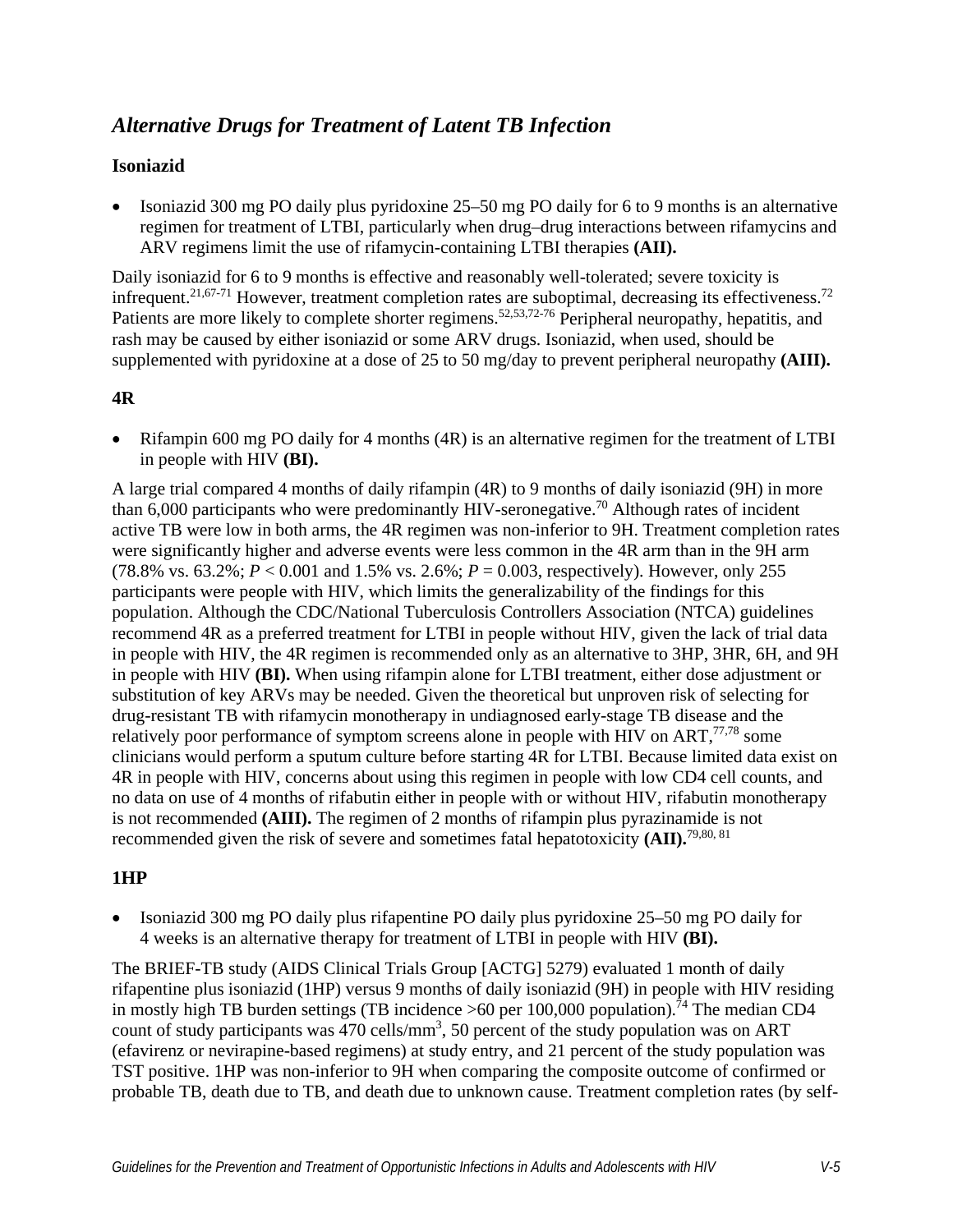## *Alternative Drugs for Treatment of Latent TB Infection*

### Isoniazid

- Isoniazid 300 mg PO daily plus pyridoxine 25–50 mg PO daily for 6 to 9 months is an alternative regimen for treatment of LTBI, particularly when drug–drug interactions between rifamycins and ARV regimens limit the use of rifamycin-containing LTBI therapies **(AII).**

Daily isoniazid for 6 to 9 months is effective and reasonably well-tolerated; severe toxicity is infrequent.[21,67-71] However, treatment completion rates are suboptimal, decreasing its effectiveness.[72] Patients are more likely to complete shorter regimens.[52,53,72-76] Peripheral neuropathy, hepatitis, and rash may be caused by either isoniazid or some ARV drugs. Isoniazid, when used, should be supplemented with pyridoxine at a dose of 25 to 50 mg/day to prevent peripheral neuropathy **(AIII).**

### 4R

- Rifampin 600 mg PO daily for 4 months (4R) is an alternative regimen for the treatment of LTBI in people with HIV **(BI).**

A large trial compared 4 months of daily rifampin (4R) to 9 months of daily isoniazid (9H) in more than 6,000 participants who were predominantly HIV-seronegative.[70] Although rates of incident active TB were low in both arms, the 4R regimen was non-inferior to 9H. Treatment completion rates were significantly higher and adverse events were less common in the 4R arm than in the 9H arm (78.8% vs. 63.2%; $P < 0.001$ and 1.5% vs. 2.6%; $P = 0.003$, respectively). However, only 255 participants were people with HIV, which limits the generalizability of the findings for this population. Although the CDC/National Tuberculosis Controllers Association (NTCA) guidelines recommend 4R as a preferred treatment for LTBI in people without HIV, given the lack of trial data in people with HIV, the 4R regimen is recommended only as an alternative to 3HP, 3HR, 6H, and 9H in people with HIV **(BI).** When using rifampin alone for LTBI treatment, either dose adjustment or substitution of key ARVs may be needed. Given the theoretical but unproven risk of selecting for drug-resistant TB with rifamycin monotherapy in undiagnosed early-stage TB disease and the relatively poor performance of symptom screens alone in people with HIV on ART,[77,78] some clinicians would perform a sputum culture before starting 4R for LTBI. Because limited data exist on 4R in people with HIV, concerns about using this regimen in people with low CD4 cell counts, and no data on use of 4 months of rifabutin either in people with or without HIV, rifabutin monotherapy is not recommended **(AIII).** The regimen of 2 months of rifampin plus pyrazinamide is not recommended given the risk of severe and sometimes fatal hepatotoxicity **(AII).**[79,80,81]

### 1HP

- Isoniazid 300 mg PO daily plus rifapentine PO daily plus pyridoxine 25–50 mg PO daily for 4 weeks is an alternative therapy for treatment of LTBI in people with HIV **(BI).**

The BRIEF-TB study (AIDS Clinical Trials Group [ACTG] 5279) evaluated 1 month of daily rifapentine plus isoniazid (1HP) versus 9 months of daily isoniazid (9H) in people with HIV residing in mostly high TB burden settings (TB incidence >60 per 100,000 population).[74] The median CD4 count of study participants was 470 cells/mm$^3$, 50 percent of the study population was on ART (efavirenz or nevirapine-based regimens) at study entry, and 21 percent of the study population was TST positive. 1HP was non-inferior to 9H when comparing the composite outcome of confirmed or probable TB, death due to TB, and death due to unknown cause. Treatment completion rates (by self-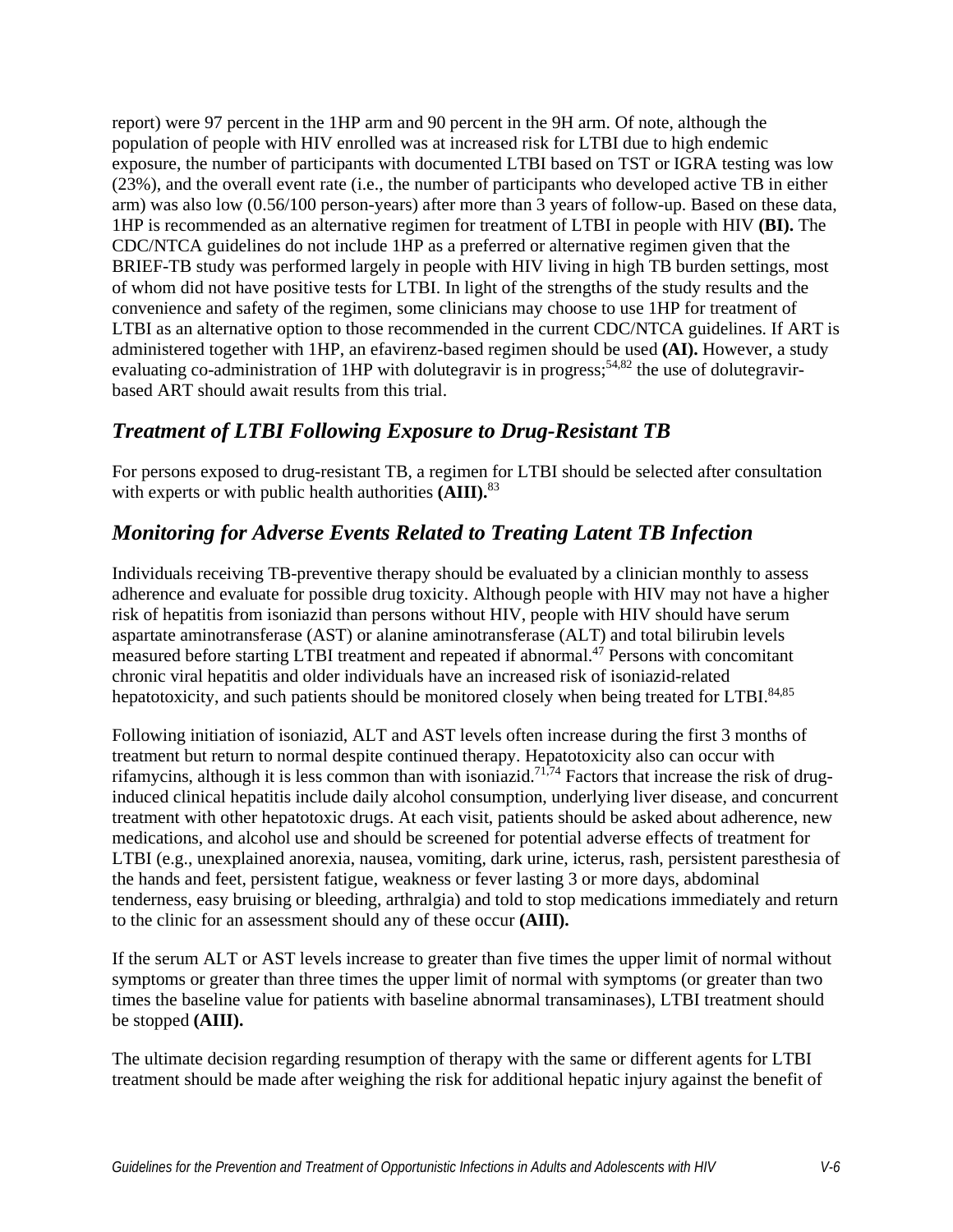report) were 97 percent in the 1HP arm and 90 percent in the 9H arm. Of note, although the population of people with HIV enrolled was at increased risk for LTBI due to high endemic exposure, the number of participants with documented LTBI based on TST or IGRA testing was low (23%), and the overall event rate (i.e., the number of participants who developed active TB in either arm) was also low (0.56/100 person-years) after more than 3 years of follow-up. Based on these data, 1HP is recommended as an alternative regimen for treatment of LTBI in people with HIV **(BI).** The CDC/NTCA guidelines do not include 1HP as a preferred or alternative regimen given that the BRIEF-TB study was performed largely in people with HIV living in high TB burden settings, most of whom did not have positive tests for LTBI. In light of the strengths of the study results and the convenience and safety of the regimen, some clinicians may choose to use 1HP for treatment of LTBI as an alternative option to those recommended in the current CDC/NTCA guidelines. If ART is administered together with 1HP, an efavirenz-based regimen should be used **(AI).** However, a study evaluating co-administration of 1HP with dolutegravir is in progress;[54,82] the use of dolutegravir-based ART should await results from this trial.

## *Treatment of LTBI Following Exposure to Drug-Resistant TB*

For persons exposed to drug-resistant TB, a regimen for LTBI should be selected after consultation with experts or with public health authorities **(AIII).**[83]

## *Monitoring for Adverse Events Related to Treating Latent TB Infection*

Individuals receiving TB-preventive therapy should be evaluated by a clinician monthly to assess adherence and evaluate for possible drug toxicity. Although people with HIV may not have a higher risk of hepatitis from isoniazid than persons without HIV, people with HIV should have serum aspartate aminotransferase (AST) or alanine aminotransferase (ALT) and total bilirubin levels measured before starting LTBI treatment and repeated if abnormal.[47] Persons with concomitant chronic viral hepatitis and older individuals have an increased risk of isoniazid-related hepatotoxicity, and such patients should be monitored closely when being treated for LTBI.[84,85]

Following initiation of isoniazid, ALT and AST levels often increase during the first 3 months of treatment but return to normal despite continued therapy. Hepatotoxicity also can occur with rifamycins, although it is less common than with isoniazid.[71,74] Factors that increase the risk of drug-induced clinical hepatitis include daily alcohol consumption, underlying liver disease, and concurrent treatment with other hepatotoxic drugs. At each visit, patients should be asked about adherence, new medications, and alcohol use and should be screened for potential adverse effects of treatment for LTBI (e.g., unexplained anorexia, nausea, vomiting, dark urine, icterus, rash, persistent paresthesia of the hands and feet, persistent fatigue, weakness or fever lasting 3 or more days, abdominal tenderness, easy bruising or bleeding, arthralgia) and told to stop medications immediately and return to the clinic for an assessment should any of these occur **(AIII).**

If the serum ALT or AST levels increase to greater than five times the upper limit of normal without symptoms or greater than three times the upper limit of normal with symptoms (or greater than two times the baseline value for patients with baseline abnormal transaminases), LTBI treatment should be stopped **(AIII).**

The ultimate decision regarding resumption of therapy with the same or different agents for LTBI treatment should be made after weighing the risk for additional hepatic injury against the benefit of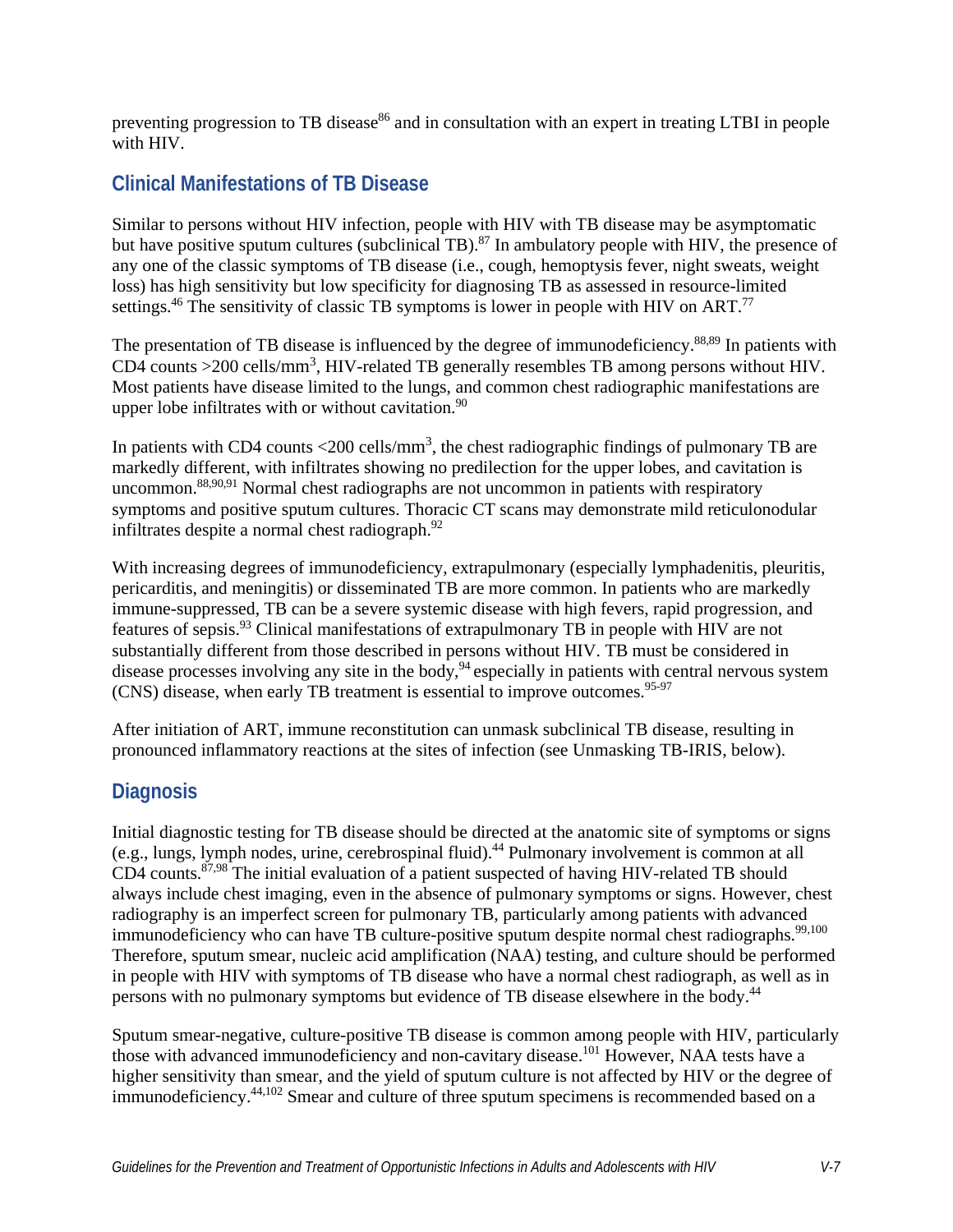preventing progression to TB disease[86] and in consultation with an expert in treating LTBI in people with HIV.

## Clinical Manifestations of TB Disease

Similar to persons without HIV infection, people with HIV with TB disease may be asymptomatic but have positive sputum cultures (subclinical TB).[87] In ambulatory people with HIV, the presence of any one of the classic symptoms of TB disease (i.e., cough, hemoptysis fever, night sweats, weight loss) has high sensitivity but low specificity for diagnosing TB as assessed in resource-limited settings.[46] The sensitivity of classic TB symptoms is lower in people with HIV on ART.[77]

The presentation of TB disease is influenced by the degree of immunodeficiency.[88,89] In patients with CD4 counts >200 cells/mm$^3$, HIV-related TB generally resembles TB among persons without HIV. Most patients have disease limited to the lungs, and common chest radiographic manifestations are upper lobe infiltrates with or without cavitation.[90]

In patients with CD4 counts <200 cells/mm$^3$, the chest radiographic findings of pulmonary TB are markedly different, with infiltrates showing no predilection for the upper lobes, and cavitation is uncommon.[88,90,91] Normal chest radiographs are not uncommon in patients with respiratory symptoms and positive sputum cultures. Thoracic CT scans may demonstrate mild reticulonodular infiltrates despite a normal chest radiograph.[92]

With increasing degrees of immunodeficiency, extrapulmonary (especially lymphadenitis, pleuritis, pericarditis, and meningitis) or disseminated TB are more common. In patients who are markedly immune-suppressed, TB can be a severe systemic disease with high fevers, rapid progression, and features of sepsis.[93] Clinical manifestations of extrapulmonary TB in people with HIV are not substantially different from those described in persons without HIV. TB must be considered in disease processes involving any site in the body,[94] especially in patients with central nervous system (CNS) disease, when early TB treatment is essential to improve outcomes.[95-97]

After initiation of ART, immune reconstitution can unmask subclinical TB disease, resulting in pronounced inflammatory reactions at the sites of infection (see Unmasking TB-IRIS, below).

## Diagnosis

Initial diagnostic testing for TB disease should be directed at the anatomic site of symptoms or signs (e.g., lungs, lymph nodes, urine, cerebrospinal fluid).[44] Pulmonary involvement is common at all CD4 counts.[87,98] The initial evaluation of a patient suspected of having HIV-related TB should always include chest imaging, even in the absence of pulmonary symptoms or signs. However, chest radiography is an imperfect screen for pulmonary TB, particularly among patients with advanced immunodeficiency who can have TB culture-positive sputum despite normal chest radiographs.[99,100] Therefore, sputum smear, nucleic acid amplification (NAA) testing, and culture should be performed in people with HIV with symptoms of TB disease who have a normal chest radiograph, as well as in persons with no pulmonary symptoms but evidence of TB disease elsewhere in the body.[44]

Sputum smear-negative, culture-positive TB disease is common among people with HIV, particularly those with advanced immunodeficiency and non-cavitary disease.[101] However, NAA tests have a higher sensitivity than smear, and the yield of sputum culture is not affected by HIV or the degree of immunodeficiency.[44,102] Smear and culture of three sputum specimens is recommended based on a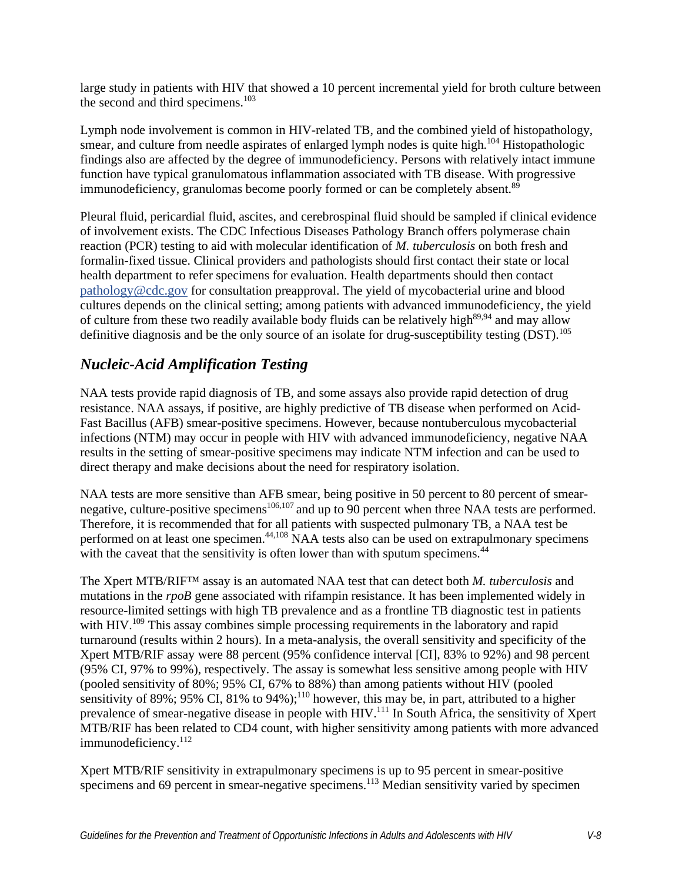large study in patients with HIV that showed a 10 percent incremental yield for broth culture between the second and third specimens.[103]

Lymph node involvement is common in HIV-related TB, and the combined yield of histopathology, smear, and culture from needle aspirates of enlarged lymph nodes is quite high.[104] Histopathologic findings also are affected by the degree of immunodeficiency. Persons with relatively intact immune function have typical granulomatous inflammation associated with TB disease. With progressive immunodeficiency, granulomas become poorly formed or can be completely absent.[89]

Pleural fluid, pericardial fluid, ascites, and cerebrospinal fluid should be sampled if clinical evidence of involvement exists. The CDC Infectious Diseases Pathology Branch offers polymerase chain reaction (PCR) testing to aid with molecular identification of *M. tuberculosis* on both fresh and formalin-fixed tissue. Clinical providers and pathologists should first contact their state or local health department to refer specimens for evaluation. Health departments should then contact pathology@cdc.gov for consultation preapproval. The yield of mycobacterial urine and blood cultures depends on the clinical setting; among patients with advanced immunodeficiency, the yield of culture from these two readily available body fluids can be relatively high[89,94] and may allow definitive diagnosis and be the only source of an isolate for drug-susceptibility testing (DST).[105]

## *Nucleic-Acid Amplification Testing*

NAA tests provide rapid diagnosis of TB, and some assays also provide rapid detection of drug resistance. NAA assays, if positive, are highly predictive of TB disease when performed on Acid-Fast Bacillus (AFB) smear-positive specimens. However, because nontuberculous mycobacterial infections (NTM) may occur in people with HIV with advanced immunodeficiency, negative NAA results in the setting of smear-positive specimens may indicate NTM infection and can be used to direct therapy and make decisions about the need for respiratory isolation.

NAA tests are more sensitive than AFB smear, being positive in 50 percent to 80 percent of smear-negative, culture-positive specimens[106,107] and up to 90 percent when three NAA tests are performed. Therefore, it is recommended that for all patients with suspected pulmonary TB, a NAA test be performed on at least one specimen.[44,108] NAA tests also can be used on extrapulmonary specimens with the caveat that the sensitivity is often lower than with sputum specimens.[44]

The Xpert MTB/RIF™ assay is an automated NAA test that can detect both *M. tuberculosis* and mutations in the *rpoB* gene associated with rifampin resistance. It has been implemented widely in resource-limited settings with high TB prevalence and as a frontline TB diagnostic test in patients with HIV.[109] This assay combines simple processing requirements in the laboratory and rapid turnaround (results within 2 hours). In a meta-analysis, the overall sensitivity and specificity of the Xpert MTB/RIF assay were 88 percent (95% confidence interval [CI], 83% to 92%) and 98 percent (95% CI, 97% to 99%), respectively. The assay is somewhat less sensitive among people with HIV (pooled sensitivity of 80%; 95% CI, 67% to 88%) than among patients without HIV (pooled sensitivity of 89%; 95% CI, 81% to 94%);[110] however, this may be, in part, attributed to a higher prevalence of smear-negative disease in people with HIV.[111] In South Africa, the sensitivity of Xpert MTB/RIF has been related to CD4 count, with higher sensitivity among patients with more advanced immunodeficiency.[112]

Xpert MTB/RIF sensitivity in extrapulmonary specimens is up to 95 percent in smear-positive specimens and 69 percent in smear-negative specimens.[113] Median sensitivity varied by specimen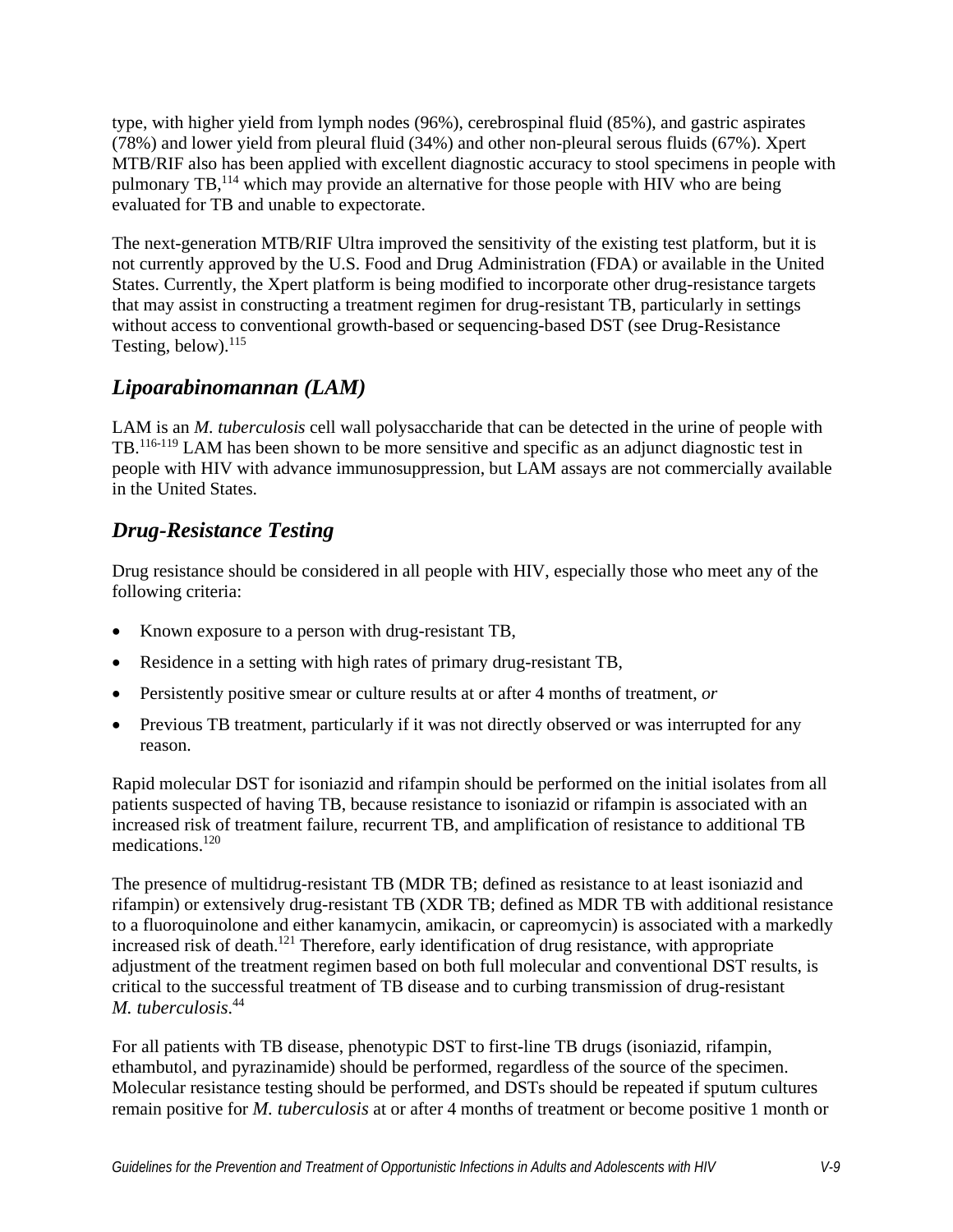type, with higher yield from lymph nodes (96%), cerebrospinal fluid (85%), and gastric aspirates (78%) and lower yield from pleural fluid (34%) and other non-pleural serous fluids (67%). Xpert MTB/RIF also has been applied with excellent diagnostic accuracy to stool specimens in people with pulmonary TB,[114] which may provide an alternative for those people with HIV who are being evaluated for TB and unable to expectorate.

The next-generation MTB/RIF Ultra improved the sensitivity of the existing test platform, but it is not currently approved by the U.S. Food and Drug Administration (FDA) or available in the United States. Currently, the Xpert platform is being modified to incorporate other drug-resistance targets that may assist in constructing a treatment regimen for drug-resistant TB, particularly in settings without access to conventional growth-based or sequencing-based DST (see Drug-Resistance Testing, below).[115]

## *Lipoarabinomannan (LAM)*

LAM is an *M. tuberculosis* cell wall polysaccharide that can be detected in the urine of people with TB.[116-119] LAM has been shown to be more sensitive and specific as an adjunct diagnostic test in people with HIV with advance immunosuppression, but LAM assays are not commercially available in the United States.

## *Drug-Resistance Testing*

Drug resistance should be considered in all people with HIV, especially those who meet any of the following criteria:

- Known exposure to a person with drug-resistant TB,
- Residence in a setting with high rates of primary drug-resistant TB,
- Persistently positive smear or culture results at or after 4 months of treatment, *or*
- Previous TB treatment, particularly if it was not directly observed or was interrupted for any reason.

Rapid molecular DST for isoniazid and rifampin should be performed on the initial isolates from all patients suspected of having TB, because resistance to isoniazid or rifampin is associated with an increased risk of treatment failure, recurrent TB, and amplification of resistance to additional TB medications.[120]

The presence of multidrug-resistant TB (MDR TB; defined as resistance to at least isoniazid and rifampin) or extensively drug-resistant TB (XDR TB; defined as MDR TB with additional resistance to a fluoroquinolone and either kanamycin, amikacin, or capreomycin) is associated with a markedly increased risk of death.[121] Therefore, early identification of drug resistance, with appropriate adjustment of the treatment regimen based on both full molecular and conventional DST results, is critical to the successful treatment of TB disease and to curbing transmission of drug-resistant *M. tuberculosis*.[44]

For all patients with TB disease, phenotypic DST to first-line TB drugs (isoniazid, rifampin, ethambutol, and pyrazinamide) should be performed, regardless of the source of the specimen. Molecular resistance testing should be performed, and DSTs should be repeated if sputum cultures remain positive for *M. tuberculosis* at or after 4 months of treatment or become positive 1 month or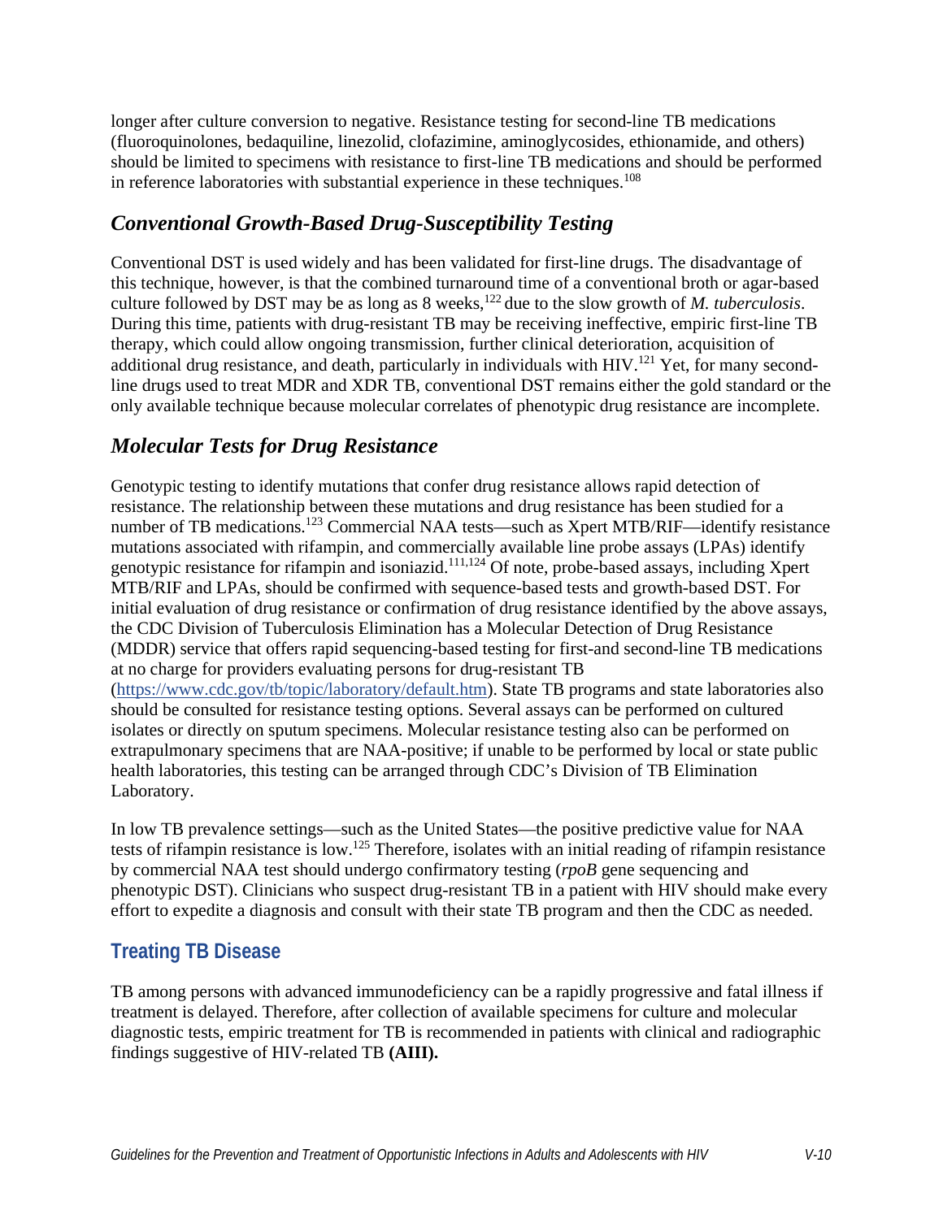longer after culture conversion to negative. Resistance testing for second-line TB medications (fluoroquinolones, bedaquiline, linezolid, clofazimine, aminoglycosides, ethionamide, and others) should be limited to specimens with resistance to first-line TB medications and should be performed in reference laboratories with substantial experience in these techniques.[108]

### *Conventional Growth-Based Drug-Susceptibility Testing*

Conventional DST is used widely and has been validated for first-line drugs. The disadvantage of this technique, however, is that the combined turnaround time of a conventional broth or agar-based culture followed by DST may be as long as 8 weeks,[122] due to the slow growth of *M. tuberculosis*. During this time, patients with drug-resistant TB may be receiving ineffective, empiric first-line TB therapy, which could allow ongoing transmission, further clinical deterioration, acquisition of additional drug resistance, and death, particularly in individuals with HIV.[121] Yet, for many second-line drugs used to treat MDR and XDR TB, conventional DST remains either the gold standard or the only available technique because molecular correlates of phenotypic drug resistance are incomplete.

### *Molecular Tests for Drug Resistance*

Genotypic testing to identify mutations that confer drug resistance allows rapid detection of resistance. The relationship between these mutations and drug resistance has been studied for a number of TB medications.[123] Commercial NAA tests—such as Xpert MTB/RIF—identify resistance mutations associated with rifampin, and commercially available line probe assays (LPAs) identify genotypic resistance for rifampin and isoniazid.[111,124] Of note, probe-based assays, including Xpert MTB/RIF and LPAs, should be confirmed with sequence-based tests and growth-based DST. For initial evaluation of drug resistance or confirmation of drug resistance identified by the above assays, the CDC Division of Tuberculosis Elimination has a Molecular Detection of Drug Resistance (MDDR) service that offers rapid sequencing-based testing for first-and second-line TB medications at no charge for providers evaluating persons for drug-resistant TB (https://www.cdc.gov/tb/topic/laboratory/default.htm). State TB programs and state laboratories also should be consulted for resistance testing options. Several assays can be performed on cultured isolates or directly on sputum specimens. Molecular resistance testing also can be performed on extrapulmonary specimens that are NAA-positive; if unable to be performed by local or state public health laboratories, this testing can be arranged through CDC's Division of TB Elimination Laboratory.

In low TB prevalence settings—such as the United States—the positive predictive value for NAA tests of rifampin resistance is low.[125] Therefore, isolates with an initial reading of rifampin resistance by commercial NAA test should undergo confirmatory testing (*rpoB* gene sequencing and phenotypic DST). Clinicians who suspect drug-resistant TB in a patient with HIV should make every effort to expedite a diagnosis and consult with their state TB program and then the CDC as needed.

## Treating TB Disease

TB among persons with advanced immunodeficiency can be a rapidly progressive and fatal illness if treatment is delayed. Therefore, after collection of available specimens for culture and molecular diagnostic tests, empiric treatment for TB is recommended in patients with clinical and radiographic findings suggestive of HIV-related TB **(AIII).**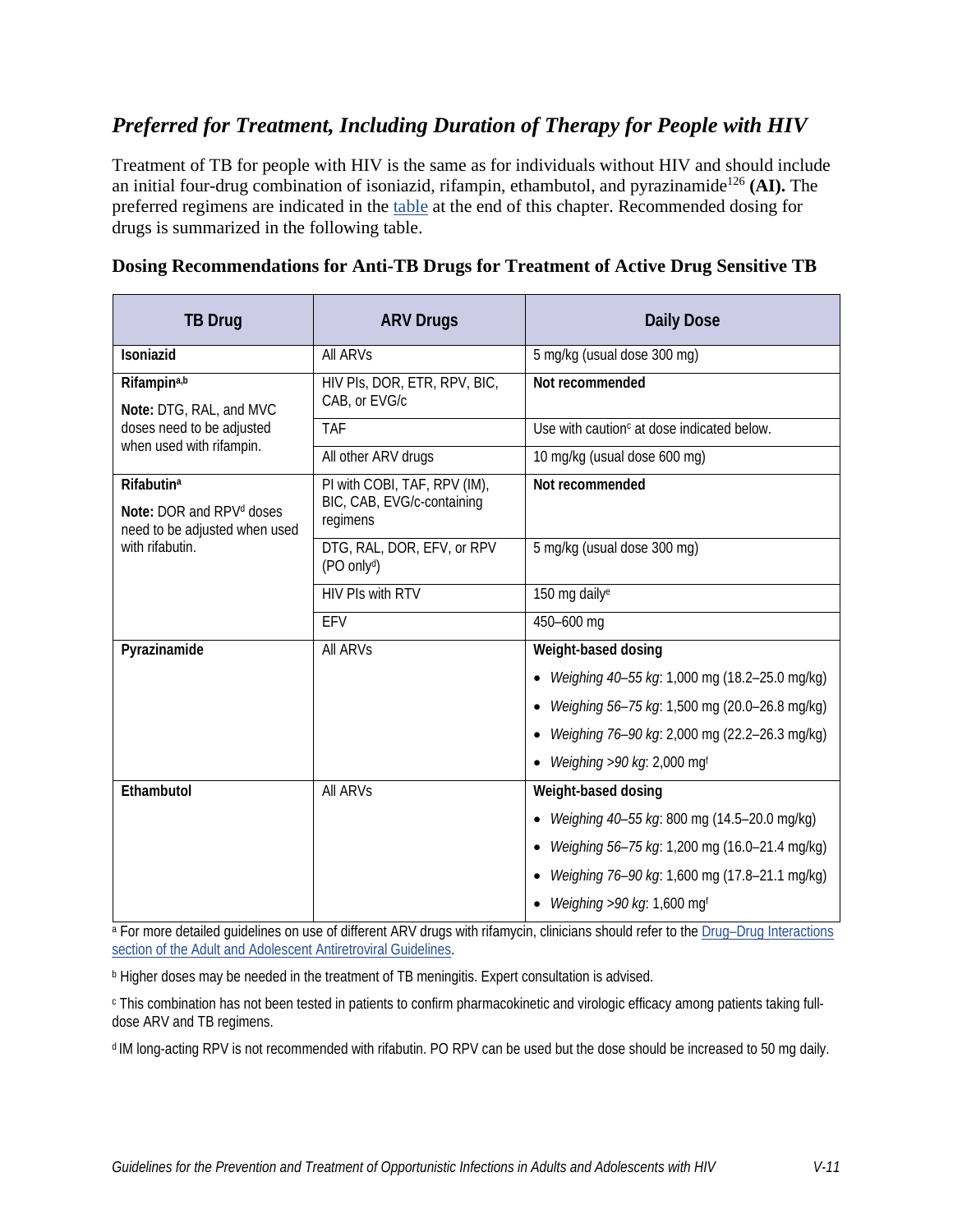## *Preferred for Treatment, Including Duration of Therapy for People with HIV*

Treatment of TB for people with HIV is the same as for individuals without HIV and should include an initial four-drug combination of isoniazid, rifampin, ethambutol, and pyrazinamide[126] **(AI).** The preferred regimens are indicated in the table at the end of this chapter. Recommended dosing for drugs is summarized in the following table.

### Dosing Recommendations for Anti-TB Drugs for Treatment of Active Drug Sensitive TB

| TB Drug | ARV Drugs | Daily Dose |
|---|---|---|
| **Isoniazid** | All ARVs | 5 mg/kg (usual dose 300 mg) |
| **Rifampin**[a,b] **Note:** DTG, RAL, and MVC doses need to be adjusted when used with rifampin. | HIV PIs, DOR, ETR, RPV, BIC, CAB, or EVG/c | **Not recommended** |
| | TAF | Use with caution[c] at dose indicated below. |
| | All other ARV drugs | 10 mg/kg (usual dose 600 mg) |
| **Rifabutin**[a] **Note:** DOR and RPV[d] doses need to be adjusted when used with rifabutin. | PI with COBI, TAF, RPV (IM), BIC, CAB, EVG/c-containing regimens | **Not recommended** |
| | DTG, RAL, DOR, EFV, or RPV (PO only[d]) | 5 mg/kg (usual dose 300 mg) |
| | HIV PIs with RTV | 150 mg daily[e] |
| | EFV | 450–600 mg |
| **Pyrazinamide** | All ARVs | **Weight-based dosing** <br>• *Weighing 40–55 kg*: 1,000 mg (18.2–25.0 mg/kg) <br>• *Weighing 56–75 kg*: 1,500 mg (20.0–26.8 mg/kg) <br>• *Weighing 76–90 kg*: 2,000 mg (22.2–26.3 mg/kg) <br>• *Weighing >90 kg*: 2,000 mg[f] |
| **Ethambutol** | All ARVs | **Weight-based dosing** <br>• *Weighing 40–55 kg*: 800 mg (14.5–20.0 mg/kg) <br>• *Weighing 56–75 kg*: 1,200 mg (16.0–21.4 mg/kg) <br>• *Weighing 76–90 kg*: 1,600 mg (17.8–21.1 mg/kg) <br>• *Weighing >90 kg*: 1,600 mg[f] |

[a] For more detailed guidelines on use of different ARV drugs with rifamycin, clinicians should refer to the Drug–Drug Interactions section of the Adult and Adolescent Antiretroviral Guidelines.

[b] Higher doses may be needed in the treatment of TB meningitis. Expert consultation is advised.

[c] This combination has not been tested in patients to confirm pharmacokinetic and virologic efficacy among patients taking full-dose ARV and TB regimens.

[d] IM long-acting RPV is not recommended with rifabutin. PO RPV can be used but the dose should be increased to 50 mg daily.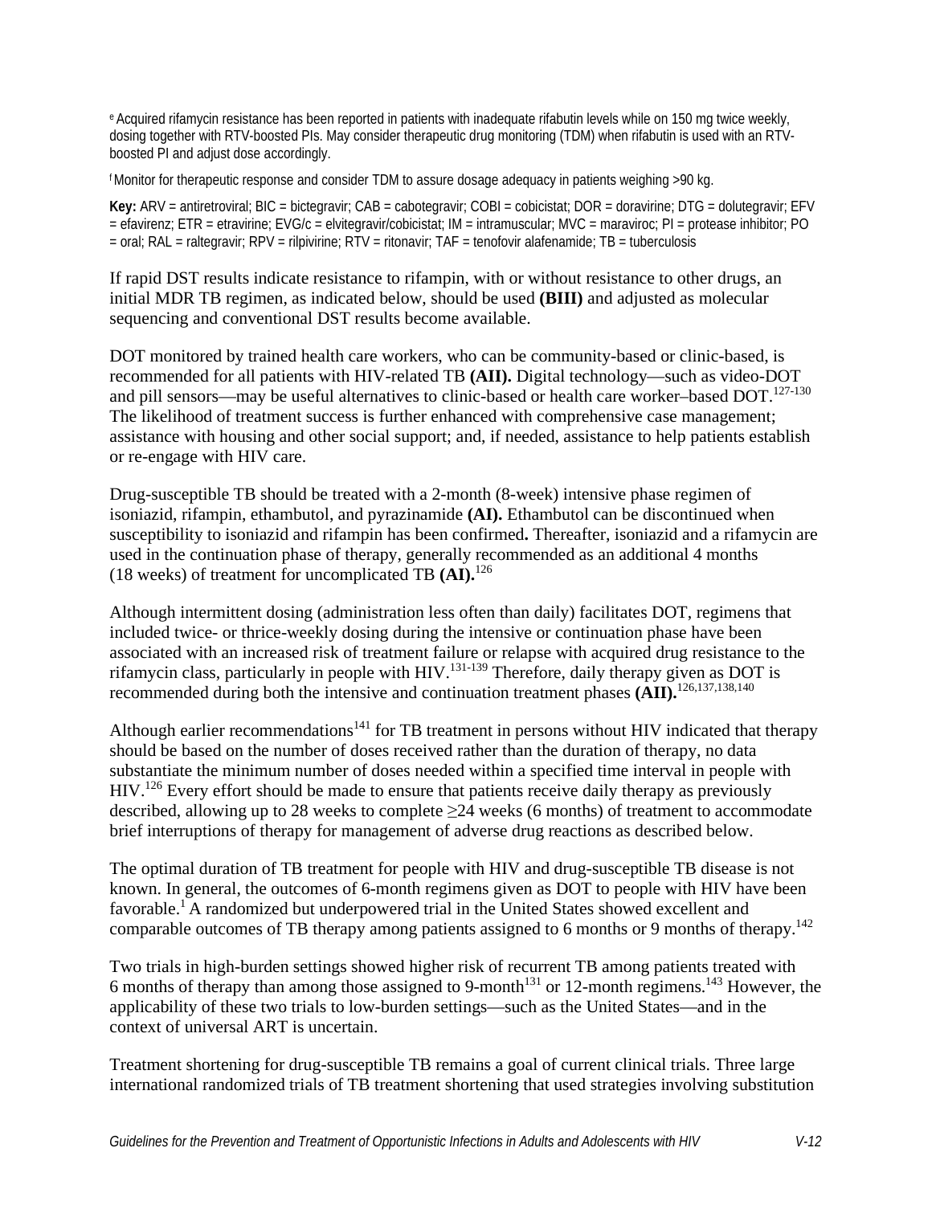[e] Acquired rifamycin resistance has been reported in patients with inadequate rifabutin levels while on 150 mg twice weekly, dosing together with RTV-boosted PIs. May consider therapeutic drug monitoring (TDM) when rifabutin is used with an RTV-boosted PI and adjust dose accordingly.

[f] Monitor for therapeutic response and consider TDM to assure dosage adequacy in patients weighing >90 kg.

**Key:** ARV = antiretroviral; BIC = bictegravir; CAB = cabotegravir; COBI = cobicistat; DOR = doravirine; DTG = dolutegravir; EFV = efavirenz; ETR = etravirine; EVG/c = elvitegravir/cobicistat; IM = intramuscular; MVC = maraviroc; PI = protease inhibitor; PO = oral; RAL = raltegravir; RPV = rilpivirine; RTV = ritonavir; TAF = tenofovir alafenamide; TB = tuberculosis

If rapid DST results indicate resistance to rifampin, with or without resistance to other drugs, an initial MDR TB regimen, as indicated below, should be used **(BIII)** and adjusted as molecular sequencing and conventional DST results become available.

DOT monitored by trained health care workers, who can be community-based or clinic-based, is recommended for all patients with HIV-related TB **(AII).** Digital technology—such as video-DOT and pill sensors—may be useful alternatives to clinic-based or health care worker–based DOT.[127-130] The likelihood of treatment success is further enhanced with comprehensive case management; assistance with housing and other social support; and, if needed, assistance to help patients establish or re-engage with HIV care.

Drug-susceptible TB should be treated with a 2-month (8-week) intensive phase regimen of isoniazid, rifampin, ethambutol, and pyrazinamide **(AI).** Ethambutol can be discontinued when susceptibility to isoniazid and rifampin has been confirmed**.** Thereafter, isoniazid and a rifamycin are used in the continuation phase of therapy, generally recommended as an additional 4 months (18 weeks) of treatment for uncomplicated TB **(AI).**[126]

Although intermittent dosing (administration less often than daily) facilitates DOT, regimens that included twice- or thrice-weekly dosing during the intensive or continuation phase have been associated with an increased risk of treatment failure or relapse with acquired drug resistance to the rifamycin class, particularly in people with HIV.[131-139] Therefore, daily therapy given as DOT is recommended during both the intensive and continuation treatment phases **(AII).**[126,137,138,140]

Although earlier recommendations[141] for TB treatment in persons without HIV indicated that therapy should be based on the number of doses received rather than the duration of therapy, no data substantiate the minimum number of doses needed within a specified time interval in people with HIV.[126] Every effort should be made to ensure that patients receive daily therapy as previously described, allowing up to 28 weeks to complete ≥24 weeks (6 months) of treatment to accommodate brief interruptions of therapy for management of adverse drug reactions as described below.

The optimal duration of TB treatment for people with HIV and drug-susceptible TB disease is not known. In general, the outcomes of 6-month regimens given as DOT to people with HIV have been favorable.[1] A randomized but underpowered trial in the United States showed excellent and comparable outcomes of TB therapy among patients assigned to 6 months or 9 months of therapy.[142]

Two trials in high-burden settings showed higher risk of recurrent TB among patients treated with 6 months of therapy than among those assigned to 9-month[131] or 12-month regimens.[143] However, the applicability of these two trials to low-burden settings—such as the United States—and in the context of universal ART is uncertain.

Treatment shortening for drug-susceptible TB remains a goal of current clinical trials. Three large international randomized trials of TB treatment shortening that used strategies involving substitution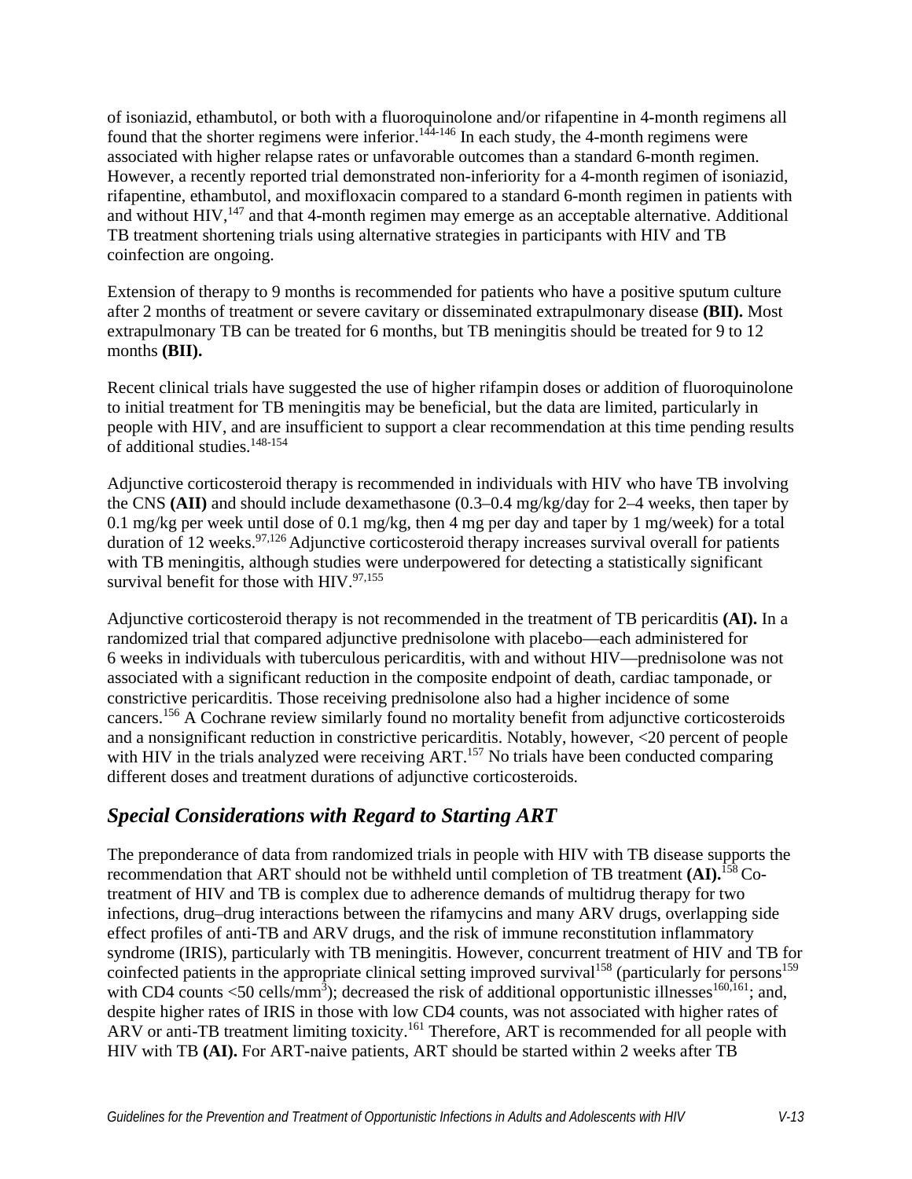of isoniazid, ethambutol, or both with a fluoroquinolone and/or rifapentine in 4-month regimens all found that the shorter regimens were inferior.[144-146] In each study, the 4-month regimens were associated with higher relapse rates or unfavorable outcomes than a standard 6-month regimen. However, a recently reported trial demonstrated non-inferiority for a 4-month regimen of isoniazid, rifapentine, ethambutol, and moxifloxacin compared to a standard 6-month regimen in patients with and without HIV,[147] and that 4-month regimen may emerge as an acceptable alternative. Additional TB treatment shortening trials using alternative strategies in participants with HIV and TB coinfection are ongoing.

Extension of therapy to 9 months is recommended for patients who have a positive sputum culture after 2 months of treatment or severe cavitary or disseminated extrapulmonary disease **(BII).** Most extrapulmonary TB can be treated for 6 months, but TB meningitis should be treated for 9 to 12 months **(BII).**

Recent clinical trials have suggested the use of higher rifampin doses or addition of fluoroquinolone to initial treatment for TB meningitis may be beneficial, but the data are limited, particularly in people with HIV, and are insufficient to support a clear recommendation at this time pending results of additional studies.[148-154]

Adjunctive corticosteroid therapy is recommended in individuals with HIV who have TB involving the CNS **(AII)** and should include dexamethasone (0.3–0.4 mg/kg/day for 2–4 weeks, then taper by 0.1 mg/kg per week until dose of 0.1 mg/kg, then 4 mg per day and taper by 1 mg/week) for a total duration of 12 weeks.[97,126] Adjunctive corticosteroid therapy increases survival overall for patients with TB meningitis, although studies were underpowered for detecting a statistically significant survival benefit for those with HIV.[97,155]

Adjunctive corticosteroid therapy is not recommended in the treatment of TB pericarditis **(AI).** In a randomized trial that compared adjunctive prednisolone with placebo—each administered for 6 weeks in individuals with tuberculous pericarditis, with and without HIV—prednisolone was not associated with a significant reduction in the composite endpoint of death, cardiac tamponade, or constrictive pericarditis. Those receiving prednisolone also had a higher incidence of some cancers.[156] A Cochrane review similarly found no mortality benefit from adjunctive corticosteroids and a nonsignificant reduction in constrictive pericarditis. Notably, however, <20 percent of people with HIV in the trials analyzed were receiving ART.[157] No trials have been conducted comparing different doses and treatment durations of adjunctive corticosteroids.

## *Special Considerations with Regard to Starting ART*

The preponderance of data from randomized trials in people with HIV with TB disease supports the recommendation that ART should not be withheld until completion of TB treatment **(AI).**[158] Co-treatment of HIV and TB is complex due to adherence demands of multidrug therapy for two infections, drug–drug interactions between the rifamycins and many ARV drugs, overlapping side effect profiles of anti-TB and ARV drugs, and the risk of immune reconstitution inflammatory syndrome (IRIS), particularly with TB meningitis. However, concurrent treatment of HIV and TB for coinfected patients in the appropriate clinical setting improved survival[158] (particularly for persons[159] with CD4 counts <50 cells/mm$^3$); decreased the risk of additional opportunistic illnesses[160,161]; and, despite higher rates of IRIS in those with low CD4 counts, was not associated with higher rates of ARV or anti-TB treatment limiting toxicity.[161] Therefore, ART is recommended for all people with HIV with TB **(AI).** For ART-naive patients, ART should be started within 2 weeks after TB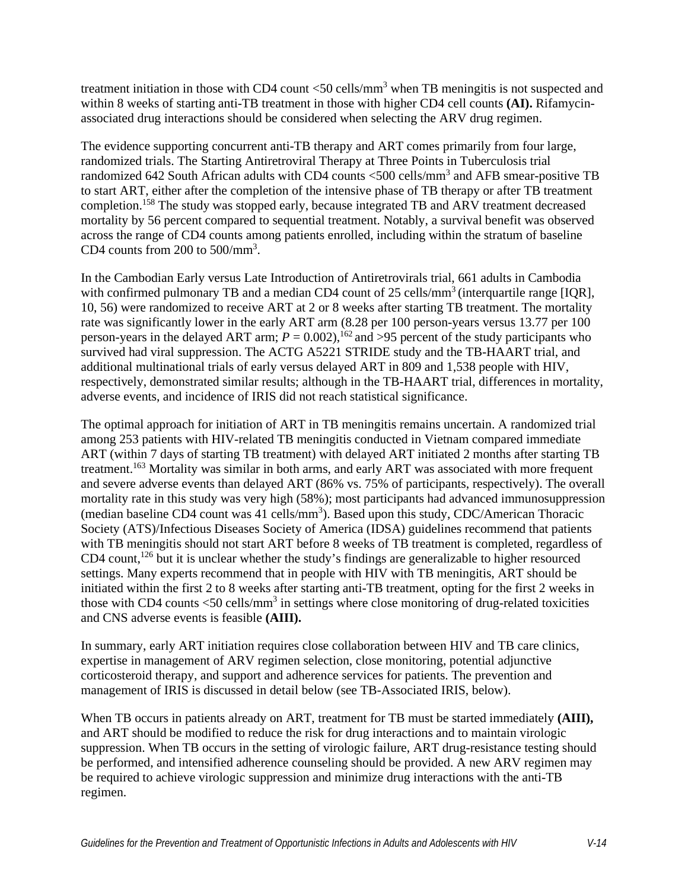treatment initiation in those with CD4 count <50 cells/mm$^3$ when TB meningitis is not suspected and within 8 weeks of starting anti-TB treatment in those with higher CD4 cell counts **(AI).** Rifamycin-associated drug interactions should be considered when selecting the ARV drug regimen.

The evidence supporting concurrent anti-TB therapy and ART comes primarily from four large, randomized trials. The Starting Antiretroviral Therapy at Three Points in Tuberculosis trial randomized 642 South African adults with CD4 counts <500 cells/mm$^3$ and AFB smear-positive TB to start ART, either after the completion of the intensive phase of TB therapy or after TB treatment completion.[158] The study was stopped early, because integrated TB and ARV treatment decreased mortality by 56 percent compared to sequential treatment. Notably, a survival benefit was observed across the range of CD4 counts among patients enrolled, including within the stratum of baseline CD4 counts from 200 to 500/mm$^3$.

In the Cambodian Early versus Late Introduction of Antiretrovirals trial, 661 adults in Cambodia with confirmed pulmonary TB and a median CD4 count of 25 cells/mm$^3$ (interquartile range [IQR], 10, 56) were randomized to receive ART at 2 or 8 weeks after starting TB treatment. The mortality rate was significantly lower in the early ART arm (8.28 per 100 person-years versus 13.77 per 100 person-years in the delayed ART arm; $P = 0.002$),[162] and >95 percent of the study participants who survived had viral suppression. The ACTG A5221 STRIDE study and the TB-HAART trial, additional multinational trials of early versus delayed ART in 809 and 1,538 people with HIV, respectively, demonstrated similar results; although in the TB-HAART trial, differences in mortality, adverse events, and incidence of IRIS did not reach statistical significance.

The optimal approach for initiation of ART in TB meningitis remains uncertain. A randomized trial among 253 patients with HIV-related TB meningitis conducted in Vietnam compared immediate ART (within 7 days of starting TB treatment) with delayed ART initiated 2 months after starting TB treatment.[163] Mortality was similar in both arms, and early ART was associated with more frequent and severe adverse events than delayed ART (86% vs. 75% of participants, respectively). The overall mortality rate in this study was very high (58%); most participants had advanced immunosuppression (median baseline CD4 count was 41 cells/mm$^3$). Based upon this study, CDC/American Thoracic Society (ATS)/Infectious Diseases Society of America (IDSA) guidelines recommend that patients with TB meningitis should not start ART before 8 weeks of TB treatment is completed, regardless of CD4 count,[126] but it is unclear whether the study's findings are generalizable to higher resourced settings. Many experts recommend that in people with HIV with TB meningitis, ART should be initiated within the first 2 to 8 weeks after starting anti-TB treatment, opting for the first 2 weeks in those with CD4 counts <50 cells/mm$^3$ in settings where close monitoring of drug-related toxicities and CNS adverse events is feasible **(AIII).**

In summary, early ART initiation requires close collaboration between HIV and TB care clinics, expertise in management of ARV regimen selection, close monitoring, potential adjunctive corticosteroid therapy, and support and adherence services for patients. The prevention and management of IRIS is discussed in detail below (see TB-Associated IRIS, below).

When TB occurs in patients already on ART, treatment for TB must be started immediately **(AIII),** and ART should be modified to reduce the risk for drug interactions and to maintain virologic suppression. When TB occurs in the setting of virologic failure, ART drug-resistance testing should be performed, and intensified adherence counseling should be provided. A new ARV regimen may be required to achieve virologic suppression and minimize drug interactions with the anti-TB regimen.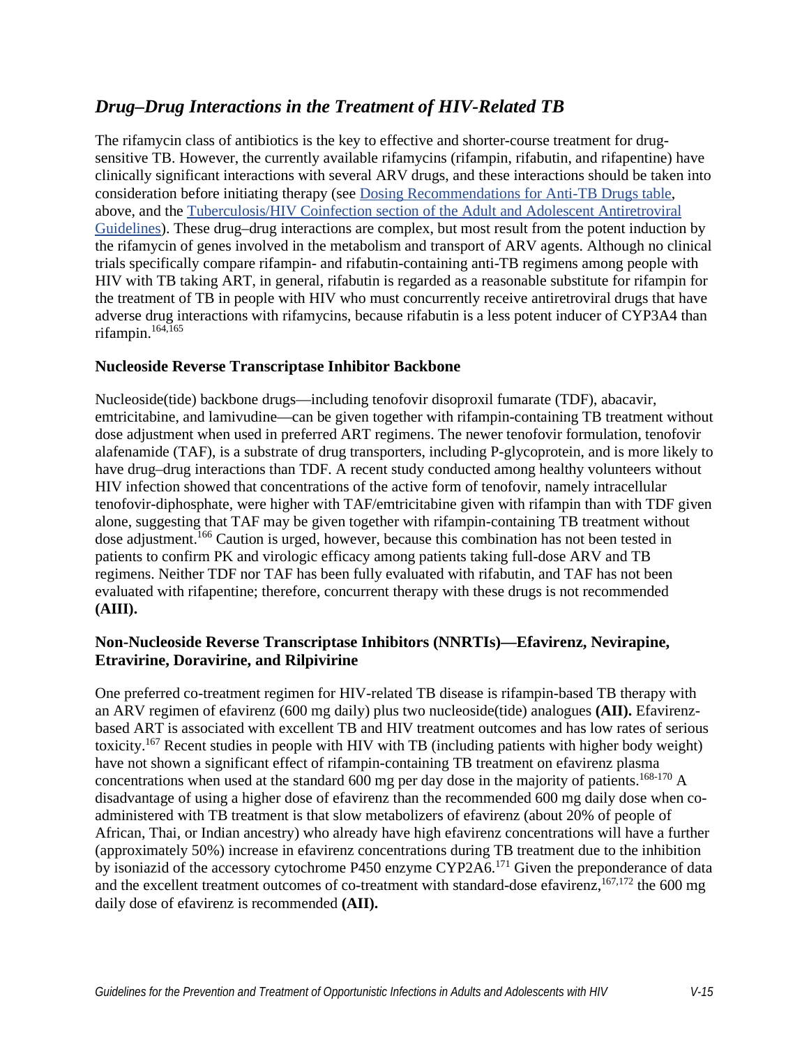## *Drug–Drug Interactions in the Treatment of HIV-Related TB*

The rifamycin class of antibiotics is the key to effective and shorter-course treatment for drug-sensitive TB. However, the currently available rifamycins (rifampin, rifabutin, and rifapentine) have clinically significant interactions with several ARV drugs, and these interactions should be taken into consideration before initiating therapy (see Dosing Recommendations for Anti-TB Drugs table, above, and the Tuberculosis/HIV Coinfection section of the Adult and Adolescent Antiretroviral Guidelines). These drug–drug interactions are complex, but most result from the potent induction by the rifamycin of genes involved in the metabolism and transport of ARV agents. Although no clinical trials specifically compare rifampin- and rifabutin-containing anti-TB regimens among people with HIV with TB taking ART, in general, rifabutin is regarded as a reasonable substitute for rifampin for the treatment of TB in people with HIV who must concurrently receive antiretroviral drugs that have adverse drug interactions with rifamycins, because rifabutin is a less potent inducer of CYP3A4 than rifampin.[164,165]

### Nucleoside Reverse Transcriptase Inhibitor Backbone

Nucleoside(tide) backbone drugs—including tenofovir disoproxil fumarate (TDF), abacavir, emtricitabine, and lamivudine—can be given together with rifampin-containing TB treatment without dose adjustment when used in preferred ART regimens. The newer tenofovir formulation, tenofovir alafenamide (TAF), is a substrate of drug transporters, including P-glycoprotein, and is more likely to have drug–drug interactions than TDF. A recent study conducted among healthy volunteers without HIV infection showed that concentrations of the active form of tenofovir, namely intracellular tenofovir-diphosphate, were higher with TAF/emtricitabine given with rifampin than with TDF given alone, suggesting that TAF may be given together with rifampin-containing TB treatment without dose adjustment.[166] Caution is urged, however, because this combination has not been tested in patients to confirm PK and virologic efficacy among patients taking full-dose ARV and TB regimens. Neither TDF nor TAF has been fully evaluated with rifabutin, and TAF has not been evaluated with rifapentine; therefore, concurrent therapy with these drugs is not recommended **(AIII).**

### Non-Nucleoside Reverse Transcriptase Inhibitors (NNRTIs)—Efavirenz, Nevirapine, Etravirine, Doravirine, and Rilpivirine

One preferred co-treatment regimen for HIV-related TB disease is rifampin-based TB therapy with an ARV regimen of efavirenz (600 mg daily) plus two nucleoside(tide) analogues **(AII).** Efavirenz-based ART is associated with excellent TB and HIV treatment outcomes and has low rates of serious toxicity.[167] Recent studies in people with HIV with TB (including patients with higher body weight) have not shown a significant effect of rifampin-containing TB treatment on efavirenz plasma concentrations when used at the standard 600 mg per day dose in the majority of patients.[168-170] A disadvantage of using a higher dose of efavirenz than the recommended 600 mg daily dose when co-administered with TB treatment is that slow metabolizers of efavirenz (about 20% of people of African, Thai, or Indian ancestry) who already have high efavirenz concentrations will have a further (approximately 50%) increase in efavirenz concentrations during TB treatment due to the inhibition by isoniazid of the accessory cytochrome P450 enzyme CYP2A6.[171] Given the preponderance of data and the excellent treatment outcomes of co-treatment with standard-dose efavirenz,[167,172] the 600 mg daily dose of efavirenz is recommended **(AII).**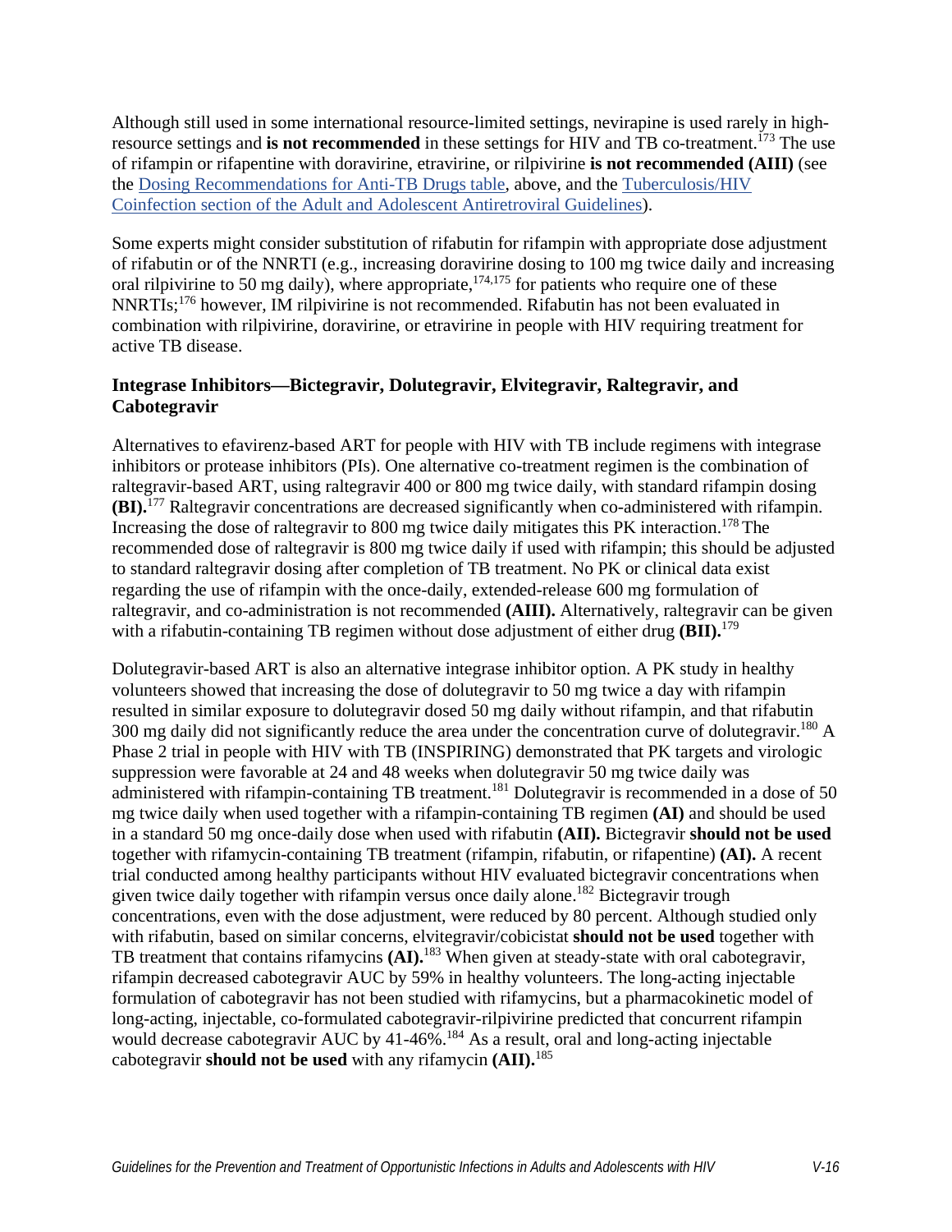Although still used in some international resource-limited settings, nevirapine is used rarely in high-resource settings and **is not recommended** in these settings for HIV and TB co-treatment.[173] The use of rifampin or rifapentine with doravirine, etravirine, or rilpivirine **is not recommended (AIII)** (see the Dosing Recommendations for Anti-TB Drugs table, above, and the Tuberculosis/HIV Coinfection section of the Adult and Adolescent Antiretroviral Guidelines).

Some experts might consider substitution of rifabutin for rifampin with appropriate dose adjustment of rifabutin or of the NNRTI (e.g., increasing doravirine dosing to 100 mg twice daily and increasing oral rilpivirine to 50 mg daily), where appropriate,[174,175] for patients who require one of these NNRTIs;[176] however, IM rilpivirine is not recommended. Rifabutin has not been evaluated in combination with rilpivirine, doravirine, or etravirine in people with HIV requiring treatment for active TB disease.

### Integrase Inhibitors—Bictegravir, Dolutegravir, Elvitegravir, Raltegravir, and Cabotegravir

Alternatives to efavirenz-based ART for people with HIV with TB include regimens with integrase inhibitors or protease inhibitors (PIs). One alternative co-treatment regimen is the combination of raltegravir-based ART, using raltegravir 400 or 800 mg twice daily, with standard rifampin dosing **(BI).**[177] Raltegravir concentrations are decreased significantly when co-administered with rifampin. Increasing the dose of raltegravir to 800 mg twice daily mitigates this PK interaction.[178] The recommended dose of raltegravir is 800 mg twice daily if used with rifampin; this should be adjusted to standard raltegravir dosing after completion of TB treatment. No PK or clinical data exist regarding the use of rifampin with the once-daily, extended-release 600 mg formulation of raltegravir, and co-administration is not recommended **(AIII).** Alternatively, raltegravir can be given with a rifabutin-containing TB regimen without dose adjustment of either drug **(BII).**[179]

Dolutegravir-based ART is also an alternative integrase inhibitor option. A PK study in healthy volunteers showed that increasing the dose of dolutegravir to 50 mg twice a day with rifampin resulted in similar exposure to dolutegravir dosed 50 mg daily without rifampin, and that rifabutin 300 mg daily did not significantly reduce the area under the concentration curve of dolutegravir.[180] A Phase 2 trial in people with HIV with TB (INSPIRING) demonstrated that PK targets and virologic suppression were favorable at 24 and 48 weeks when dolutegravir 50 mg twice daily was administered with rifampin-containing TB treatment.[181] Dolutegravir is recommended in a dose of 50 mg twice daily when used together with a rifampin-containing TB regimen **(AI)** and should be used in a standard 50 mg once-daily dose when used with rifabutin **(AII).** Bictegravir **should not be used** together with rifamycin-containing TB treatment (rifampin, rifabutin, or rifapentine) **(AI).** A recent trial conducted among healthy participants without HIV evaluated bictegravir concentrations when given twice daily together with rifampin versus once daily alone.[182] Bictegravir trough concentrations, even with the dose adjustment, were reduced by 80 percent. Although studied only with rifabutin, based on similar concerns, elvitegravir/cobicistat **should not be used** together with TB treatment that contains rifamycins **(AI).**[183] When given at steady-state with oral cabotegravir, rifampin decreased cabotegravir AUC by 59% in healthy volunteers. The long-acting injectable formulation of cabotegravir has not been studied with rifamycins, but a pharmacokinetic model of long-acting, injectable, co-formulated cabotegravir-rilpivirine predicted that concurrent rifampin would decrease cabotegravir AUC by 41-46%.[184] As a result, oral and long-acting injectable cabotegravir **should not be used** with any rifamycin **(AII).**[185]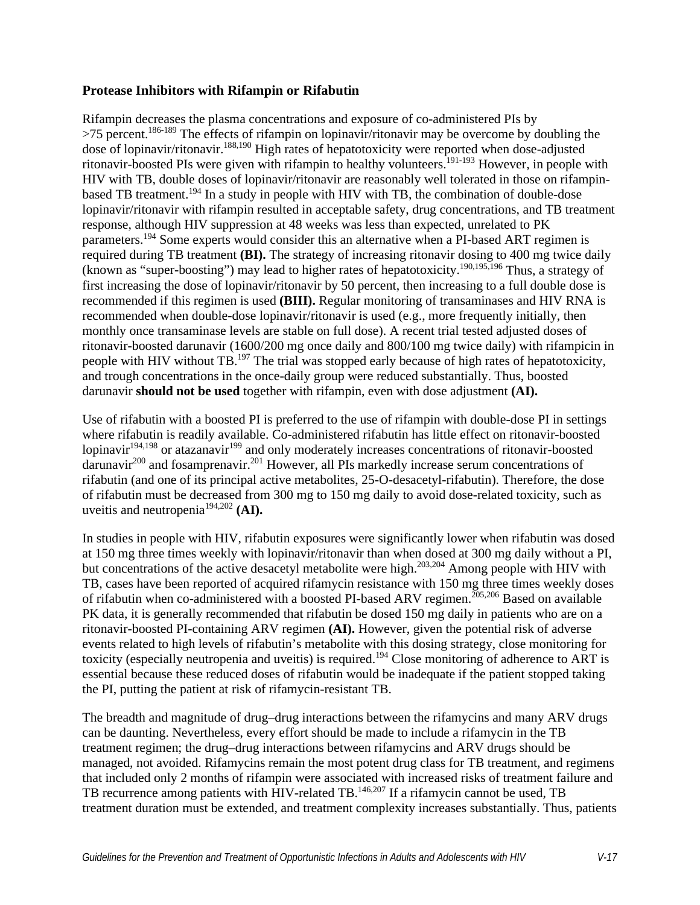### Protease Inhibitors with Rifampin or Rifabutin

Rifampin decreases the plasma concentrations and exposure of co-administered PIs by >75 percent.[186-189] The effects of rifampin on lopinavir/ritonavir may be overcome by doubling the dose of lopinavir/ritonavir.[188,190] High rates of hepatotoxicity were reported when dose-adjusted ritonavir-boosted PIs were given with rifampin to healthy volunteers.[191-193] However, in people with HIV with TB, double doses of lopinavir/ritonavir are reasonably well tolerated in those on rifampin-based TB treatment.[194] In a study in people with HIV with TB, the combination of double-dose lopinavir/ritonavir with rifampin resulted in acceptable safety, drug concentrations, and TB treatment response, although HIV suppression at 48 weeks was less than expected, unrelated to PK parameters.[194] Some experts would consider this an alternative when a PI-based ART regimen is required during TB treatment **(BI).** The strategy of increasing ritonavir dosing to 400 mg twice daily (known as "super-boosting") may lead to higher rates of hepatotoxicity.[190,195,196] Thus, a strategy of first increasing the dose of lopinavir/ritonavir by 50 percent, then increasing to a full double dose is recommended if this regimen is used **(BIII).** Regular monitoring of transaminases and HIV RNA is recommended when double-dose lopinavir/ritonavir is used (e.g., more frequently initially, then monthly once transaminase levels are stable on full dose). A recent trial tested adjusted doses of ritonavir-boosted darunavir (1600/200 mg once daily and 800/100 mg twice daily) with rifampicin in people with HIV without TB.[197] The trial was stopped early because of high rates of hepatotoxicity, and trough concentrations in the once-daily group were reduced substantially. Thus, boosted darunavir **should not be used** together with rifampin, even with dose adjustment **(AI).**

Use of rifabutin with a boosted PI is preferred to the use of rifampin with double-dose PI in settings where rifabutin is readily available. Co-administered rifabutin has little effect on ritonavir-boosted lopinavir[194,198] or atazanavir[199] and only moderately increases concentrations of ritonavir-boosted darunavir[200] and fosamprenavir.[201] However, all PIs markedly increase serum concentrations of rifabutin (and one of its principal active metabolites, 25-O-desacetyl-rifabutin). Therefore, the dose of rifabutin must be decreased from 300 mg to 150 mg daily to avoid dose-related toxicity, such as uveitis and neutropenia[194,202] **(AI).**

In studies in people with HIV, rifabutin exposures were significantly lower when rifabutin was dosed at 150 mg three times weekly with lopinavir/ritonavir than when dosed at 300 mg daily without a PI, but concentrations of the active desacetyl metabolite were high.[203,204] Among people with HIV with TB, cases have been reported of acquired rifamycin resistance with 150 mg three times weekly doses of rifabutin when co-administered with a boosted PI-based ARV regimen.[205,206] Based on available PK data, it is generally recommended that rifabutin be dosed 150 mg daily in patients who are on a ritonavir-boosted PI-containing ARV regimen **(AI).** However, given the potential risk of adverse events related to high levels of rifabutin's metabolite with this dosing strategy, close monitoring for toxicity (especially neutropenia and uveitis) is required.[194] Close monitoring of adherence to ART is essential because these reduced doses of rifabutin would be inadequate if the patient stopped taking the PI, putting the patient at risk of rifamycin-resistant TB.

The breadth and magnitude of drug–drug interactions between the rifamycins and many ARV drugs can be daunting. Nevertheless, every effort should be made to include a rifamycin in the TB treatment regimen; the drug–drug interactions between rifamycins and ARV drugs should be managed, not avoided. Rifamycins remain the most potent drug class for TB treatment, and regimens that included only 2 months of rifampin were associated with increased risks of treatment failure and TB recurrence among patients with HIV-related TB.[146,207] If a rifamycin cannot be used, TB treatment duration must be extended, and treatment complexity increases substantially. Thus, patients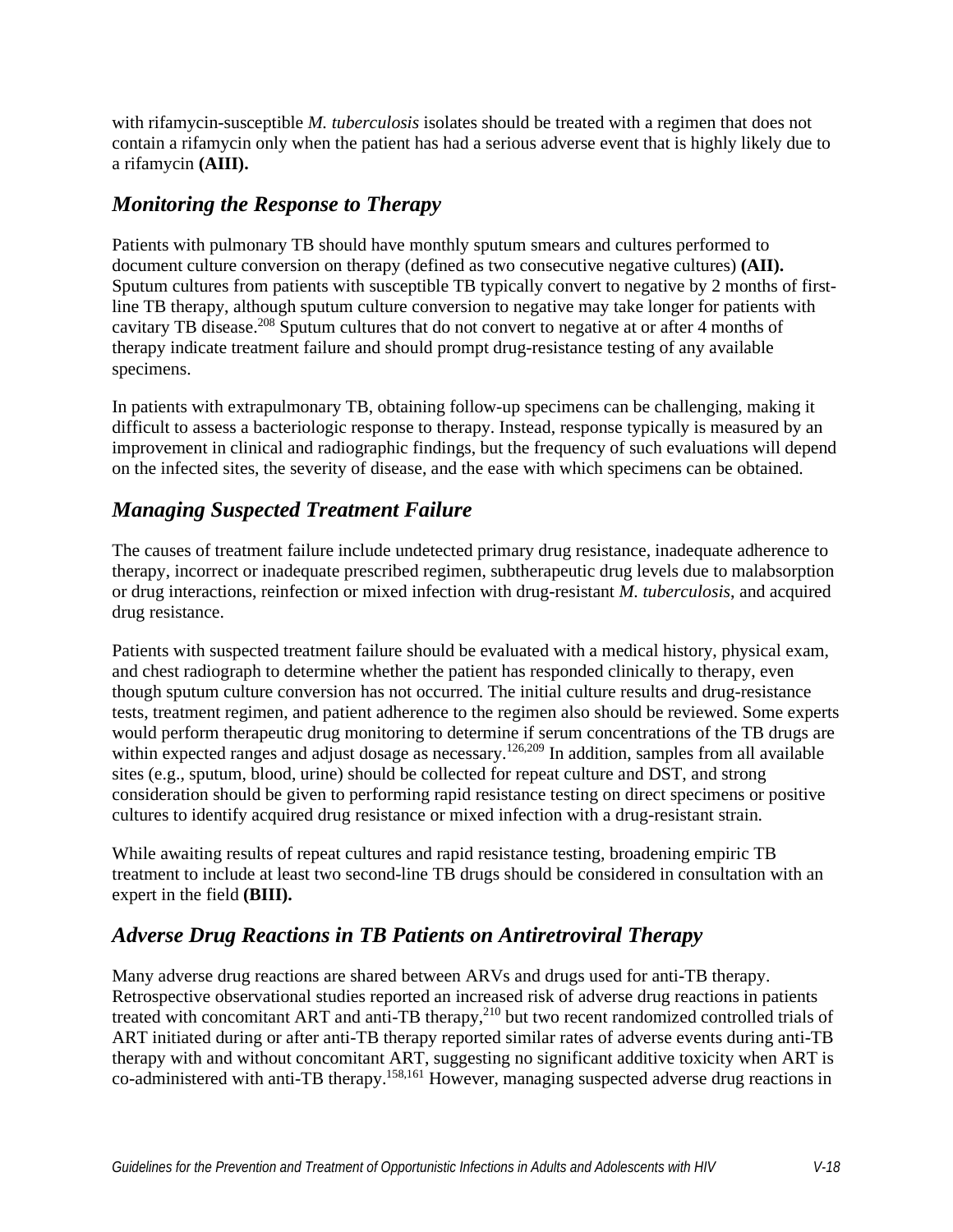with rifamycin-susceptible *M. tuberculosis* isolates should be treated with a regimen that does not contain a rifamycin only when the patient has had a serious adverse event that is highly likely due to a rifamycin **(AIII).**

## *Monitoring the Response to Therapy*

Patients with pulmonary TB should have monthly sputum smears and cultures performed to document culture conversion on therapy (defined as two consecutive negative cultures) **(AII).** Sputum cultures from patients with susceptible TB typically convert to negative by 2 months of first-line TB therapy, although sputum culture conversion to negative may take longer for patients with cavitary TB disease.[208] Sputum cultures that do not convert to negative at or after 4 months of therapy indicate treatment failure and should prompt drug-resistance testing of any available specimens.

In patients with extrapulmonary TB, obtaining follow-up specimens can be challenging, making it difficult to assess a bacteriologic response to therapy. Instead, response typically is measured by an improvement in clinical and radiographic findings, but the frequency of such evaluations will depend on the infected sites, the severity of disease, and the ease with which specimens can be obtained.

## *Managing Suspected Treatment Failure*

The causes of treatment failure include undetected primary drug resistance, inadequate adherence to therapy, incorrect or inadequate prescribed regimen, subtherapeutic drug levels due to malabsorption or drug interactions, reinfection or mixed infection with drug-resistant *M. tuberculosis*, and acquired drug resistance.

Patients with suspected treatment failure should be evaluated with a medical history, physical exam, and chest radiograph to determine whether the patient has responded clinically to therapy, even though sputum culture conversion has not occurred. The initial culture results and drug-resistance tests, treatment regimen, and patient adherence to the regimen also should be reviewed. Some experts would perform therapeutic drug monitoring to determine if serum concentrations of the TB drugs are within expected ranges and adjust dosage as necessary.[126,209] In addition, samples from all available sites (e.g., sputum, blood, urine) should be collected for repeat culture and DST, and strong consideration should be given to performing rapid resistance testing on direct specimens or positive cultures to identify acquired drug resistance or mixed infection with a drug-resistant strain.

While awaiting results of repeat cultures and rapid resistance testing, broadening empiric TB treatment to include at least two second-line TB drugs should be considered in consultation with an expert in the field **(BIII).**

## *Adverse Drug Reactions in TB Patients on Antiretroviral Therapy*

Many adverse drug reactions are shared between ARVs and drugs used for anti-TB therapy. Retrospective observational studies reported an increased risk of adverse drug reactions in patients treated with concomitant ART and anti-TB therapy,[210] but two recent randomized controlled trials of ART initiated during or after anti-TB therapy reported similar rates of adverse events during anti-TB therapy with and without concomitant ART, suggesting no significant additive toxicity when ART is co-administered with anti-TB therapy.[158,161] However, managing suspected adverse drug reactions in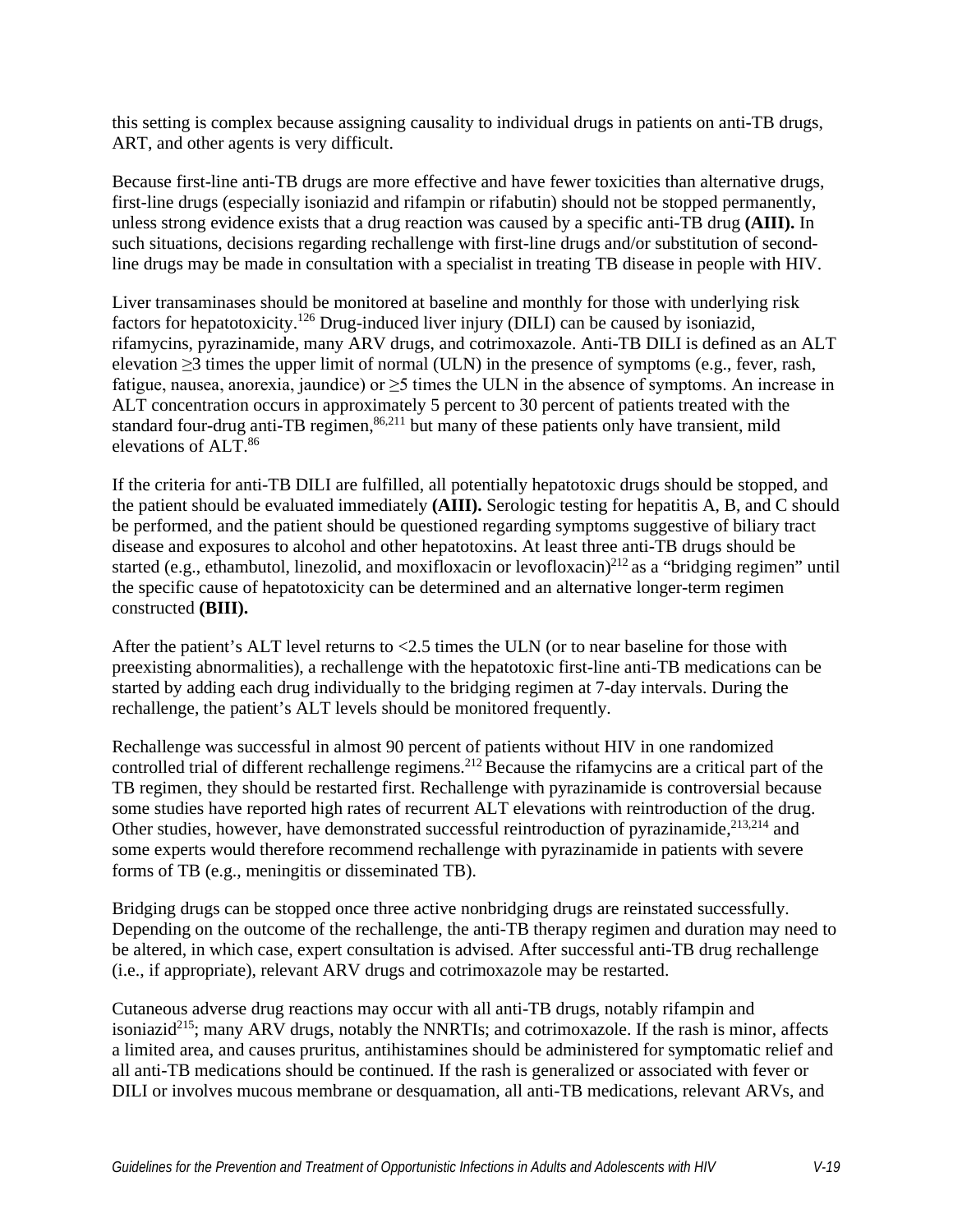this setting is complex because assigning causality to individual drugs in patients on anti-TB drugs, ART, and other agents is very difficult.

Because first-line anti-TB drugs are more effective and have fewer toxicities than alternative drugs, first-line drugs (especially isoniazid and rifampin or rifabutin) should not be stopped permanently, unless strong evidence exists that a drug reaction was caused by a specific anti-TB drug **(AIII).** In such situations, decisions regarding rechallenge with first-line drugs and/or substitution of second-line drugs may be made in consultation with a specialist in treating TB disease in people with HIV.

Liver transaminases should be monitored at baseline and monthly for those with underlying risk factors for hepatotoxicity.[126] Drug-induced liver injury (DILI) can be caused by isoniazid, rifamycins, pyrazinamide, many ARV drugs, and cotrimoxazole. Anti-TB DILI is defined as an ALT elevation ≥3 times the upper limit of normal (ULN) in the presence of symptoms (e.g., fever, rash, fatigue, nausea, anorexia, jaundice) or ≥5 times the ULN in the absence of symptoms. An increase in ALT concentration occurs in approximately 5 percent to 30 percent of patients treated with the standard four-drug anti-TB regimen,[86,211] but many of these patients only have transient, mild elevations of ALT.[86]

If the criteria for anti-TB DILI are fulfilled, all potentially hepatotoxic drugs should be stopped, and the patient should be evaluated immediately **(AIII).** Serologic testing for hepatitis A, B, and C should be performed, and the patient should be questioned regarding symptoms suggestive of biliary tract disease and exposures to alcohol and other hepatotoxins. At least three anti-TB drugs should be started (e.g., ethambutol, linezolid, and moxifloxacin or levofloxacin)[212] as a "bridging regimen" until the specific cause of hepatotoxicity can be determined and an alternative longer-term regimen constructed **(BIII).**

After the patient's ALT level returns to <2.5 times the ULN (or to near baseline for those with preexisting abnormalities), a rechallenge with the hepatotoxic first-line anti-TB medications can be started by adding each drug individually to the bridging regimen at 7-day intervals. During the rechallenge, the patient's ALT levels should be monitored frequently.

Rechallenge was successful in almost 90 percent of patients without HIV in one randomized controlled trial of different rechallenge regimens.[212] Because the rifamycins are a critical part of the TB regimen, they should be restarted first. Rechallenge with pyrazinamide is controversial because some studies have reported high rates of recurrent ALT elevations with reintroduction of the drug. Other studies, however, have demonstrated successful reintroduction of pyrazinamide,[213,214] and some experts would therefore recommend rechallenge with pyrazinamide in patients with severe forms of TB (e.g., meningitis or disseminated TB).

Bridging drugs can be stopped once three active nonbridging drugs are reinstated successfully. Depending on the outcome of the rechallenge, the anti-TB therapy regimen and duration may need to be altered, in which case, expert consultation is advised. After successful anti-TB drug rechallenge (i.e., if appropriate), relevant ARV drugs and cotrimoxazole may be restarted.

Cutaneous adverse drug reactions may occur with all anti-TB drugs, notably rifampin and isoniazid[215]; many ARV drugs, notably the NNRTIs; and cotrimoxazole. If the rash is minor, affects a limited area, and causes pruritus, antihistamines should be administered for symptomatic relief and all anti-TB medications should be continued. If the rash is generalized or associated with fever or DILI or involves mucous membrane or desquamation, all anti-TB medications, relevant ARVs, and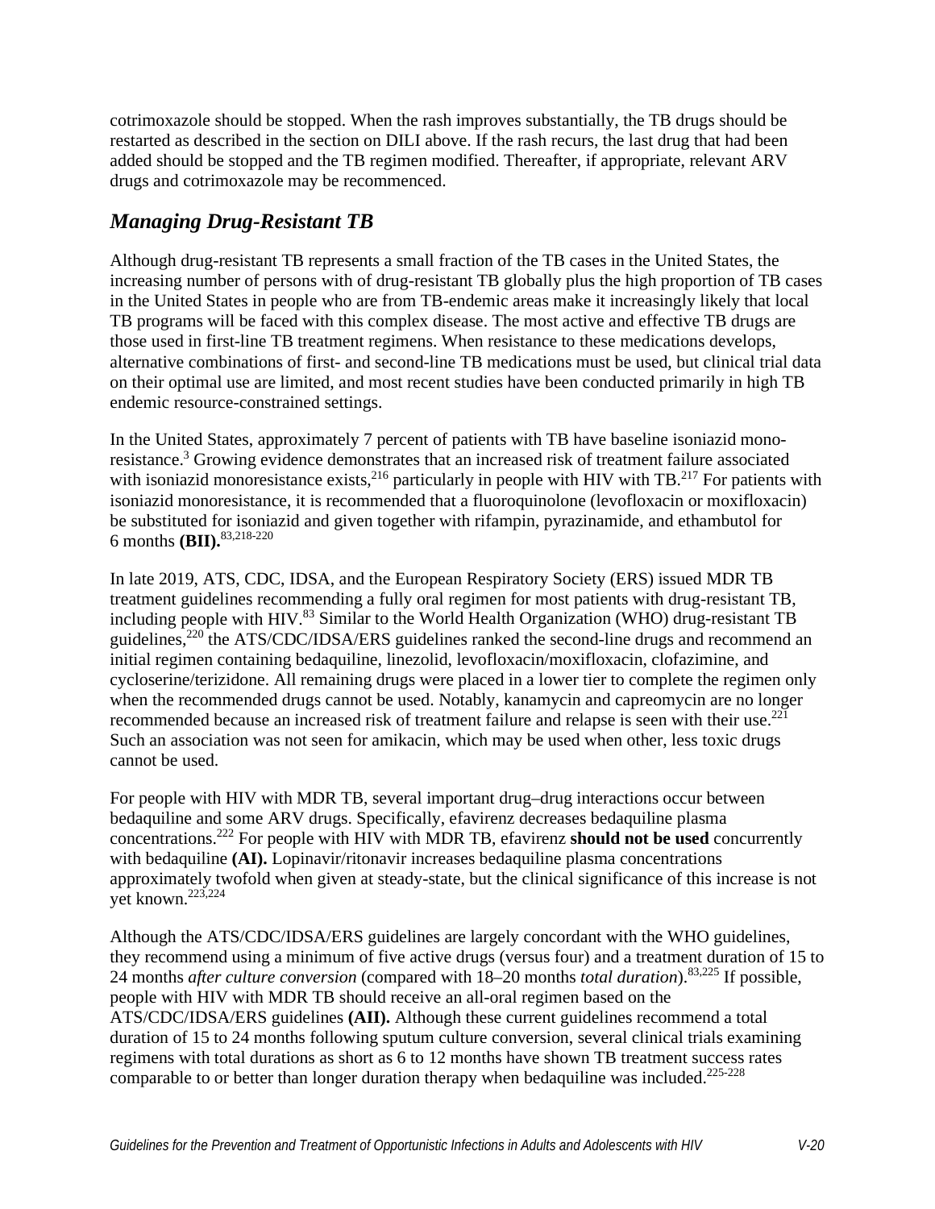cotrimoxazole should be stopped. When the rash improves substantially, the TB drugs should be restarted as described in the section on DILI above. If the rash recurs, the last drug that had been added should be stopped and the TB regimen modified. Thereafter, if appropriate, relevant ARV drugs and cotrimoxazole may be recommenced.

### *Managing Drug-Resistant TB*

Although drug-resistant TB represents a small fraction of the TB cases in the United States, the increasing number of persons with of drug-resistant TB globally plus the high proportion of TB cases in the United States in people who are from TB-endemic areas make it increasingly likely that local TB programs will be faced with this complex disease. The most active and effective TB drugs are those used in first-line TB treatment regimens. When resistance to these medications develops, alternative combinations of first- and second-line TB medications must be used, but clinical trial data on their optimal use are limited, and most recent studies have been conducted primarily in high TB endemic resource-constrained settings.

In the United States, approximately 7 percent of patients with TB have baseline isoniazid monoresistance.[3] Growing evidence demonstrates that an increased risk of treatment failure associated with isoniazid monoresistance exists,[216] particularly in people with HIV with TB.[217] For patients with isoniazid monoresistance, it is recommended that a fluoroquinolone (levofloxacin or moxifloxacin) be substituted for isoniazid and given together with rifampin, pyrazinamide, and ethambutol for 6 months **(BII).**[83,218-220]

In late 2019, ATS, CDC, IDSA, and the European Respiratory Society (ERS) issued MDR TB treatment guidelines recommending a fully oral regimen for most patients with drug-resistant TB, including people with HIV.[83] Similar to the World Health Organization (WHO) drug-resistant TB guidelines,[220] the ATS/CDC/IDSA/ERS guidelines ranked the second-line drugs and recommend an initial regimen containing bedaquiline, linezolid, levofloxacin/moxifloxacin, clofazimine, and cycloserine/terizidone. All remaining drugs were placed in a lower tier to complete the regimen only when the recommended drugs cannot be used. Notably, kanamycin and capreomycin are no longer recommended because an increased risk of treatment failure and relapse is seen with their use.[221] Such an association was not seen for amikacin, which may be used when other, less toxic drugs cannot be used.

For people with HIV with MDR TB, several important drug–drug interactions occur between bedaquiline and some ARV drugs. Specifically, efavirenz decreases bedaquiline plasma concentrations.[222] For people with HIV with MDR TB, efavirenz **should not be used** concurrently with bedaquiline **(AI).** Lopinavir/ritonavir increases bedaquiline plasma concentrations approximately twofold when given at steady-state, but the clinical significance of this increase is not yet known.[223,224]

Although the ATS/CDC/IDSA/ERS guidelines are largely concordant with the WHO guidelines, they recommend using a minimum of five active drugs (versus four) and a treatment duration of 15 to 24 months *after culture conversion* (compared with 18–20 months *total duration*).[83,225] If possible, people with HIV with MDR TB should receive an all-oral regimen based on the ATS/CDC/IDSA/ERS guidelines **(AII).** Although these current guidelines recommend a total duration of 15 to 24 months following sputum culture conversion, several clinical trials examining regimens with total durations as short as 6 to 12 months have shown TB treatment success rates comparable to or better than longer duration therapy when bedaquiline was included.[225-228]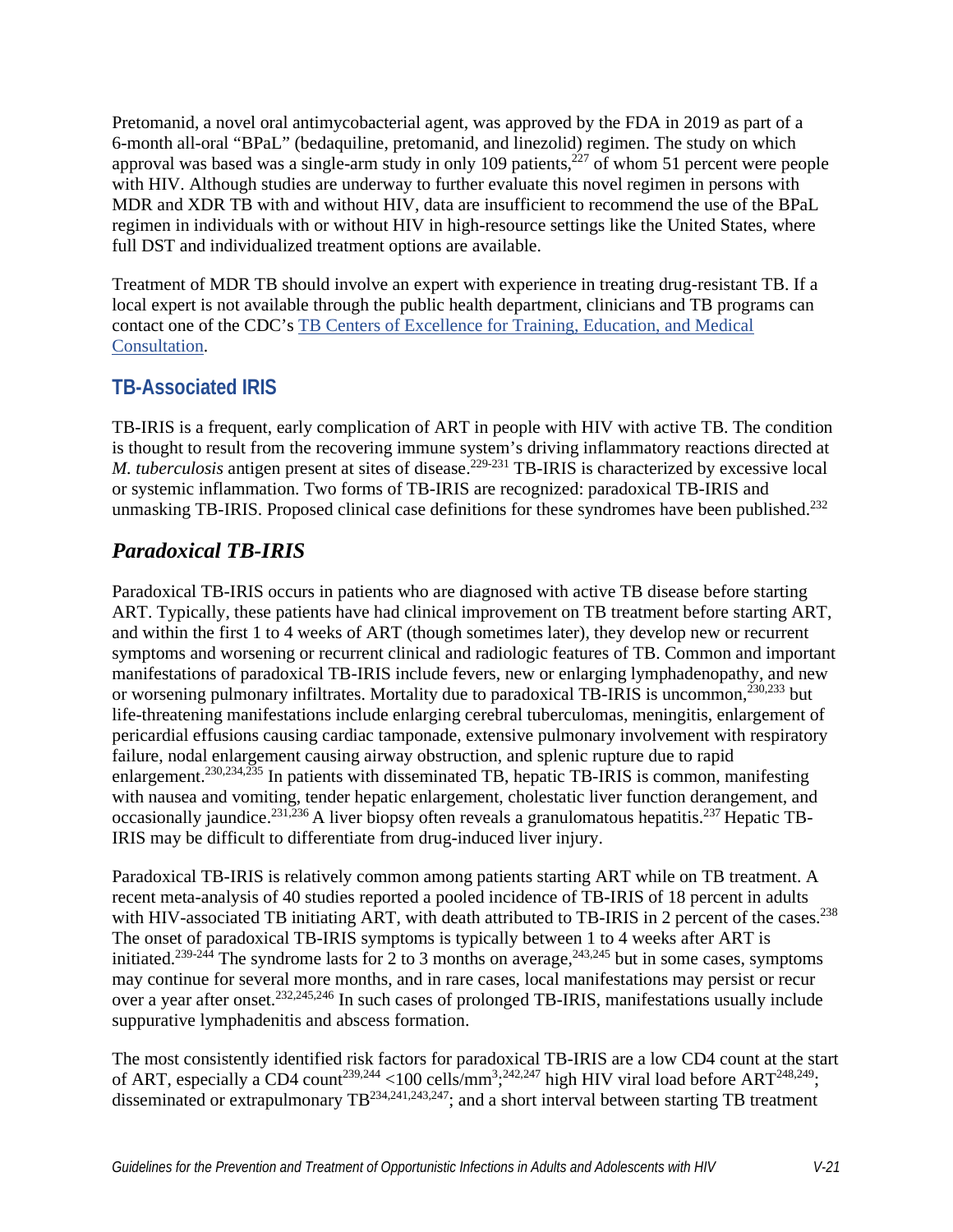Pretomanid, a novel oral antimycobacterial agent, was approved by the FDA in 2019 as part of a 6-month all-oral "BPaL" (bedaquiline, pretomanid, and linezolid) regimen. The study on which approval was based was a single-arm study in only 109 patients,[227] of whom 51 percent were people with HIV. Although studies are underway to further evaluate this novel regimen in persons with MDR and XDR TB with and without HIV, data are insufficient to recommend the use of the BPaL regimen in individuals with or without HIV in high-resource settings like the United States, where full DST and individualized treatment options are available.

Treatment of MDR TB should involve an expert with experience in treating drug-resistant TB. If a local expert is not available through the public health department, clinicians and TB programs can contact one of the CDC's [TB Centers of Excellence for Training, Education, and Medical Consultation](#).

## TB-Associated IRIS

TB-IRIS is a frequent, early complication of ART in people with HIV with active TB. The condition is thought to result from the recovering immune system's driving inflammatory reactions directed at *M. tuberculosis* antigen present at sites of disease.[229-231] TB-IRIS is characterized by excessive local or systemic inflammation. Two forms of TB-IRIS are recognized: paradoxical TB-IRIS and unmasking TB-IRIS. Proposed clinical case definitions for these syndromes have been published.[232]

### *Paradoxical TB-IRIS*

Paradoxical TB-IRIS occurs in patients who are diagnosed with active TB disease before starting ART. Typically, these patients have had clinical improvement on TB treatment before starting ART, and within the first 1 to 4 weeks of ART (though sometimes later), they develop new or recurrent symptoms and worsening or recurrent clinical and radiologic features of TB. Common and important manifestations of paradoxical TB-IRIS include fevers, new or enlarging lymphadenopathy, and new or worsening pulmonary infiltrates. Mortality due to paradoxical TB-IRIS is uncommon,[230,233] but life-threatening manifestations include enlarging cerebral tuberculomas, meningitis, enlargement of pericardial effusions causing cardiac tamponade, extensive pulmonary involvement with respiratory failure, nodal enlargement causing airway obstruction, and splenic rupture due to rapid enlargement.[230,234,235] In patients with disseminated TB, hepatic TB-IRIS is common, manifesting with nausea and vomiting, tender hepatic enlargement, cholestatic liver function derangement, and occasionally jaundice.[231,236] A liver biopsy often reveals a granulomatous hepatitis.[237] Hepatic TB-IRIS may be difficult to differentiate from drug-induced liver injury.

Paradoxical TB-IRIS is relatively common among patients starting ART while on TB treatment. A recent meta-analysis of 40 studies reported a pooled incidence of TB-IRIS of 18 percent in adults with HIV-associated TB initiating ART, with death attributed to TB-IRIS in 2 percent of the cases.[238] The onset of paradoxical TB-IRIS symptoms is typically between 1 to 4 weeks after ART is initiated.[239-244] The syndrome lasts for 2 to 3 months on average,[243,245] but in some cases, symptoms may continue for several more months, and in rare cases, local manifestations may persist or recur over a year after onset.[232,245,246] In such cases of prolonged TB-IRIS, manifestations usually include suppurative lymphadenitis and abscess formation.

The most consistently identified risk factors for paradoxical TB-IRIS are a low CD4 count at the start of ART, especially a CD4 count[239,244] <100 cells/mm$^3$;[242,247] high HIV viral load before ART[248,249]; disseminated or extrapulmonary TB[234,241,243,247]; and a short interval between starting TB treatment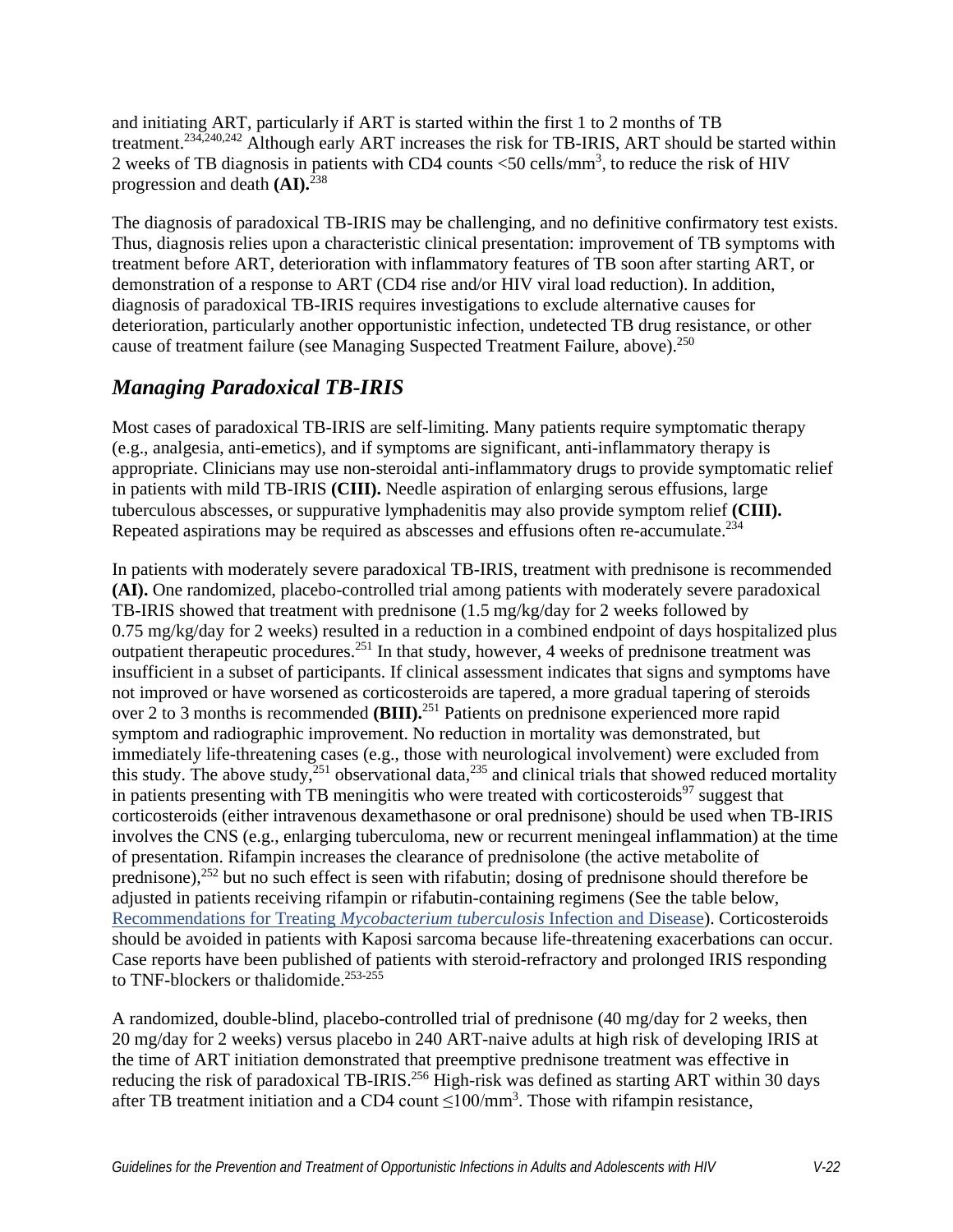and initiating ART, particularly if ART is started within the first 1 to 2 months of TB treatment.[234,240,242] Although early ART increases the risk for TB-IRIS, ART should be started within 2 weeks of TB diagnosis in patients with CD4 counts <50 cells/mm$^3$, to reduce the risk of HIV progression and death **(AI).**[238]

The diagnosis of paradoxical TB-IRIS may be challenging, and no definitive confirmatory test exists. Thus, diagnosis relies upon a characteristic clinical presentation: improvement of TB symptoms with treatment before ART, deterioration with inflammatory features of TB soon after starting ART, or demonstration of a response to ART (CD4 rise and/or HIV viral load reduction). In addition, diagnosis of paradoxical TB-IRIS requires investigations to exclude alternative causes for deterioration, particularly another opportunistic infection, undetected TB drug resistance, or other cause of treatment failure (see Managing Suspected Treatment Failure, above).[250]

## *Managing Paradoxical TB-IRIS*

Most cases of paradoxical TB-IRIS are self-limiting. Many patients require symptomatic therapy (e.g., analgesia, anti-emetics), and if symptoms are significant, anti-inflammatory therapy is appropriate. Clinicians may use non-steroidal anti-inflammatory drugs to provide symptomatic relief in patients with mild TB-IRIS **(CIII).** Needle aspiration of enlarging serous effusions, large tuberculous abscesses, or suppurative lymphadenitis may also provide symptom relief **(CIII).** Repeated aspirations may be required as abscesses and effusions often re-accumulate.[234]

In patients with moderately severe paradoxical TB-IRIS, treatment with prednisone is recommended **(AI).** One randomized, placebo-controlled trial among patients with moderately severe paradoxical TB-IRIS showed that treatment with prednisone (1.5 mg/kg/day for 2 weeks followed by 0.75 mg/kg/day for 2 weeks) resulted in a reduction in a combined endpoint of days hospitalized plus outpatient therapeutic procedures.[251] In that study, however, 4 weeks of prednisone treatment was insufficient in a subset of participants. If clinical assessment indicates that signs and symptoms have not improved or have worsened as corticosteroids are tapered, a more gradual tapering of steroids over 2 to 3 months is recommended **(BIII).**[251] Patients on prednisone experienced more rapid symptom and radiographic improvement. No reduction in mortality was demonstrated, but immediately life-threatening cases (e.g., those with neurological involvement) were excluded from this study. The above study,[251] observational data,[235] and clinical trials that showed reduced mortality in patients presenting with TB meningitis who were treated with corticosteroids[97] suggest that corticosteroids (either intravenous dexamethasone or oral prednisone) should be used when TB-IRIS involves the CNS (e.g., enlarging tuberculoma, new or recurrent meningeal inflammation) at the time of presentation. Rifampin increases the clearance of prednisolone (the active metabolite of prednisone),[252] but no such effect is seen with rifabutin; dosing of prednisone should therefore be adjusted in patients receiving rifampin or rifabutin-containing regimens (See the table below, Recommendations for Treating *Mycobacterium tuberculosis* Infection and Disease). Corticosteroids should be avoided in patients with Kaposi sarcoma because life-threatening exacerbations can occur. Case reports have been published of patients with steroid-refractory and prolonged IRIS responding to TNF-blockers or thalidomide.[253-255]

A randomized, double-blind, placebo-controlled trial of prednisone (40 mg/day for 2 weeks, then 20 mg/day for 2 weeks) versus placebo in 240 ART-naive adults at high risk of developing IRIS at the time of ART initiation demonstrated that preemptive prednisone treatment was effective in reducing the risk of paradoxical TB-IRIS.[256] High-risk was defined as starting ART within 30 days after TB treatment initiation and a CD4 count ≤100/mm$^3$. Those with rifampin resistance,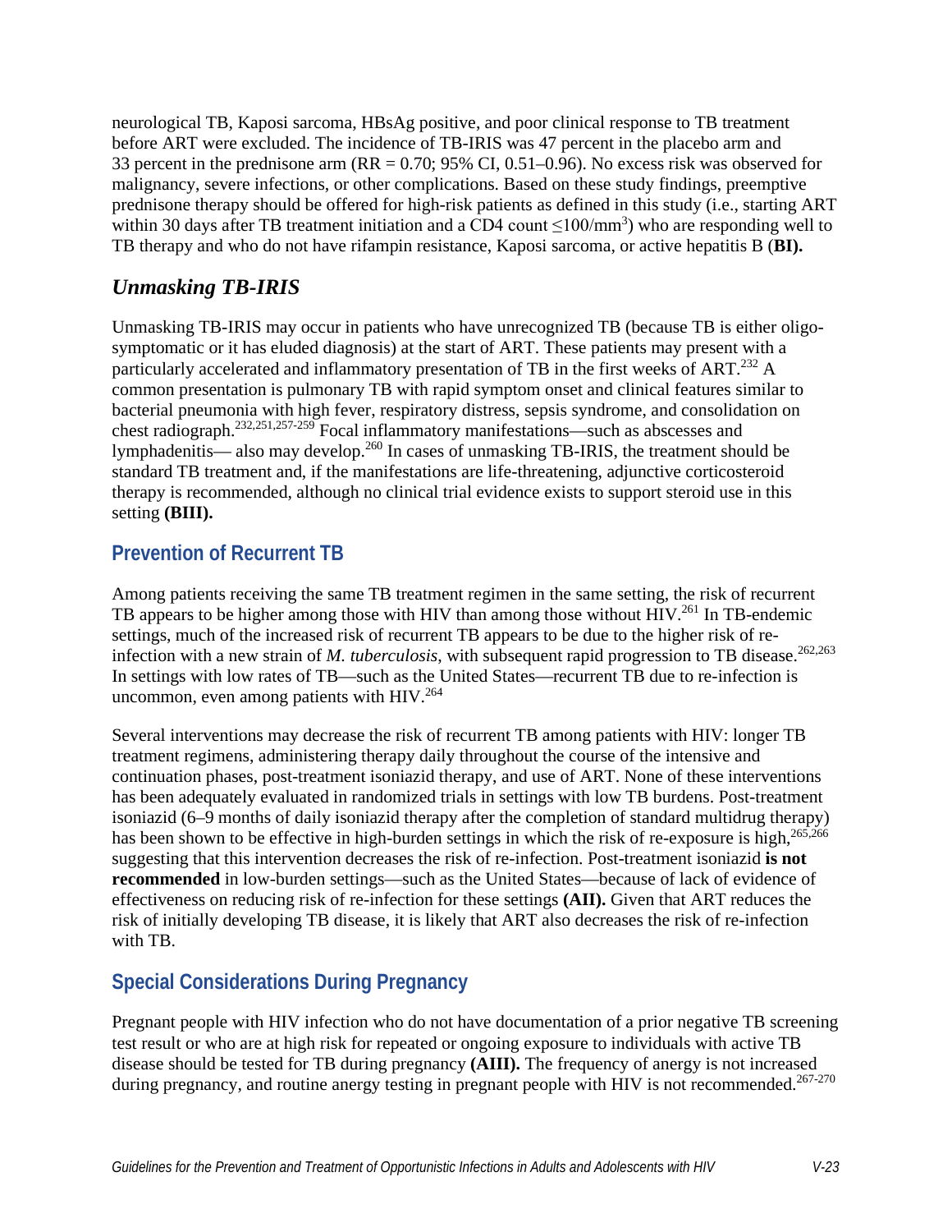neurological TB, Kaposi sarcoma, HBsAg positive, and poor clinical response to TB treatment before ART were excluded. The incidence of TB-IRIS was 47 percent in the placebo arm and 33 percent in the prednisone arm (RR = 0.70; 95% CI, 0.51–0.96). No excess risk was observed for malignancy, severe infections, or other complications. Based on these study findings, preemptive prednisone therapy should be offered for high-risk patients as defined in this study (i.e., starting ART within 30 days after TB treatment initiation and a CD4 count ≤100/mm$^3$) who are responding well to TB therapy and who do not have rifampin resistance, Kaposi sarcoma, or active hepatitis B (**BI).**

### *Unmasking TB-IRIS*

Unmasking TB-IRIS may occur in patients who have unrecognized TB (because TB is either oligo-symptomatic or it has eluded diagnosis) at the start of ART. These patients may present with a particularly accelerated and inflammatory presentation of TB in the first weeks of ART.[232] A common presentation is pulmonary TB with rapid symptom onset and clinical features similar to bacterial pneumonia with high fever, respiratory distress, sepsis syndrome, and consolidation on chest radiograph.[232,251,257-259] Focal inflammatory manifestations—such as abscesses and lymphadenitis— also may develop.[260] In cases of unmasking TB-IRIS, the treatment should be standard TB treatment and, if the manifestations are life-threatening, adjunctive corticosteroid therapy is recommended, although no clinical trial evidence exists to support steroid use in this setting **(BIII).**

## Prevention of Recurrent TB

Among patients receiving the same TB treatment regimen in the same setting, the risk of recurrent TB appears to be higher among those with HIV than among those without HIV.[261] In TB-endemic settings, much of the increased risk of recurrent TB appears to be due to the higher risk of re-infection with a new strain of *M. tuberculosis*, with subsequent rapid progression to TB disease.[262,263] In settings with low rates of TB—such as the United States—recurrent TB due to re-infection is uncommon, even among patients with HIV.[264]

Several interventions may decrease the risk of recurrent TB among patients with HIV: longer TB treatment regimens, administering therapy daily throughout the course of the intensive and continuation phases, post-treatment isoniazid therapy, and use of ART. None of these interventions has been adequately evaluated in randomized trials in settings with low TB burdens. Post-treatment isoniazid (6–9 months of daily isoniazid therapy after the completion of standard multidrug therapy) has been shown to be effective in high-burden settings in which the risk of re-exposure is high,[265,266] suggesting that this intervention decreases the risk of re-infection. Post-treatment isoniazid **is not recommended** in low-burden settings—such as the United States—because of lack of evidence of effectiveness on reducing risk of re-infection for these settings **(AII).** Given that ART reduces the risk of initially developing TB disease, it is likely that ART also decreases the risk of re-infection with TB.

## Special Considerations During Pregnancy

Pregnant people with HIV infection who do not have documentation of a prior negative TB screening test result or who are at high risk for repeated or ongoing exposure to individuals with active TB disease should be tested for TB during pregnancy **(AIII).** The frequency of anergy is not increased during pregnancy, and routine anergy testing in pregnant people with HIV is not recommended.[267-270]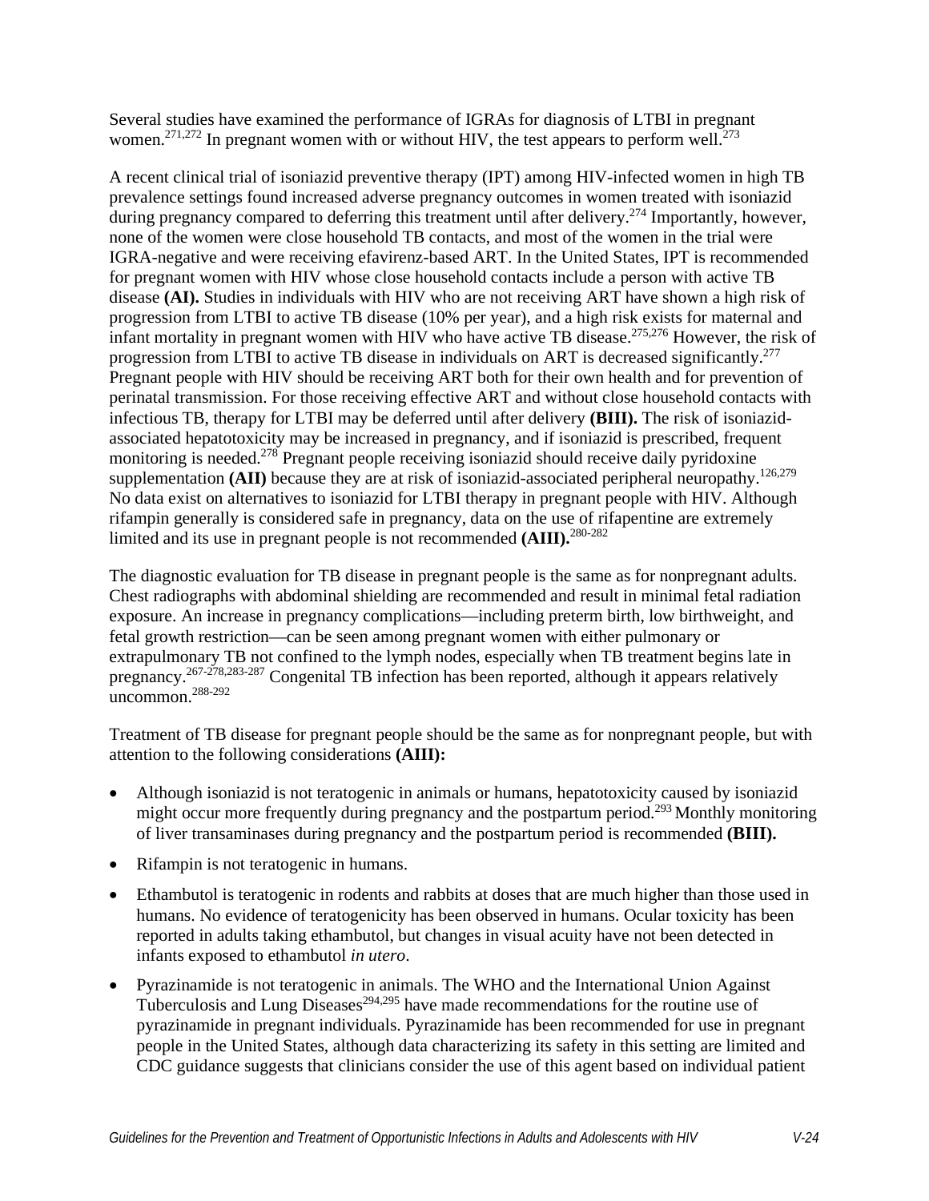Several studies have examined the performance of IGRAs for diagnosis of LTBI in pregnant women.[271,272] In pregnant women with or without HIV, the test appears to perform well.[273]

A recent clinical trial of isoniazid preventive therapy (IPT) among HIV-infected women in high TB prevalence settings found increased adverse pregnancy outcomes in women treated with isoniazid during pregnancy compared to deferring this treatment until after delivery.[274] Importantly, however, none of the women were close household TB contacts, and most of the women in the trial were IGRA-negative and were receiving efavirenz-based ART. In the United States, IPT is recommended for pregnant women with HIV whose close household contacts include a person with active TB disease **(AI).** Studies in individuals with HIV who are not receiving ART have shown a high risk of progression from LTBI to active TB disease (10% per year), and a high risk exists for maternal and infant mortality in pregnant women with HIV who have active TB disease.[275,276] However, the risk of progression from LTBI to active TB disease in individuals on ART is decreased significantly.[277] Pregnant people with HIV should be receiving ART both for their own health and for prevention of perinatal transmission. For those receiving effective ART and without close household contacts with infectious TB, therapy for LTBI may be deferred until after delivery **(BIII).** The risk of isoniazid-associated hepatotoxicity may be increased in pregnancy, and if isoniazid is prescribed, frequent monitoring is needed.[278] Pregnant people receiving isoniazid should receive daily pyridoxine supplementation **(AII)** because they are at risk of isoniazid-associated peripheral neuropathy.[126,279] No data exist on alternatives to isoniazid for LTBI therapy in pregnant people with HIV. Although rifampin generally is considered safe in pregnancy, data on the use of rifapentine are extremely limited and its use in pregnant people is not recommended **(AIII).**[280-282]

The diagnostic evaluation for TB disease in pregnant people is the same as for nonpregnant adults. Chest radiographs with abdominal shielding are recommended and result in minimal fetal radiation exposure. An increase in pregnancy complications—including preterm birth, low birthweight, and fetal growth restriction—can be seen among pregnant women with either pulmonary or extrapulmonary TB not confined to the lymph nodes, especially when TB treatment begins late in pregnancy.[267-278,283-287] Congenital TB infection has been reported, although it appears relatively uncommon.[288-292]

Treatment of TB disease for pregnant people should be the same as for nonpregnant people, but with attention to the following considerations **(AIII):**

- Although isoniazid is not teratogenic in animals or humans, hepatotoxicity caused by isoniazid might occur more frequently during pregnancy and the postpartum period.[293] Monthly monitoring of liver transaminases during pregnancy and the postpartum period is recommended **(BIII).**
- Rifampin is not teratogenic in humans.
- Ethambutol is teratogenic in rodents and rabbits at doses that are much higher than those used in humans. No evidence of teratogenicity has been observed in humans. Ocular toxicity has been reported in adults taking ethambutol, but changes in visual acuity have not been detected in infants exposed to ethambutol *in utero*.
- Pyrazinamide is not teratogenic in animals. The WHO and the International Union Against Tuberculosis and Lung Diseases[294,295] have made recommendations for the routine use of pyrazinamide in pregnant individuals. Pyrazinamide has been recommended for use in pregnant people in the United States, although data characterizing its safety in this setting are limited and CDC guidance suggests that clinicians consider the use of this agent based on individual patient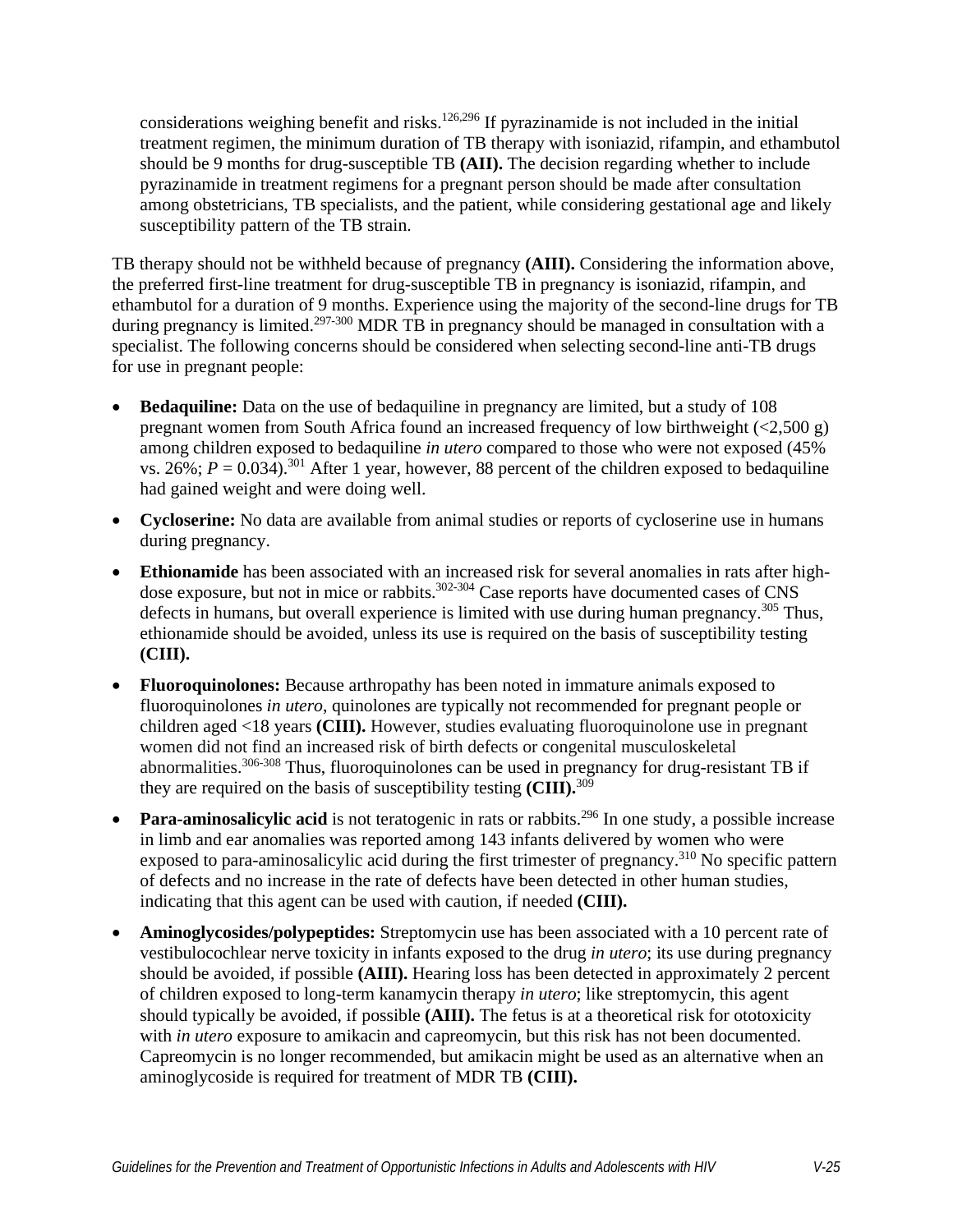considerations weighing benefit and risks.[126,296] If pyrazinamide is not included in the initial treatment regimen, the minimum duration of TB therapy with isoniazid, rifampin, and ethambutol should be 9 months for drug-susceptible TB **(AII).** The decision regarding whether to include pyrazinamide in treatment regimens for a pregnant person should be made after consultation among obstetricians, TB specialists, and the patient, while considering gestational age and likely susceptibility pattern of the TB strain.

TB therapy should not be withheld because of pregnancy **(AIII).** Considering the information above, the preferred first-line treatment for drug-susceptible TB in pregnancy is isoniazid, rifampin, and ethambutol for a duration of 9 months. Experience using the majority of the second-line drugs for TB during pregnancy is limited.[297-300] MDR TB in pregnancy should be managed in consultation with a specialist. The following concerns should be considered when selecting second-line anti-TB drugs for use in pregnant people:

- **Bedaquiline:** Data on the use of bedaquiline in pregnancy are limited, but a study of 108 pregnant women from South Africa found an increased frequency of low birthweight (<2,500 g) among children exposed to bedaquiline *in utero* compared to those who were not exposed (45% vs. 26%; $P = 0.034$).[301] After 1 year, however, 88 percent of the children exposed to bedaquiline had gained weight and were doing well.
- **Cycloserine:** No data are available from animal studies or reports of cycloserine use in humans during pregnancy.
- **Ethionamide** has been associated with an increased risk for several anomalies in rats after high-dose exposure, but not in mice or rabbits.[302-304] Case reports have documented cases of CNS defects in humans, but overall experience is limited with use during human pregnancy.[305] Thus, ethionamide should be avoided, unless its use is required on the basis of susceptibility testing **(CIII).**
- **Fluoroquinolones:** Because arthropathy has been noted in immature animals exposed to fluoroquinolones *in utero*, quinolones are typically not recommended for pregnant people or children aged <18 years **(CIII).** However, studies evaluating fluoroquinolone use in pregnant women did not find an increased risk of birth defects or congenital musculoskeletal abnormalities.[306-308] Thus, fluoroquinolones can be used in pregnancy for drug-resistant TB if they are required on the basis of susceptibility testing **(CIII).**[309]
- **Para-aminosalicylic acid** is not teratogenic in rats or rabbits.[296] In one study, a possible increase in limb and ear anomalies was reported among 143 infants delivered by women who were exposed to para-aminosalicylic acid during the first trimester of pregnancy.[310] No specific pattern of defects and no increase in the rate of defects have been detected in other human studies, indicating that this agent can be used with caution, if needed **(CIII).**
- **Aminoglycosides/polypeptides:** Streptomycin use has been associated with a 10 percent rate of vestibulocochlear nerve toxicity in infants exposed to the drug *in utero*; its use during pregnancy should be avoided, if possible **(AIII).** Hearing loss has been detected in approximately 2 percent of children exposed to long-term kanamycin therapy *in utero*; like streptomycin, this agent should typically be avoided, if possible **(AIII).** The fetus is at a theoretical risk for ototoxicity with *in utero* exposure to amikacin and capreomycin, but this risk has not been documented. Capreomycin is no longer recommended, but amikacin might be used as an alternative when an aminoglycoside is required for treatment of MDR TB **(CIII).**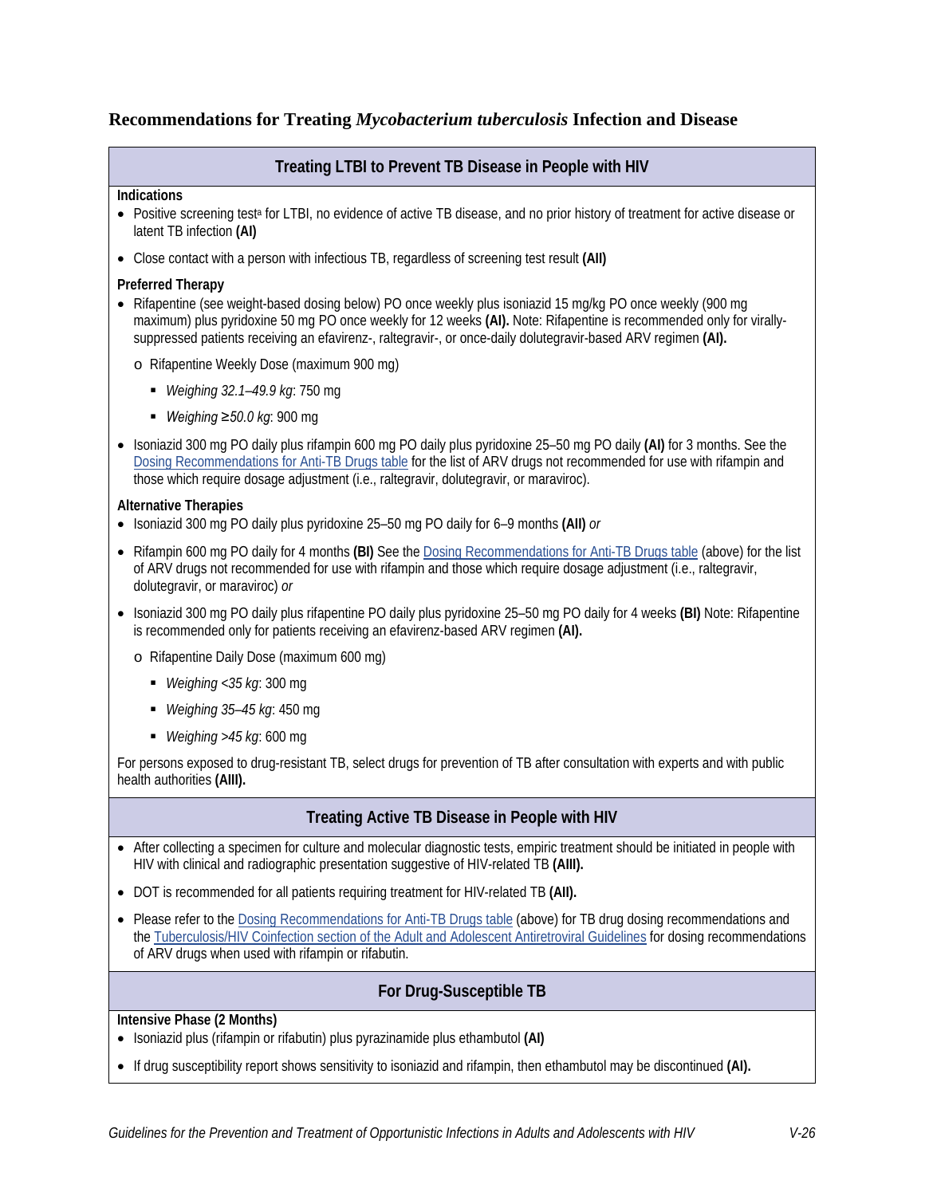## Recommendations for Treating *Mycobacterium tuberculosis* Infection and Disease

### Treating LTBI to Prevent TB Disease in People with HIV

**Indications**

- Positive screening test[a] for LTBI, no evidence of active TB disease, and no prior history of treatment for active disease or latent TB infection **(AI)**
- Close contact with a person with infectious TB, regardless of screening test result **(AII)**

**Preferred Therapy**

- Rifapentine (see weight-based dosing below) PO once weekly plus isoniazid 15 mg/kg PO once weekly (900 mg maximum) plus pyridoxine 50 mg PO once weekly for 12 weeks **(AI).** Note: Rifapentine is recommended only for virally-suppressed patients receiving an efavirenz-, raltegravir-, or once-daily dolutegravir-based ARV regimen **(AI).**
  - Rifapentine Weekly Dose (maximum 900 mg)
    - *Weighing 32.1–49.9 kg*: 750 mg
    - *Weighing ≥50.0 kg*: 900 mg
- Isoniazid 300 mg PO daily plus rifampin 600 mg PO daily plus pyridoxine 25–50 mg PO daily **(AI)** for 3 months. See the Dosing Recommendations for Anti-TB Drugs table for the list of ARV drugs not recommended for use with rifampin and those which require dosage adjustment (i.e., raltegravir, dolutegravir, or maraviroc).

**Alternative Therapies**

- Isoniazid 300 mg PO daily plus pyridoxine 25–50 mg PO daily for 6–9 months **(AII)** *or*
- Rifampin 600 mg PO daily for 4 months **(BI)** See the Dosing Recommendations for Anti-TB Drugs table (above) for the list of ARV drugs not recommended for use with rifampin and those which require dosage adjustment (i.e., raltegravir, dolutegravir, or maraviroc) *or*
- Isoniazid 300 mg PO daily plus rifapentine PO daily plus pyridoxine 25–50 mg PO daily for 4 weeks **(BI)** Note: Rifapentine is recommended only for patients receiving an efavirenz-based ARV regimen **(AI).**
  - Rifapentine Daily Dose (maximum 600 mg)
    - *Weighing <35 kg*: 300 mg
    - *Weighing 35–45 kg*: 450 mg
    - *Weighing >45 kg*: 600 mg

For persons exposed to drug-resistant TB, select drugs for prevention of TB after consultation with experts and with public health authorities **(AIII).**

### Treating Active TB Disease in People with HIV

- After collecting a specimen for culture and molecular diagnostic tests, empiric treatment should be initiated in people with HIV with clinical and radiographic presentation suggestive of HIV-related TB **(AIII).**
- DOT is recommended for all patients requiring treatment for HIV-related TB **(AII).**
- Please refer to the Dosing Recommendations for Anti-TB Drugs table (above) for TB drug dosing recommendations and the Tuberculosis/HIV Coinfection section of the Adult and Adolescent Antiretroviral Guidelines for dosing recommendations of ARV drugs when used with rifampin or rifabutin.

### For Drug-Susceptible TB

**Intensive Phase (2 Months)**

- Isoniazid plus (rifampin or rifabutin) plus pyrazinamide plus ethambutol **(AI)**
- If drug susceptibility report shows sensitivity to isoniazid and rifampin, then ethambutol may be discontinued **(AI).**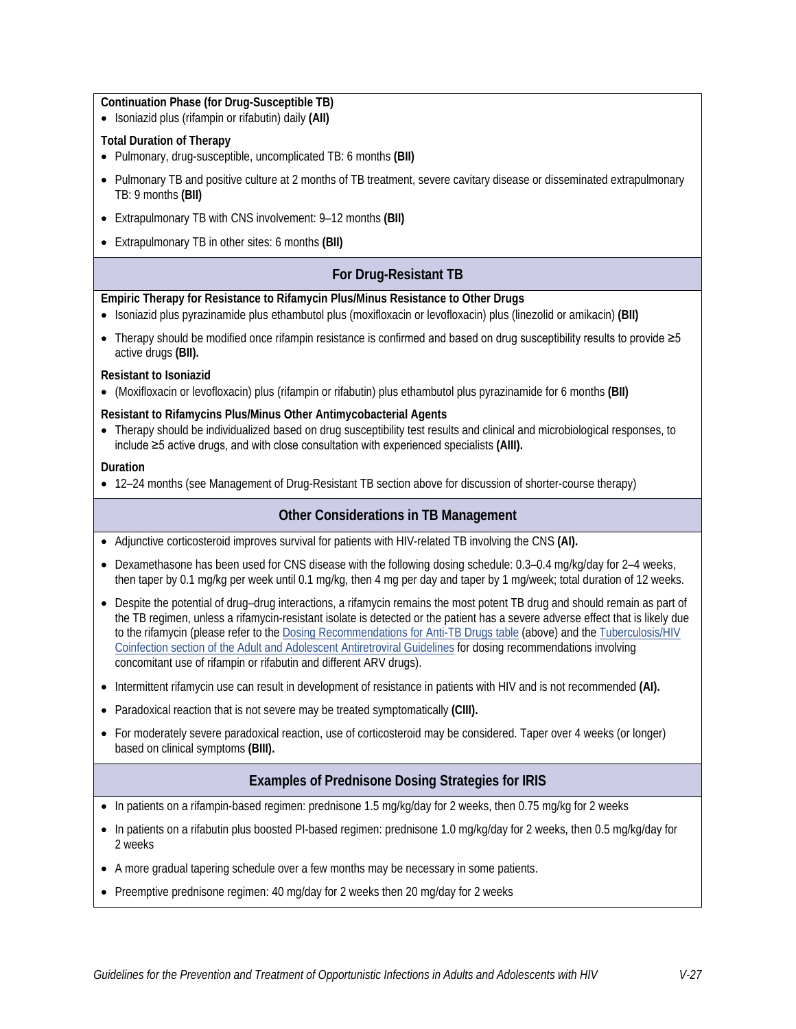**Continuation Phase (for Drug-Susceptible TB)**

- Isoniazid plus (rifampin or rifabutin) daily **(AII)**

**Total Duration of Therapy**

- Pulmonary, drug-susceptible, uncomplicated TB: 6 months **(BII)**
- Pulmonary TB and positive culture at 2 months of TB treatment, severe cavitary disease or disseminated extrapulmonary TB: 9 months **(BII)**
- Extrapulmonary TB with CNS involvement: 9–12 months **(BII)**
- Extrapulmonary TB in other sites: 6 months **(BII)**

## For Drug-Resistant TB

**Empiric Therapy for Resistance to Rifamycin Plus/Minus Resistance to Other Drugs**

- Isoniazid plus pyrazinamide plus ethambutol plus (moxifloxacin or levofloxacin) plus (linezolid or amikacin) **(BII)**
- Therapy should be modified once rifampin resistance is confirmed and based on drug susceptibility results to provide ≥5 active drugs **(BII).**

**Resistant to Isoniazid**

- (Moxifloxacin or levofloxacin) plus (rifampin or rifabutin) plus ethambutol plus pyrazinamide for 6 months **(BII)**

**Resistant to Rifamycins Plus/Minus Other Antimycobacterial Agents**

- Therapy should be individualized based on drug susceptibility test results and clinical and microbiological responses, to include ≥5 active drugs, and with close consultation with experienced specialists **(AIII).**

**Duration**

- 12–24 months (see Management of Drug-Resistant TB section above for discussion of shorter-course therapy)

## Other Considerations in TB Management

- Adjunctive corticosteroid improves survival for patients with HIV-related TB involving the CNS **(AI).**
- Dexamethasone has been used for CNS disease with the following dosing schedule: 0.3–0.4 mg/kg/day for 2–4 weeks, then taper by 0.1 mg/kg per week until 0.1 mg/kg, then 4 mg per day and taper by 1 mg/week; total duration of 12 weeks.
- Despite the potential of drug–drug interactions, a rifamycin remains the most potent TB drug and should remain as part of the TB regimen, unless a rifamycin-resistant isolate is detected or the patient has a severe adverse effect that is likely due to the rifamycin (please refer to the Dosing Recommendations for Anti-TB Drugs table (above) and the Tuberculosis/HIV Coinfection section of the Adult and Adolescent Antiretroviral Guidelines for dosing recommendations involving concomitant use of rifampin or rifabutin and different ARV drugs).
- Intermittent rifamycin use can result in development of resistance in patients with HIV and is not recommended **(AI).**
- Paradoxical reaction that is not severe may be treated symptomatically **(CIII).**
- For moderately severe paradoxical reaction, use of corticosteroid may be considered. Taper over 4 weeks (or longer) based on clinical symptoms **(BIII).**

## Examples of Prednisone Dosing Strategies for IRIS

- In patients on a rifampin-based regimen: prednisone 1.5 mg/kg/day for 2 weeks, then 0.75 mg/kg for 2 weeks
- In patients on a rifabutin plus boosted PI-based regimen: prednisone 1.0 mg/kg/day for 2 weeks, then 0.5 mg/kg/day for 2 weeks
- A more gradual tapering schedule over a few months may be necessary in some patients.
- Preemptive prednisone regimen: 40 mg/day for 2 weeks then 20 mg/day for 2 weeks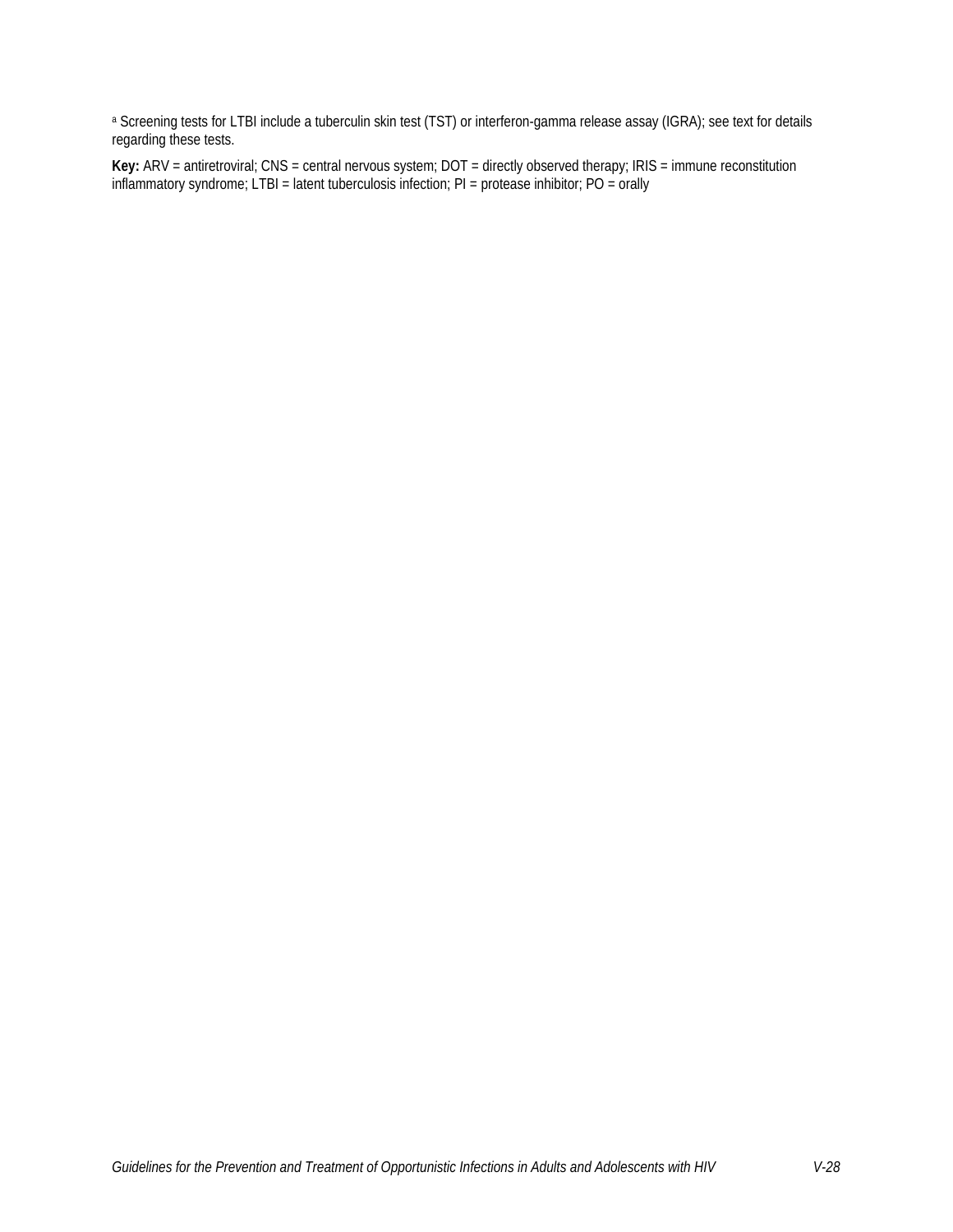[a] Screening tests for LTBI include a tuberculin skin test (TST) or interferon-gamma release assay (IGRA); see text for details regarding these tests.

**Key:** ARV = antiretroviral; CNS = central nervous system; DOT = directly observed therapy; IRIS = immune reconstitution inflammatory syndrome; LTBI = latent tuberculosis infection; PI = protease inhibitor; PO = orally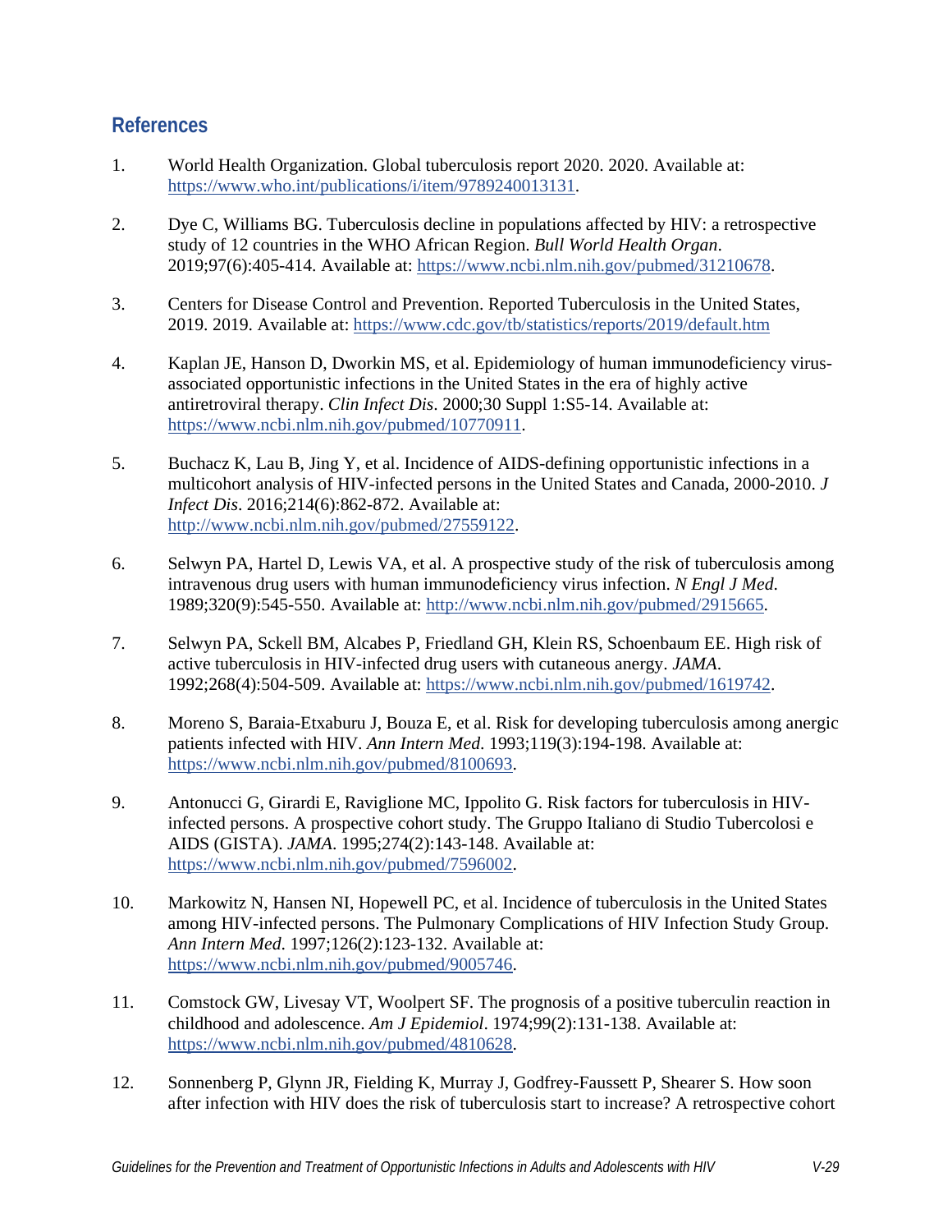## References

1. World Health Organization. Global tuberculosis report 2020. 2020. Available at: https://www.who.int/publications/i/item/9789240013131.

2. Dye C, Williams BG. Tuberculosis decline in populations affected by HIV: a retrospective study of 12 countries in the WHO African Region. *Bull World Health Organ*. 2019;97(6):405-414. Available at: https://www.ncbi.nlm.nih.gov/pubmed/31210678.

3. Centers for Disease Control and Prevention. Reported Tuberculosis in the United States, 2019. 2019. Available at: https://www.cdc.gov/tb/statistics/reports/2019/default.htm

4. Kaplan JE, Hanson D, Dworkin MS, et al. Epidemiology of human immunodeficiency virus-associated opportunistic infections in the United States in the era of highly active antiretroviral therapy. *Clin Infect Dis*. 2000;30 Suppl 1:S5-14. Available at: https://www.ncbi.nlm.nih.gov/pubmed/10770911.

5. Buchacz K, Lau B, Jing Y, et al. Incidence of AIDS-defining opportunistic infections in a multicohort analysis of HIV-infected persons in the United States and Canada, 2000-2010. *J Infect Dis*. 2016;214(6):862-872. Available at: http://www.ncbi.nlm.nih.gov/pubmed/27559122.

6. Selwyn PA, Hartel D, Lewis VA, et al. A prospective study of the risk of tuberculosis among intravenous drug users with human immunodeficiency virus infection. *N Engl J Med*. 1989;320(9):545-550. Available at: http://www.ncbi.nlm.nih.gov/pubmed/2915665.

7. Selwyn PA, Sckell BM, Alcabes P, Friedland GH, Klein RS, Schoenbaum EE. High risk of active tuberculosis in HIV-infected drug users with cutaneous anergy. *JAMA*. 1992;268(4):504-509. Available at: https://www.ncbi.nlm.nih.gov/pubmed/1619742.

8. Moreno S, Baraia-Etxaburu J, Bouza E, et al. Risk for developing tuberculosis among anergic patients infected with HIV. *Ann Intern Med*. 1993;119(3):194-198. Available at: https://www.ncbi.nlm.nih.gov/pubmed/8100693.

9. Antonucci G, Girardi E, Raviglione MC, Ippolito G. Risk factors for tuberculosis in HIV-infected persons. A prospective cohort study. The Gruppo Italiano di Studio Tubercolosi e AIDS (GISTA). *JAMA*. 1995;274(2):143-148. Available at: https://www.ncbi.nlm.nih.gov/pubmed/7596002.

10. Markowitz N, Hansen NI, Hopewell PC, et al. Incidence of tuberculosis in the United States among HIV-infected persons. The Pulmonary Complications of HIV Infection Study Group. *Ann Intern Med*. 1997;126(2):123-132. Available at: https://www.ncbi.nlm.nih.gov/pubmed/9005746.

11. Comstock GW, Livesay VT, Woolpert SF. The prognosis of a positive tuberculin reaction in childhood and adolescence. *Am J Epidemiol*. 1974;99(2):131-138. Available at: https://www.ncbi.nlm.nih.gov/pubmed/4810628.

12. Sonnenberg P, Glynn JR, Fielding K, Murray J, Godfrey-Faussett P, Shearer S. How soon after infection with HIV does the risk of tuberculosis start to increase? A retrospective cohort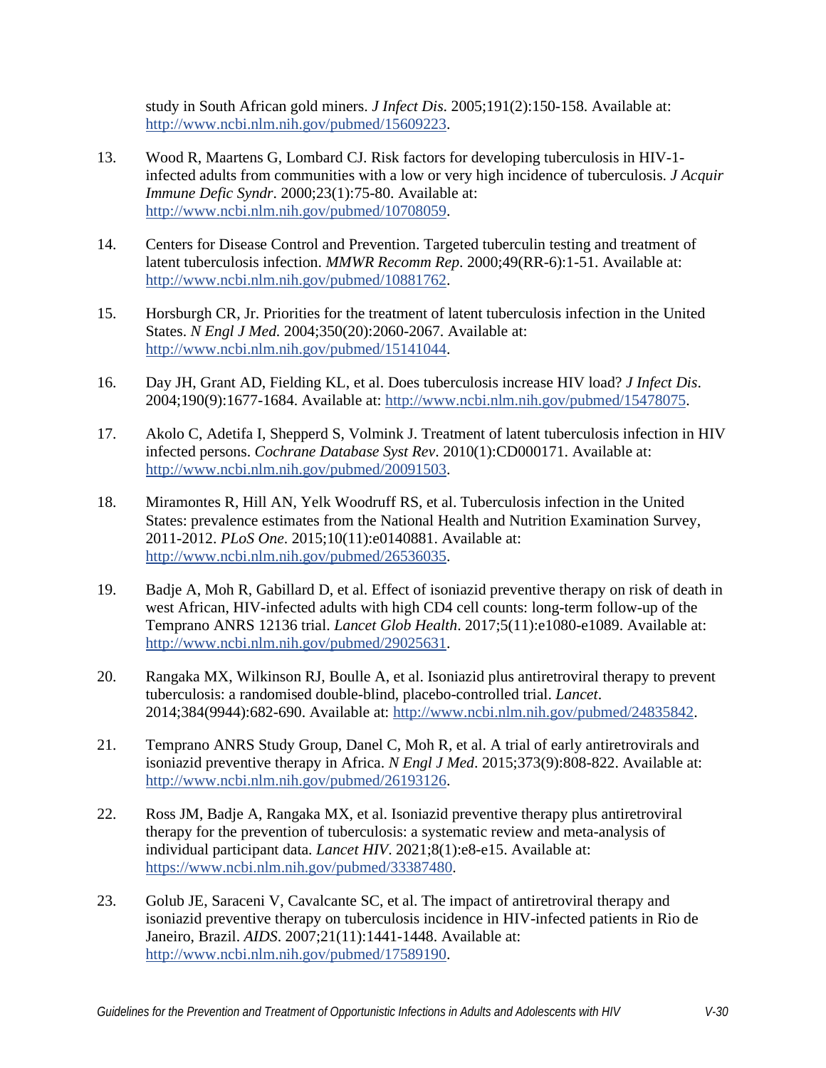study in South African gold miners. *J Infect Dis*. 2005;191(2):150-158. Available at: http://www.ncbi.nlm.nih.gov/pubmed/15609223.

13. Wood R, Maartens G, Lombard CJ. Risk factors for developing tuberculosis in HIV-1-infected adults from communities with a low or very high incidence of tuberculosis. *J Acquir Immune Defic Syndr*. 2000;23(1):75-80. Available at: http://www.ncbi.nlm.nih.gov/pubmed/10708059.

14. Centers for Disease Control and Prevention. Targeted tuberculin testing and treatment of latent tuberculosis infection. *MMWR Recomm Rep*. 2000;49(RR-6):1-51. Available at: http://www.ncbi.nlm.nih.gov/pubmed/10881762.

15. Horsburgh CR, Jr. Priorities for the treatment of latent tuberculosis infection in the United States. *N Engl J Med*. 2004;350(20):2060-2067. Available at: http://www.ncbi.nlm.nih.gov/pubmed/15141044.

16. Day JH, Grant AD, Fielding KL, et al. Does tuberculosis increase HIV load? *J Infect Dis*. 2004;190(9):1677-1684. Available at: http://www.ncbi.nlm.nih.gov/pubmed/15478075.

17. Akolo C, Adetifa I, Shepperd S, Volmink J. Treatment of latent tuberculosis infection in HIV infected persons. *Cochrane Database Syst Rev*. 2010(1):CD000171. Available at: http://www.ncbi.nlm.nih.gov/pubmed/20091503.

18. Miramontes R, Hill AN, Yelk Woodruff RS, et al. Tuberculosis infection in the United States: prevalence estimates from the National Health and Nutrition Examination Survey, 2011-2012. *PLoS One*. 2015;10(11):e0140881. Available at: http://www.ncbi.nlm.nih.gov/pubmed/26536035.

19. Badje A, Moh R, Gabillard D, et al. Effect of isoniazid preventive therapy on risk of death in west African, HIV-infected adults with high CD4 cell counts: long-term follow-up of the Temprano ANRS 12136 trial. *Lancet Glob Health*. 2017;5(11):e1080-e1089. Available at: http://www.ncbi.nlm.nih.gov/pubmed/29025631.

20. Rangaka MX, Wilkinson RJ, Boulle A, et al. Isoniazid plus antiretroviral therapy to prevent tuberculosis: a randomised double-blind, placebo-controlled trial. *Lancet*. 2014;384(9944):682-690. Available at: http://www.ncbi.nlm.nih.gov/pubmed/24835842.

21. Temprano ANRS Study Group, Danel C, Moh R, et al. A trial of early antiretrovirals and isoniazid preventive therapy in Africa. *N Engl J Med*. 2015;373(9):808-822. Available at: http://www.ncbi.nlm.nih.gov/pubmed/26193126.

22. Ross JM, Badje A, Rangaka MX, et al. Isoniazid preventive therapy plus antiretroviral therapy for the prevention of tuberculosis: a systematic review and meta-analysis of individual participant data. *Lancet HIV*. 2021;8(1):e8-e15. Available at: https://www.ncbi.nlm.nih.gov/pubmed/33387480.

23. Golub JE, Saraceni V, Cavalcante SC, et al. The impact of antiretroviral therapy and isoniazid preventive therapy on tuberculosis incidence in HIV-infected patients in Rio de Janeiro, Brazil. *AIDS*. 2007;21(11):1441-1448. Available at: http://www.ncbi.nlm.nih.gov/pubmed/17589190.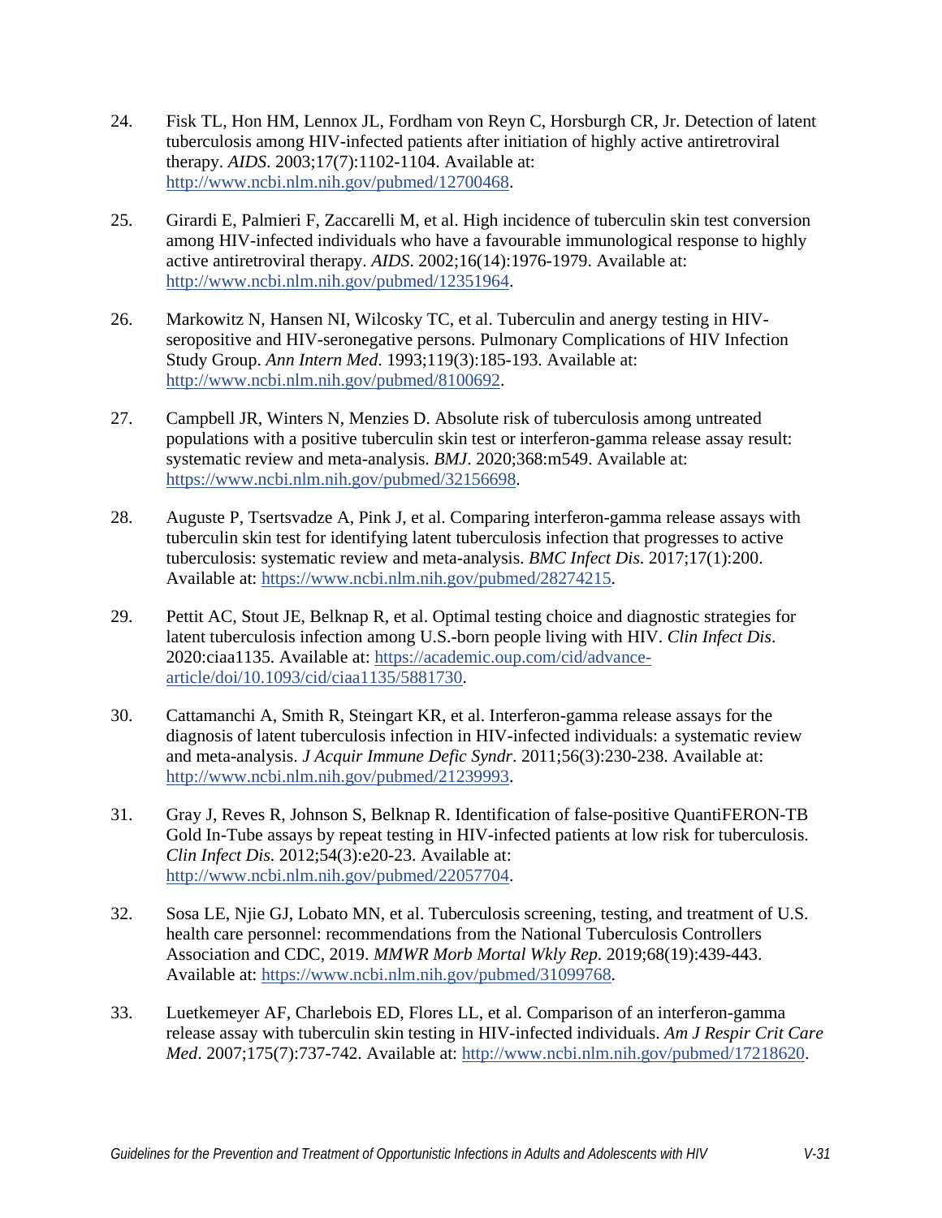24. Fisk TL, Hon HM, Lennox JL, Fordham von Reyn C, Horsburgh CR, Jr. Detection of latent tuberculosis among HIV-infected patients after initiation of highly active antiretroviral therapy. *AIDS*. 2003;17(7):1102-1104. Available at: http://www.ncbi.nlm.nih.gov/pubmed/12700468.

25. Girardi E, Palmieri F, Zaccarelli M, et al. High incidence of tuberculin skin test conversion among HIV-infected individuals who have a favourable immunological response to highly active antiretroviral therapy. *AIDS*. 2002;16(14):1976-1979. Available at: http://www.ncbi.nlm.nih.gov/pubmed/12351964.

26. Markowitz N, Hansen NI, Wilcosky TC, et al. Tuberculin and anergy testing in HIV-seropositive and HIV-seronegative persons. Pulmonary Complications of HIV Infection Study Group. *Ann Intern Med*. 1993;119(3):185-193. Available at: http://www.ncbi.nlm.nih.gov/pubmed/8100692.

27. Campbell JR, Winters N, Menzies D. Absolute risk of tuberculosis among untreated populations with a positive tuberculin skin test or interferon-gamma release assay result: systematic review and meta-analysis. *BMJ*. 2020;368:m549. Available at: https://www.ncbi.nlm.nih.gov/pubmed/32156698.

28. Auguste P, Tsertsvadze A, Pink J, et al. Comparing interferon-gamma release assays with tuberculin skin test for identifying latent tuberculosis infection that progresses to active tuberculosis: systematic review and meta-analysis. *BMC Infect Dis*. 2017;17(1):200. Available at: https://www.ncbi.nlm.nih.gov/pubmed/28274215.

29. Pettit AC, Stout JE, Belknap R, et al. Optimal testing choice and diagnostic strategies for latent tuberculosis infection among U.S.-born people living with HIV. *Clin Infect Dis*. 2020:ciaa1135. Available at: https://academic.oup.com/cid/advance-article/doi/10.1093/cid/ciaa1135/5881730.

30. Cattamanchi A, Smith R, Steingart KR, et al. Interferon-gamma release assays for the diagnosis of latent tuberculosis infection in HIV-infected individuals: a systematic review and meta-analysis. *J Acquir Immune Defic Syndr*. 2011;56(3):230-238. Available at: http://www.ncbi.nlm.nih.gov/pubmed/21239993.

31. Gray J, Reves R, Johnson S, Belknap R. Identification of false-positive QuantiFERON-TB Gold In-Tube assays by repeat testing in HIV-infected patients at low risk for tuberculosis. *Clin Infect Dis*. 2012;54(3):e20-23. Available at: http://www.ncbi.nlm.nih.gov/pubmed/22057704.

32. Sosa LE, Njie GJ, Lobato MN, et al. Tuberculosis screening, testing, and treatment of U.S. health care personnel: recommendations from the National Tuberculosis Controllers Association and CDC, 2019. *MMWR Morb Mortal Wkly Rep*. 2019;68(19):439-443. Available at: https://www.ncbi.nlm.nih.gov/pubmed/31099768.

33. Luetkemeyer AF, Charlebois ED, Flores LL, et al. Comparison of an interferon-gamma release assay with tuberculin skin testing in HIV-infected individuals. *Am J Respir Crit Care Med*. 2007;175(7):737-742. Available at: http://www.ncbi.nlm.nih.gov/pubmed/17218620.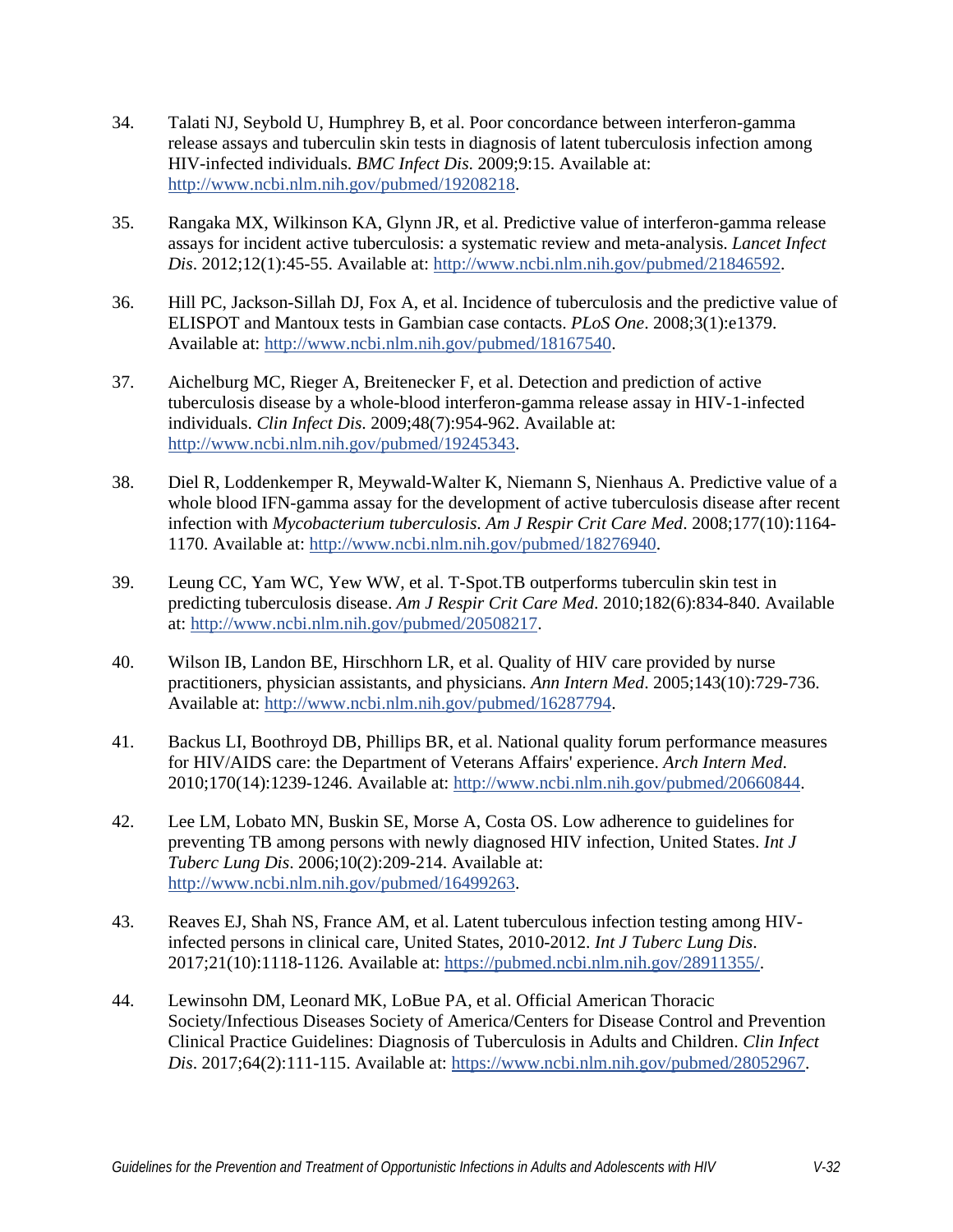34. Talati NJ, Seybold U, Humphrey B, et al. Poor concordance between interferon-gamma release assays and tuberculin skin tests in diagnosis of latent tuberculosis infection among HIV-infected individuals. *BMC Infect Dis*. 2009;9:15. Available at: http://www.ncbi.nlm.nih.gov/pubmed/19208218.

35. Rangaka MX, Wilkinson KA, Glynn JR, et al. Predictive value of interferon-gamma release assays for incident active tuberculosis: a systematic review and meta-analysis. *Lancet Infect Dis*. 2012;12(1):45-55. Available at: http://www.ncbi.nlm.nih.gov/pubmed/21846592.

36. Hill PC, Jackson-Sillah DJ, Fox A, et al. Incidence of tuberculosis and the predictive value of ELISPOT and Mantoux tests in Gambian case contacts. *PLoS One*. 2008;3(1):e1379. Available at: http://www.ncbi.nlm.nih.gov/pubmed/18167540.

37. Aichelburg MC, Rieger A, Breitenecker F, et al. Detection and prediction of active tuberculosis disease by a whole-blood interferon-gamma release assay in HIV-1-infected individuals. *Clin Infect Dis*. 2009;48(7):954-962. Available at: http://www.ncbi.nlm.nih.gov/pubmed/19245343.

38. Diel R, Loddenkemper R, Meywald-Walter K, Niemann S, Nienhaus A. Predictive value of a whole blood IFN-gamma assay for the development of active tuberculosis disease after recent infection with *Mycobacterium tuberculosis*. *Am J Respir Crit Care Med*. 2008;177(10):1164-1170. Available at: http://www.ncbi.nlm.nih.gov/pubmed/18276940.

39. Leung CC, Yam WC, Yew WW, et al. T-Spot.TB outperforms tuberculin skin test in predicting tuberculosis disease. *Am J Respir Crit Care Med*. 2010;182(6):834-840. Available at: http://www.ncbi.nlm.nih.gov/pubmed/20508217.

40. Wilson IB, Landon BE, Hirschhorn LR, et al. Quality of HIV care provided by nurse practitioners, physician assistants, and physicians. *Ann Intern Med*. 2005;143(10):729-736. Available at: http://www.ncbi.nlm.nih.gov/pubmed/16287794.

41. Backus LI, Boothroyd DB, Phillips BR, et al. National quality forum performance measures for HIV/AIDS care: the Department of Veterans Affairs' experience. *Arch Intern Med*. 2010;170(14):1239-1246. Available at: http://www.ncbi.nlm.nih.gov/pubmed/20660844.

42. Lee LM, Lobato MN, Buskin SE, Morse A, Costa OS. Low adherence to guidelines for preventing TB among persons with newly diagnosed HIV infection, United States. *Int J Tuberc Lung Dis*. 2006;10(2):209-214. Available at: http://www.ncbi.nlm.nih.gov/pubmed/16499263.

43. Reaves EJ, Shah NS, France AM, et al. Latent tuberculous infection testing among HIV-infected persons in clinical care, United States, 2010-2012. *Int J Tuberc Lung Dis*. 2017;21(10):1118-1126. Available at: https://pubmed.ncbi.nlm.nih.gov/28911355/.

44. Lewinsohn DM, Leonard MK, LoBue PA, et al. Official American Thoracic Society/Infectious Diseases Society of America/Centers for Disease Control and Prevention Clinical Practice Guidelines: Diagnosis of Tuberculosis in Adults and Children. *Clin Infect Dis*. 2017;64(2):111-115. Available at: https://www.ncbi.nlm.nih.gov/pubmed/28052967.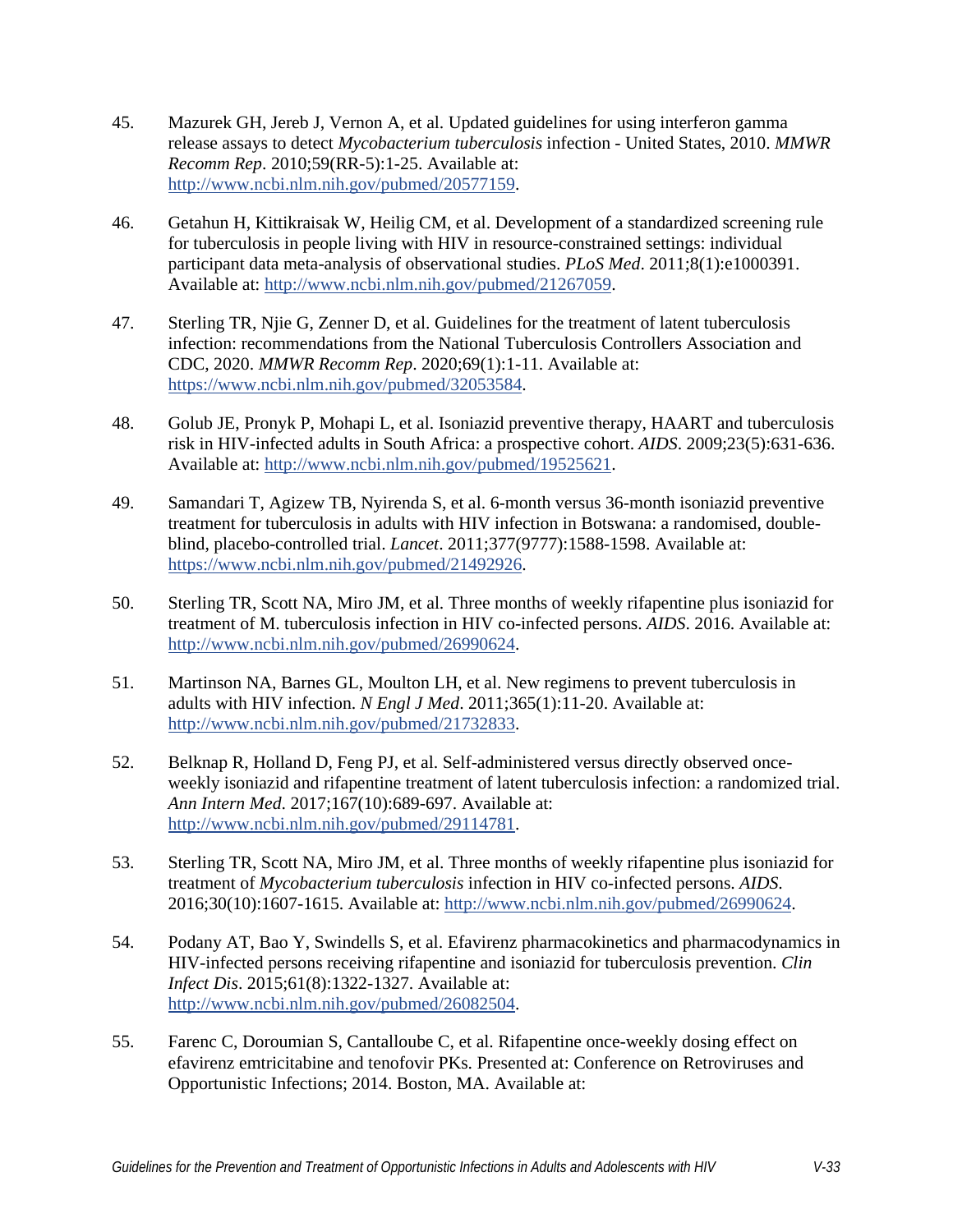45. Mazurek GH, Jereb J, Vernon A, et al. Updated guidelines for using interferon gamma release assays to detect *Mycobacterium tuberculosis* infection - United States, 2010. *MMWR Recomm Rep*. 2010;59(RR-5):1-25. Available at: http://www.ncbi.nlm.nih.gov/pubmed/20577159.

46. Getahun H, Kittikraisak W, Heilig CM, et al. Development of a standardized screening rule for tuberculosis in people living with HIV in resource-constrained settings: individual participant data meta-analysis of observational studies. *PLoS Med*. 2011;8(1):e1000391. Available at: http://www.ncbi.nlm.nih.gov/pubmed/21267059.

47. Sterling TR, Njie G, Zenner D, et al. Guidelines for the treatment of latent tuberculosis infection: recommendations from the National Tuberculosis Controllers Association and CDC, 2020. *MMWR Recomm Rep*. 2020;69(1):1-11. Available at: https://www.ncbi.nlm.nih.gov/pubmed/32053584.

48. Golub JE, Pronyk P, Mohapi L, et al. Isoniazid preventive therapy, HAART and tuberculosis risk in HIV-infected adults in South Africa: a prospective cohort. *AIDS*. 2009;23(5):631-636. Available at: http://www.ncbi.nlm.nih.gov/pubmed/19525621.

49. Samandari T, Agizew TB, Nyirenda S, et al. 6-month versus 36-month isoniazid preventive treatment for tuberculosis in adults with HIV infection in Botswana: a randomised, double-blind, placebo-controlled trial. *Lancet*. 2011;377(9777):1588-1598. Available at: https://www.ncbi.nlm.nih.gov/pubmed/21492926.

50. Sterling TR, Scott NA, Miro JM, et al. Three months of weekly rifapentine plus isoniazid for treatment of M. tuberculosis infection in HIV co-infected persons. *AIDS*. 2016. Available at: http://www.ncbi.nlm.nih.gov/pubmed/26990624.

51. Martinson NA, Barnes GL, Moulton LH, et al. New regimens to prevent tuberculosis in adults with HIV infection. *N Engl J Med*. 2011;365(1):11-20. Available at: http://www.ncbi.nlm.nih.gov/pubmed/21732833.

52. Belknap R, Holland D, Feng PJ, et al. Self-administered versus directly observed once-weekly isoniazid and rifapentine treatment of latent tuberculosis infection: a randomized trial. *Ann Intern Med*. 2017;167(10):689-697. Available at: http://www.ncbi.nlm.nih.gov/pubmed/29114781.

53. Sterling TR, Scott NA, Miro JM, et al. Three months of weekly rifapentine plus isoniazid for treatment of *Mycobacterium tuberculosis* infection in HIV co-infected persons. *AIDS*. 2016;30(10):1607-1615. Available at: http://www.ncbi.nlm.nih.gov/pubmed/26990624.

54. Podany AT, Bao Y, Swindells S, et al. Efavirenz pharmacokinetics and pharmacodynamics in HIV-infected persons receiving rifapentine and isoniazid for tuberculosis prevention. *Clin Infect Dis*. 2015;61(8):1322-1327. Available at: http://www.ncbi.nlm.nih.gov/pubmed/26082504.

55. Farenc C, Doroumian S, Cantalloube C, et al. Rifapentine once-weekly dosing effect on efavirenz emtricitabine and tenofovir PKs. Presented at: Conference on Retroviruses and Opportunistic Infections; 2014. Boston, MA. Available at: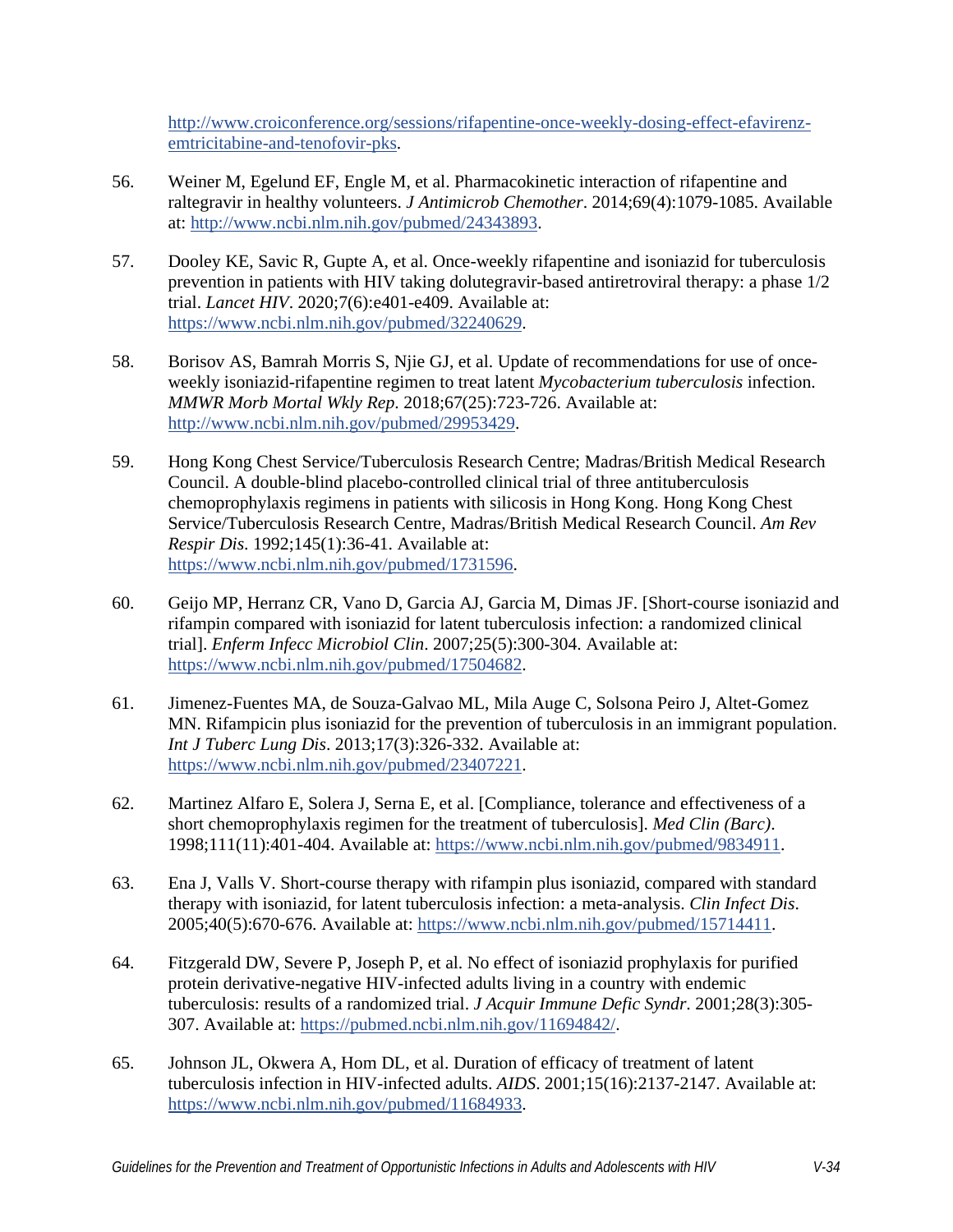http://www.croiconference.org/sessions/rifapentine-once-weekly-dosing-effect-efavirenz-emtricitabine-and-tenofovir-pks.

56. Weiner M, Egelund EF, Engle M, et al. Pharmacokinetic interaction of rifapentine and raltegravir in healthy volunteers. *J Antimicrob Chemother*. 2014;69(4):1079-1085. Available at: http://www.ncbi.nlm.nih.gov/pubmed/24343893.

57. Dooley KE, Savic R, Gupte A, et al. Once-weekly rifapentine and isoniazid for tuberculosis prevention in patients with HIV taking dolutegravir-based antiretroviral therapy: a phase 1/2 trial. *Lancet HIV*. 2020;7(6):e401-e409. Available at: https://www.ncbi.nlm.nih.gov/pubmed/32240629.

58. Borisov AS, Bamrah Morris S, Njie GJ, et al. Update of recommendations for use of once-weekly isoniazid-rifapentine regimen to treat latent *Mycobacterium tuberculosis* infection. *MMWR Morb Mortal Wkly Rep*. 2018;67(25):723-726. Available at: http://www.ncbi.nlm.nih.gov/pubmed/29953429.

59. Hong Kong Chest Service/Tuberculosis Research Centre; Madras/British Medical Research Council. A double-blind placebo-controlled clinical trial of three antituberculosis chemoprophylaxis regimens in patients with silicosis in Hong Kong. Hong Kong Chest Service/Tuberculosis Research Centre, Madras/British Medical Research Council. *Am Rev Respir Dis*. 1992;145(1):36-41. Available at: https://www.ncbi.nlm.nih.gov/pubmed/1731596.

60. Geijo MP, Herranz CR, Vano D, Garcia AJ, Garcia M, Dimas JF. [Short-course isoniazid and rifampin compared with isoniazid for latent tuberculosis infection: a randomized clinical trial]. *Enferm Infecc Microbiol Clin*. 2007;25(5):300-304. Available at: https://www.ncbi.nlm.nih.gov/pubmed/17504682.

61. Jimenez-Fuentes MA, de Souza-Galvao ML, Mila Auge C, Solsona Peiro J, Altet-Gomez MN. Rifampicin plus isoniazid for the prevention of tuberculosis in an immigrant population. *Int J Tuberc Lung Dis*. 2013;17(3):326-332. Available at: https://www.ncbi.nlm.nih.gov/pubmed/23407221.

62. Martinez Alfaro E, Solera J, Serna E, et al. [Compliance, tolerance and effectiveness of a short chemoprophylaxis regimen for the treatment of tuberculosis]. *Med Clin (Barc)*. 1998;111(11):401-404. Available at: https://www.ncbi.nlm.nih.gov/pubmed/9834911.

63. Ena J, Valls V. Short-course therapy with rifampin plus isoniazid, compared with standard therapy with isoniazid, for latent tuberculosis infection: a meta-analysis. *Clin Infect Dis*. 2005;40(5):670-676. Available at: https://www.ncbi.nlm.nih.gov/pubmed/15714411.

64. Fitzgerald DW, Severe P, Joseph P, et al. No effect of isoniazid prophylaxis for purified protein derivative-negative HIV-infected adults living in a country with endemic tuberculosis: results of a randomized trial. *J Acquir Immune Defic Syndr*. 2001;28(3):305-307. Available at: https://pubmed.ncbi.nlm.nih.gov/11694842/.

65. Johnson JL, Okwera A, Hom DL, et al. Duration of efficacy of treatment of latent tuberculosis infection in HIV-infected adults. *AIDS*. 2001;15(16):2137-2147. Available at: https://www.ncbi.nlm.nih.gov/pubmed/11684933.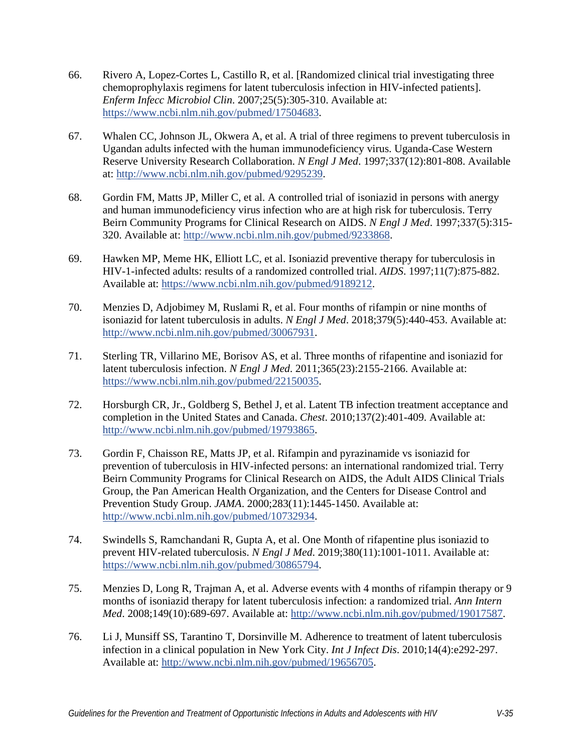66. Rivero A, Lopez-Cortes L, Castillo R, et al. [Randomized clinical trial investigating three chemoprophylaxis regimens for latent tuberculosis infection in HIV-infected patients]. *Enferm Infecc Microbiol Clin*. 2007;25(5):305-310. Available at: https://www.ncbi.nlm.nih.gov/pubmed/17504683.

67. Whalen CC, Johnson JL, Okwera A, et al. A trial of three regimens to prevent tuberculosis in Ugandan adults infected with the human immunodeficiency virus. Uganda-Case Western Reserve University Research Collaboration. *N Engl J Med*. 1997;337(12):801-808. Available at: http://www.ncbi.nlm.nih.gov/pubmed/9295239.

68. Gordin FM, Matts JP, Miller C, et al. A controlled trial of isoniazid in persons with anergy and human immunodeficiency virus infection who are at high risk for tuberculosis. Terry Beirn Community Programs for Clinical Research on AIDS. *N Engl J Med*. 1997;337(5):315-320. Available at: http://www.ncbi.nlm.nih.gov/pubmed/9233868.

69. Hawken MP, Meme HK, Elliott LC, et al. Isoniazid preventive therapy for tuberculosis in HIV-1-infected adults: results of a randomized controlled trial. *AIDS*. 1997;11(7):875-882. Available at: https://www.ncbi.nlm.nih.gov/pubmed/9189212.

70. Menzies D, Adjobimey M, Ruslami R, et al. Four months of rifampin or nine months of isoniazid for latent tuberculosis in adults. *N Engl J Med*. 2018;379(5):440-453. Available at: http://www.ncbi.nlm.nih.gov/pubmed/30067931.

71. Sterling TR, Villarino ME, Borisov AS, et al. Three months of rifapentine and isoniazid for latent tuberculosis infection. *N Engl J Med*. 2011;365(23):2155-2166. Available at: https://www.ncbi.nlm.nih.gov/pubmed/22150035.

72. Horsburgh CR, Jr., Goldberg S, Bethel J, et al. Latent TB infection treatment acceptance and completion in the United States and Canada. *Chest*. 2010;137(2):401-409. Available at: http://www.ncbi.nlm.nih.gov/pubmed/19793865.

73. Gordin F, Chaisson RE, Matts JP, et al. Rifampin and pyrazinamide vs isoniazid for prevention of tuberculosis in HIV-infected persons: an international randomized trial. Terry Beirn Community Programs for Clinical Research on AIDS, the Adult AIDS Clinical Trials Group, the Pan American Health Organization, and the Centers for Disease Control and Prevention Study Group. *JAMA*. 2000;283(11):1445-1450. Available at: http://www.ncbi.nlm.nih.gov/pubmed/10732934.

74. Swindells S, Ramchandani R, Gupta A, et al. One Month of rifapentine plus isoniazid to prevent HIV-related tuberculosis. *N Engl J Med*. 2019;380(11):1001-1011. Available at: https://www.ncbi.nlm.nih.gov/pubmed/30865794.

75. Menzies D, Long R, Trajman A, et al. Adverse events with 4 months of rifampin therapy or 9 months of isoniazid therapy for latent tuberculosis infection: a randomized trial. *Ann Intern Med*. 2008;149(10):689-697. Available at: http://www.ncbi.nlm.nih.gov/pubmed/19017587.

76. Li J, Munsiff SS, Tarantino T, Dorsinville M. Adherence to treatment of latent tuberculosis infection in a clinical population in New York City. *Int J Infect Dis*. 2010;14(4):e292-297. Available at: http://www.ncbi.nlm.nih.gov/pubmed/19656705.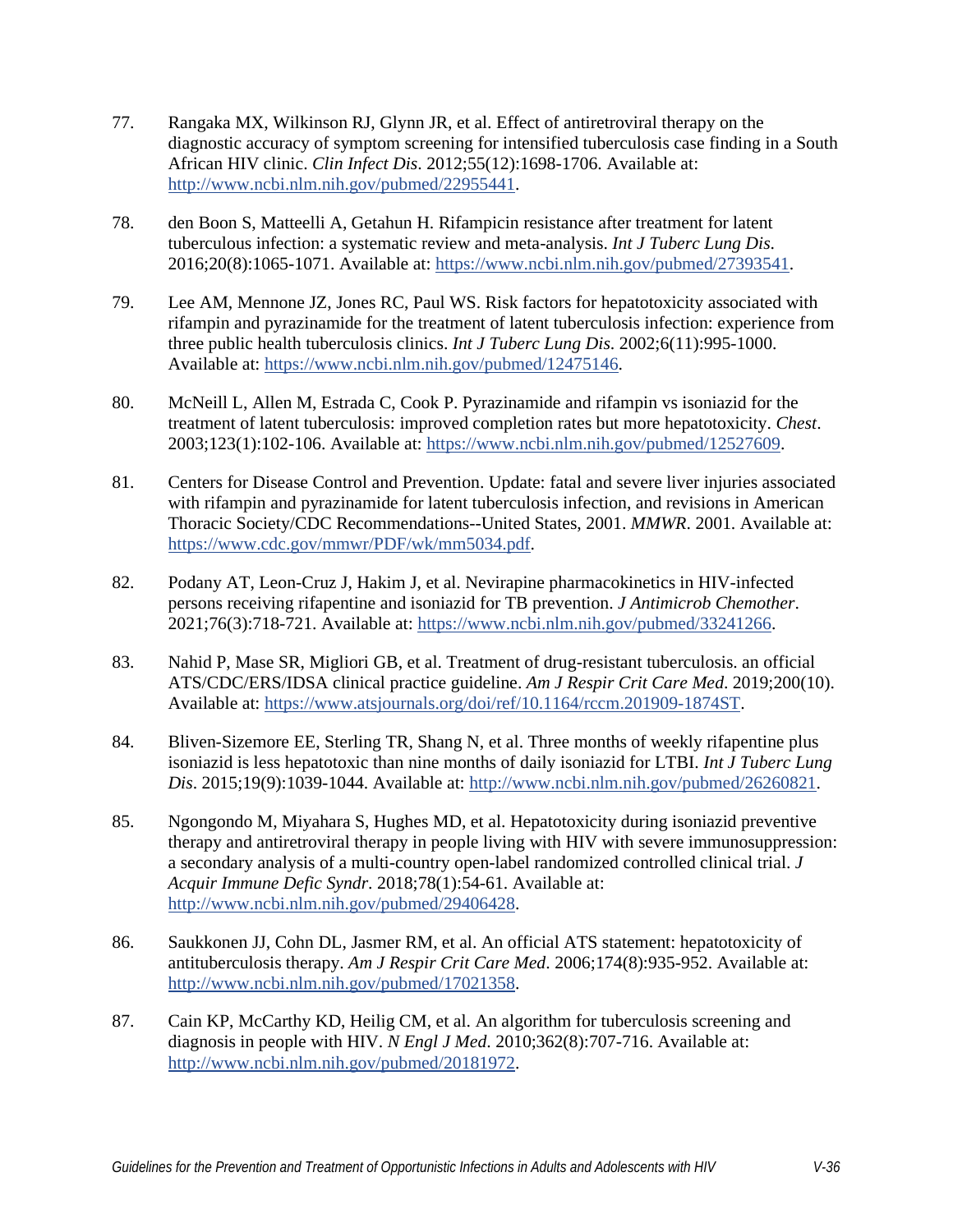77. Rangaka MX, Wilkinson RJ, Glynn JR, et al. Effect of antiretroviral therapy on the diagnostic accuracy of symptom screening for intensified tuberculosis case finding in a South African HIV clinic. *Clin Infect Dis*. 2012;55(12):1698-1706. Available at: http://www.ncbi.nlm.nih.gov/pubmed/22955441.

78. den Boon S, Matteelli A, Getahun H. Rifampicin resistance after treatment for latent tuberculous infection: a systematic review and meta-analysis. *Int J Tuberc Lung Dis*. 2016;20(8):1065-1071. Available at: https://www.ncbi.nlm.nih.gov/pubmed/27393541.

79. Lee AM, Mennone JZ, Jones RC, Paul WS. Risk factors for hepatotoxicity associated with rifampin and pyrazinamide for the treatment of latent tuberculosis infection: experience from three public health tuberculosis clinics. *Int J Tuberc Lung Dis*. 2002;6(11):995-1000. Available at: https://www.ncbi.nlm.nih.gov/pubmed/12475146.

80. McNeill L, Allen M, Estrada C, Cook P. Pyrazinamide and rifampin vs isoniazid for the treatment of latent tuberculosis: improved completion rates but more hepatotoxicity. *Chest*. 2003;123(1):102-106. Available at: https://www.ncbi.nlm.nih.gov/pubmed/12527609.

81. Centers for Disease Control and Prevention. Update: fatal and severe liver injuries associated with rifampin and pyrazinamide for latent tuberculosis infection, and revisions in American Thoracic Society/CDC Recommendations--United States, 2001. *MMWR*. 2001. Available at: https://www.cdc.gov/mmwr/PDF/wk/mm5034.pdf.

82. Podany AT, Leon-Cruz J, Hakim J, et al. Nevirapine pharmacokinetics in HIV-infected persons receiving rifapentine and isoniazid for TB prevention. *J Antimicrob Chemother*. 2021;76(3):718-721. Available at: https://www.ncbi.nlm.nih.gov/pubmed/33241266.

83. Nahid P, Mase SR, Migliori GB, et al. Treatment of drug-resistant tuberculosis. an official ATS/CDC/ERS/IDSA clinical practice guideline. *Am J Respir Crit Care Med*. 2019;200(10). Available at: https://www.atsjournals.org/doi/ref/10.1164/rccm.201909-1874ST.

84. Bliven-Sizemore EE, Sterling TR, Shang N, et al. Three months of weekly rifapentine plus isoniazid is less hepatotoxic than nine months of daily isoniazid for LTBI. *Int J Tuberc Lung Dis*. 2015;19(9):1039-1044. Available at: http://www.ncbi.nlm.nih.gov/pubmed/26260821.

85. Ngongondo M, Miyahara S, Hughes MD, et al. Hepatotoxicity during isoniazid preventive therapy and antiretroviral therapy in people living with HIV with severe immunosuppression: a secondary analysis of a multi-country open-label randomized controlled clinical trial. *J Acquir Immune Defic Syndr*. 2018;78(1):54-61. Available at: http://www.ncbi.nlm.nih.gov/pubmed/29406428.

86. Saukkonen JJ, Cohn DL, Jasmer RM, et al. An official ATS statement: hepatotoxicity of antituberculosis therapy. *Am J Respir Crit Care Med*. 2006;174(8):935-952. Available at: http://www.ncbi.nlm.nih.gov/pubmed/17021358.

87. Cain KP, McCarthy KD, Heilig CM, et al. An algorithm for tuberculosis screening and diagnosis in people with HIV. *N Engl J Med*. 2010;362(8):707-716. Available at: http://www.ncbi.nlm.nih.gov/pubmed/20181972.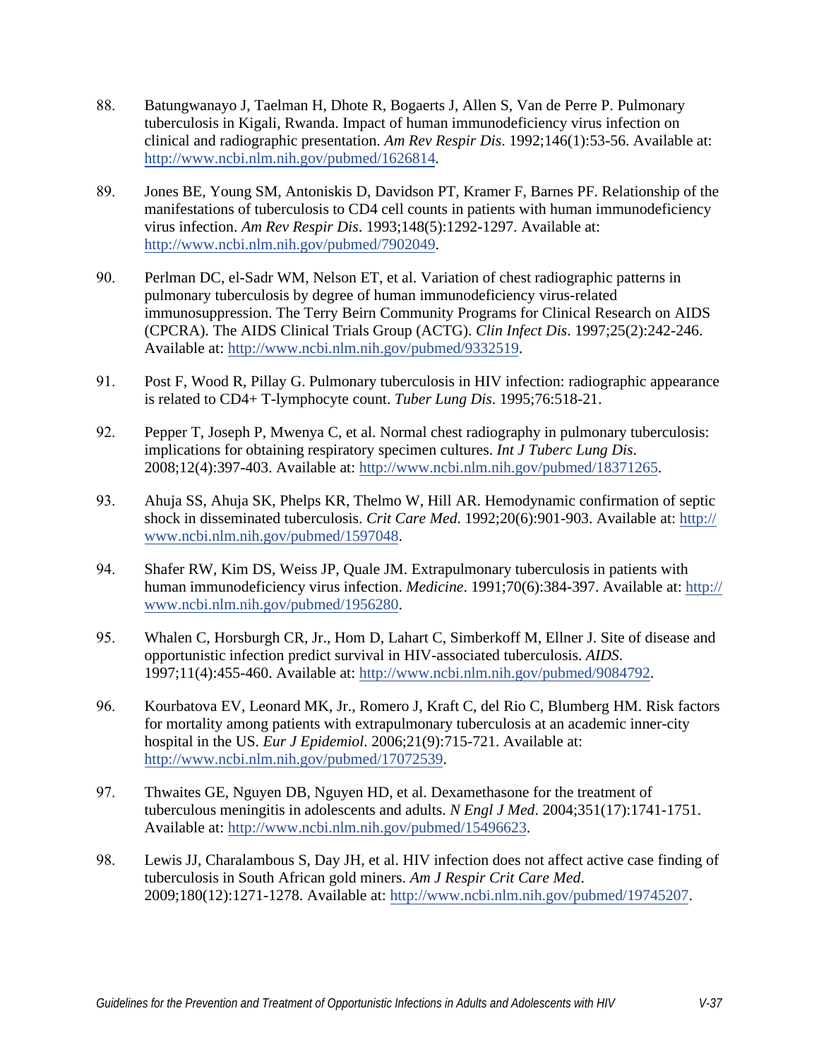88. Batungwanayo J, Taelman H, Dhote R, Bogaerts J, Allen S, Van de Perre P. Pulmonary tuberculosis in Kigali, Rwanda. Impact of human immunodeficiency virus infection on clinical and radiographic presentation. *Am Rev Respir Dis*. 1992;146(1):53-56. Available at: http://www.ncbi.nlm.nih.gov/pubmed/1626814.

89. Jones BE, Young SM, Antoniskis D, Davidson PT, Kramer F, Barnes PF. Relationship of the manifestations of tuberculosis to CD4 cell counts in patients with human immunodeficiency virus infection. *Am Rev Respir Dis*. 1993;148(5):1292-1297. Available at: http://www.ncbi.nlm.nih.gov/pubmed/7902049.

90. Perlman DC, el-Sadr WM, Nelson ET, et al. Variation of chest radiographic patterns in pulmonary tuberculosis by degree of human immunodeficiency virus-related immunosuppression. The Terry Beirn Community Programs for Clinical Research on AIDS (CPCRA). The AIDS Clinical Trials Group (ACTG). *Clin Infect Dis*. 1997;25(2):242-246. Available at: http://www.ncbi.nlm.nih.gov/pubmed/9332519.

91. Post F, Wood R, Pillay G. Pulmonary tuberculosis in HIV infection: radiographic appearance is related to CD4+ T-lymphocyte count. *Tuber Lung Dis*. 1995;76:518-21.

92. Pepper T, Joseph P, Mwenya C, et al. Normal chest radiography in pulmonary tuberculosis: implications for obtaining respiratory specimen cultures. *Int J Tuberc Lung Dis*. 2008;12(4):397-403. Available at: http://www.ncbi.nlm.nih.gov/pubmed/18371265.

93. Ahuja SS, Ahuja SK, Phelps KR, Thelmo W, Hill AR. Hemodynamic confirmation of septic shock in disseminated tuberculosis. *Crit Care Med*. 1992;20(6):901-903. Available at: http://www.ncbi.nlm.nih.gov/pubmed/1597048.

94. Shafer RW, Kim DS, Weiss JP, Quale JM. Extrapulmonary tuberculosis in patients with human immunodeficiency virus infection. *Medicine*. 1991;70(6):384-397. Available at: http://www.ncbi.nlm.nih.gov/pubmed/1956280.

95. Whalen C, Horsburgh CR, Jr., Hom D, Lahart C, Simberkoff M, Ellner J. Site of disease and opportunistic infection predict survival in HIV-associated tuberculosis. *AIDS*. 1997;11(4):455-460. Available at: http://www.ncbi.nlm.nih.gov/pubmed/9084792.

96. Kourbatova EV, Leonard MK, Jr., Romero J, Kraft C, del Rio C, Blumberg HM. Risk factors for mortality among patients with extrapulmonary tuberculosis at an academic inner-city hospital in the US. *Eur J Epidemiol*. 2006;21(9):715-721. Available at: http://www.ncbi.nlm.nih.gov/pubmed/17072539.

97. Thwaites GE, Nguyen DB, Nguyen HD, et al. Dexamethasone for the treatment of tuberculous meningitis in adolescents and adults. *N Engl J Med*. 2004;351(17):1741-1751. Available at: http://www.ncbi.nlm.nih.gov/pubmed/15496623.

98. Lewis JJ, Charalambous S, Day JH, et al. HIV infection does not affect active case finding of tuberculosis in South African gold miners. *Am J Respir Crit Care Med*. 2009;180(12):1271-1278. Available at: http://www.ncbi.nlm.nih.gov/pubmed/19745207.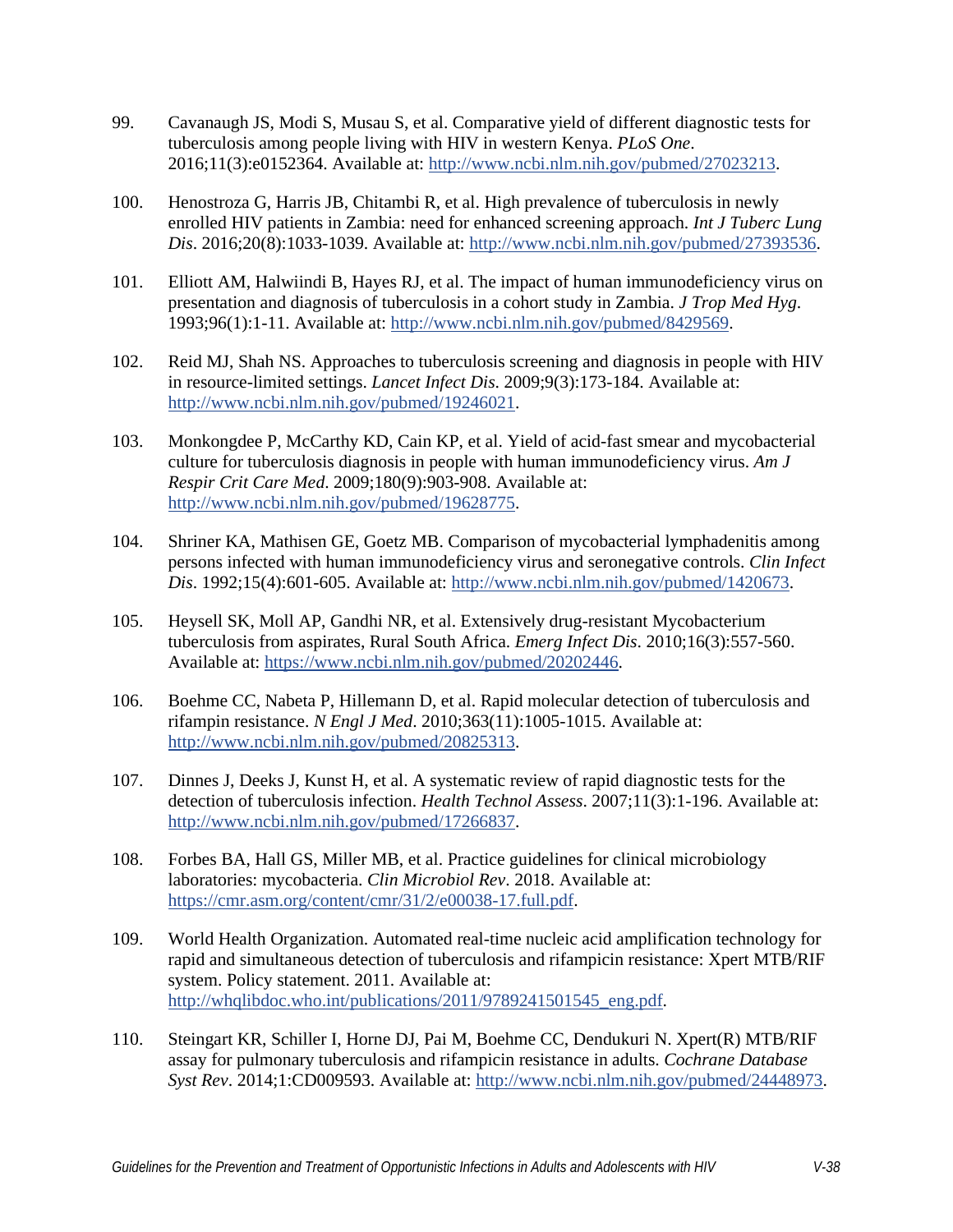99. Cavanaugh JS, Modi S, Musau S, et al. Comparative yield of different diagnostic tests for tuberculosis among people living with HIV in western Kenya. *PLoS One*. 2016;11(3):e0152364. Available at: http://www.ncbi.nlm.nih.gov/pubmed/27023213.

100. Henostroza G, Harris JB, Chitambi R, et al. High prevalence of tuberculosis in newly enrolled HIV patients in Zambia: need for enhanced screening approach. *Int J Tuberc Lung Dis*. 2016;20(8):1033-1039. Available at: http://www.ncbi.nlm.nih.gov/pubmed/27393536.

101. Elliott AM, Halwiindi B, Hayes RJ, et al. The impact of human immunodeficiency virus on presentation and diagnosis of tuberculosis in a cohort study in Zambia. *J Trop Med Hyg*. 1993;96(1):1-11. Available at: http://www.ncbi.nlm.nih.gov/pubmed/8429569.

102. Reid MJ, Shah NS. Approaches to tuberculosis screening and diagnosis in people with HIV in resource-limited settings. *Lancet Infect Dis*. 2009;9(3):173-184. Available at: http://www.ncbi.nlm.nih.gov/pubmed/19246021.

103. Monkongdee P, McCarthy KD, Cain KP, et al. Yield of acid-fast smear and mycobacterial culture for tuberculosis diagnosis in people with human immunodeficiency virus. *Am J Respir Crit Care Med*. 2009;180(9):903-908. Available at: http://www.ncbi.nlm.nih.gov/pubmed/19628775.

104. Shriner KA, Mathisen GE, Goetz MB. Comparison of mycobacterial lymphadenitis among persons infected with human immunodeficiency virus and seronegative controls. *Clin Infect Dis*. 1992;15(4):601-605. Available at: http://www.ncbi.nlm.nih.gov/pubmed/1420673.

105. Heysell SK, Moll AP, Gandhi NR, et al. Extensively drug-resistant Mycobacterium tuberculosis from aspirates, Rural South Africa. *Emerg Infect Dis*. 2010;16(3):557-560. Available at: https://www.ncbi.nlm.nih.gov/pubmed/20202446.

106. Boehme CC, Nabeta P, Hillemann D, et al. Rapid molecular detection of tuberculosis and rifampin resistance. *N Engl J Med*. 2010;363(11):1005-1015. Available at: http://www.ncbi.nlm.nih.gov/pubmed/20825313.

107. Dinnes J, Deeks J, Kunst H, et al. A systematic review of rapid diagnostic tests for the detection of tuberculosis infection. *Health Technol Assess*. 2007;11(3):1-196. Available at: http://www.ncbi.nlm.nih.gov/pubmed/17266837.

108. Forbes BA, Hall GS, Miller MB, et al. Practice guidelines for clinical microbiology laboratories: mycobacteria. *Clin Microbiol Rev*. 2018. Available at: https://cmr.asm.org/content/cmr/31/2/e00038-17.full.pdf.

109. World Health Organization. Automated real-time nucleic acid amplification technology for rapid and simultaneous detection of tuberculosis and rifampicin resistance: Xpert MTB/RIF system. Policy statement. 2011. Available at: http://whqlibdoc.who.int/publications/2011/9789241501545_eng.pdf.

110. Steingart KR, Schiller I, Horne DJ, Pai M, Boehme CC, Dendukuri N. Xpert(R) MTB/RIF assay for pulmonary tuberculosis and rifampicin resistance in adults. *Cochrane Database Syst Rev*. 2014;1:CD009593. Available at: http://www.ncbi.nlm.nih.gov/pubmed/24448973.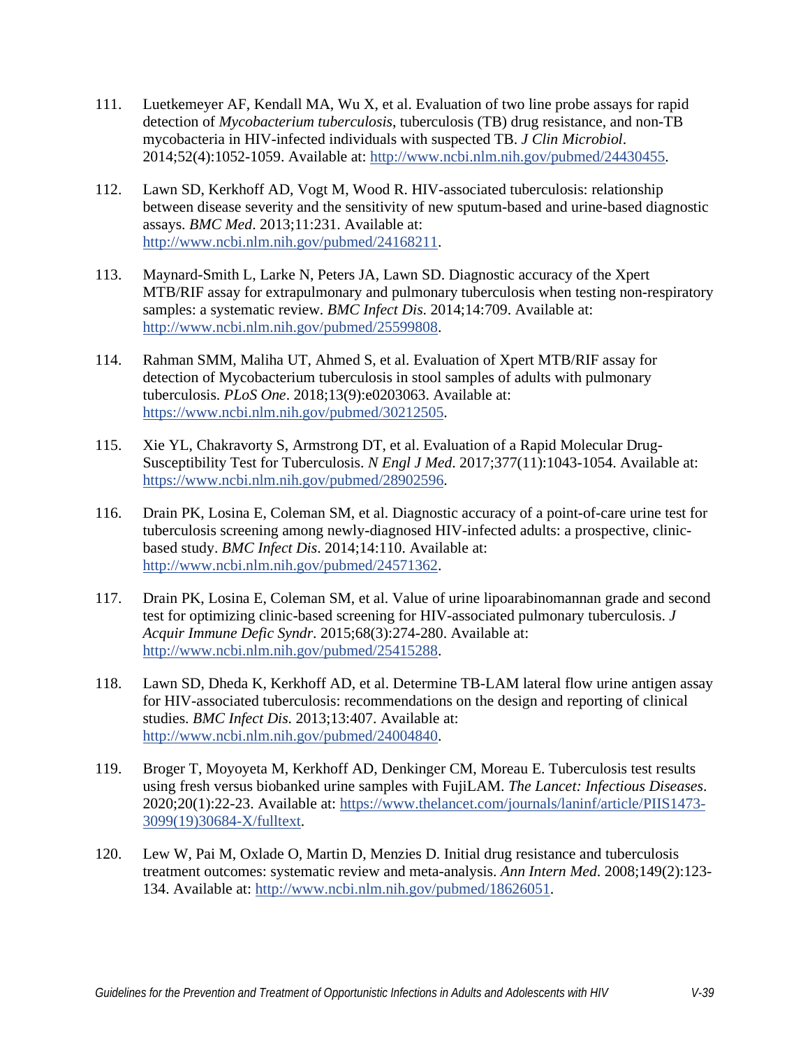111. Luetkemeyer AF, Kendall MA, Wu X, et al. Evaluation of two line probe assays for rapid detection of *Mycobacterium tuberculosis*, tuberculosis (TB) drug resistance, and non-TB mycobacteria in HIV-infected individuals with suspected TB. *J Clin Microbiol*. 2014;52(4):1052-1059. Available at: http://www.ncbi.nlm.nih.gov/pubmed/24430455.

112. Lawn SD, Kerkhoff AD, Vogt M, Wood R. HIV-associated tuberculosis: relationship between disease severity and the sensitivity of new sputum-based and urine-based diagnostic assays. *BMC Med*. 2013;11:231. Available at: http://www.ncbi.nlm.nih.gov/pubmed/24168211.

113. Maynard-Smith L, Larke N, Peters JA, Lawn SD. Diagnostic accuracy of the Xpert MTB/RIF assay for extrapulmonary and pulmonary tuberculosis when testing non-respiratory samples: a systematic review. *BMC Infect Dis*. 2014;14:709. Available at: http://www.ncbi.nlm.nih.gov/pubmed/25599808.

114. Rahman SMM, Maliha UT, Ahmed S, et al. Evaluation of Xpert MTB/RIF assay for detection of Mycobacterium tuberculosis in stool samples of adults with pulmonary tuberculosis. *PLoS One*. 2018;13(9):e0203063. Available at: https://www.ncbi.nlm.nih.gov/pubmed/30212505.

115. Xie YL, Chakravorty S, Armstrong DT, et al. Evaluation of a Rapid Molecular Drug-Susceptibility Test for Tuberculosis. *N Engl J Med*. 2017;377(11):1043-1054. Available at: https://www.ncbi.nlm.nih.gov/pubmed/28902596.

116. Drain PK, Losina E, Coleman SM, et al. Diagnostic accuracy of a point-of-care urine test for tuberculosis screening among newly-diagnosed HIV-infected adults: a prospective, clinic-based study. *BMC Infect Dis*. 2014;14:110. Available at: http://www.ncbi.nlm.nih.gov/pubmed/24571362.

117. Drain PK, Losina E, Coleman SM, et al. Value of urine lipoarabinomannan grade and second test for optimizing clinic-based screening for HIV-associated pulmonary tuberculosis. *J Acquir Immune Defic Syndr*. 2015;68(3):274-280. Available at: http://www.ncbi.nlm.nih.gov/pubmed/25415288.

118. Lawn SD, Dheda K, Kerkhoff AD, et al. Determine TB-LAM lateral flow urine antigen assay for HIV-associated tuberculosis: recommendations on the design and reporting of clinical studies. *BMC Infect Dis*. 2013;13:407. Available at: http://www.ncbi.nlm.nih.gov/pubmed/24004840.

119. Broger T, Moyoyeta M, Kerkhoff AD, Denkinger CM, Moreau E. Tuberculosis test results using fresh versus biobanked urine samples with FujiLAM. *The Lancet: Infectious Diseases*. 2020;20(1):22-23. Available at: https://www.thelancet.com/journals/laninf/article/PIIS1473-3099(19)30684-X/fulltext.

120. Lew W, Pai M, Oxlade O, Martin D, Menzies D. Initial drug resistance and tuberculosis treatment outcomes: systematic review and meta-analysis. *Ann Intern Med*. 2008;149(2):123-134. Available at: http://www.ncbi.nlm.nih.gov/pubmed/18626051.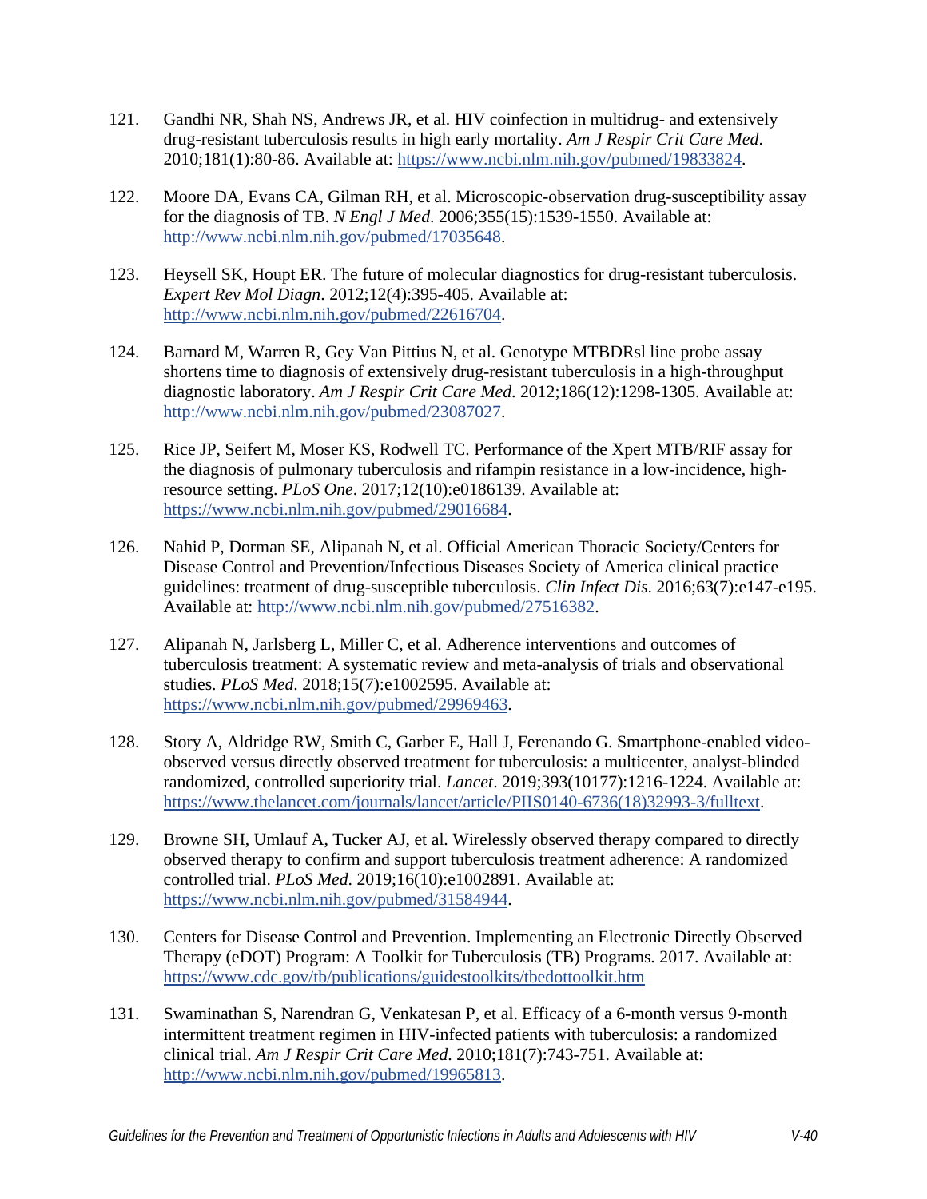121. Gandhi NR, Shah NS, Andrews JR, et al. HIV coinfection in multidrug- and extensively drug-resistant tuberculosis results in high early mortality. *Am J Respir Crit Care Med*. 2010;181(1):80-86. Available at: https://www.ncbi.nlm.nih.gov/pubmed/19833824.

122. Moore DA, Evans CA, Gilman RH, et al. Microscopic-observation drug-susceptibility assay for the diagnosis of TB. *N Engl J Med*. 2006;355(15):1539-1550. Available at: http://www.ncbi.nlm.nih.gov/pubmed/17035648.

123. Heysell SK, Houpt ER. The future of molecular diagnostics for drug-resistant tuberculosis. *Expert Rev Mol Diagn*. 2012;12(4):395-405. Available at: http://www.ncbi.nlm.nih.gov/pubmed/22616704.

124. Barnard M, Warren R, Gey Van Pittius N, et al. Genotype MTBDRsl line probe assay shortens time to diagnosis of extensively drug-resistant tuberculosis in a high-throughput diagnostic laboratory. *Am J Respir Crit Care Med*. 2012;186(12):1298-1305. Available at: http://www.ncbi.nlm.nih.gov/pubmed/23087027.

125. Rice JP, Seifert M, Moser KS, Rodwell TC. Performance of the Xpert MTB/RIF assay for the diagnosis of pulmonary tuberculosis and rifampin resistance in a low-incidence, high-resource setting. *PLoS One*. 2017;12(10):e0186139. Available at: https://www.ncbi.nlm.nih.gov/pubmed/29016684.

126. Nahid P, Dorman SE, Alipanah N, et al. Official American Thoracic Society/Centers for Disease Control and Prevention/Infectious Diseases Society of America clinical practice guidelines: treatment of drug-susceptible tuberculosis. *Clin Infect Dis*. 2016;63(7):e147-e195. Available at: http://www.ncbi.nlm.nih.gov/pubmed/27516382.

127. Alipanah N, Jarlsberg L, Miller C, et al. Adherence interventions and outcomes of tuberculosis treatment: A systematic review and meta-analysis of trials and observational studies. *PLoS Med*. 2018;15(7):e1002595. Available at: https://www.ncbi.nlm.nih.gov/pubmed/29969463.

128. Story A, Aldridge RW, Smith C, Garber E, Hall J, Ferenando G. Smartphone-enabled video-observed versus directly observed treatment for tuberculosis: a multicenter, analyst-blinded randomized, controlled superiority trial. *Lancet*. 2019;393(10177):1216-1224. Available at: https://www.thelancet.com/journals/lancet/article/PIIS0140-6736(18)32993-3/fulltext.

129. Browne SH, Umlauf A, Tucker AJ, et al. Wirelessly observed therapy compared to directly observed therapy to confirm and support tuberculosis treatment adherence: A randomized controlled trial. *PLoS Med*. 2019;16(10):e1002891. Available at: https://www.ncbi.nlm.nih.gov/pubmed/31584944.

130. Centers for Disease Control and Prevention. Implementing an Electronic Directly Observed Therapy (eDOT) Program: A Toolkit for Tuberculosis (TB) Programs. 2017. Available at: https://www.cdc.gov/tb/publications/guidestoolkits/tbedottoolkit.htm

131. Swaminathan S, Narendran G, Venkatesan P, et al. Efficacy of a 6-month versus 9-month intermittent treatment regimen in HIV-infected patients with tuberculosis: a randomized clinical trial. *Am J Respir Crit Care Med*. 2010;181(7):743-751. Available at: http://www.ncbi.nlm.nih.gov/pubmed/19965813.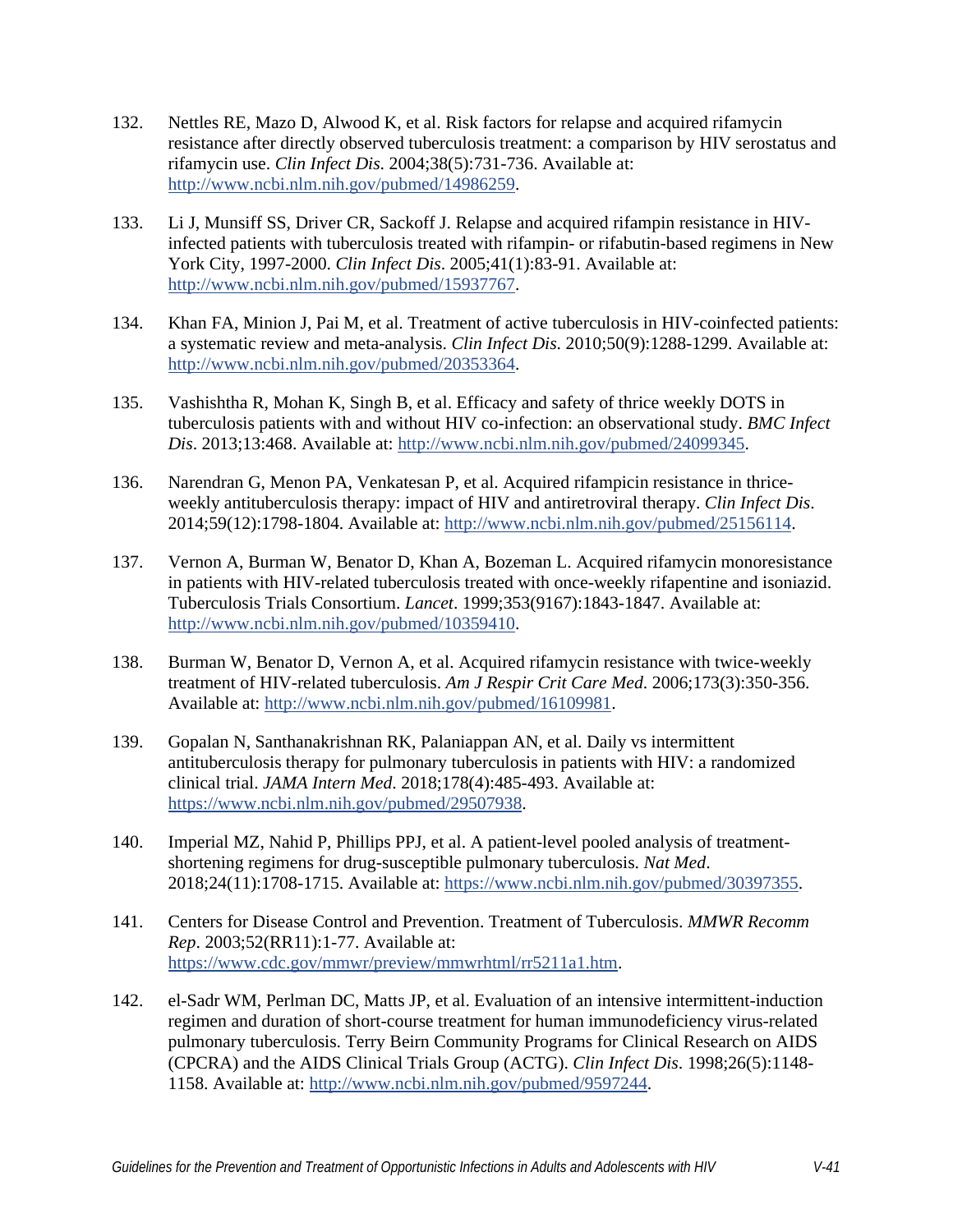132. Nettles RE, Mazo D, Alwood K, et al. Risk factors for relapse and acquired rifamycin resistance after directly observed tuberculosis treatment: a comparison by HIV serostatus and rifamycin use. *Clin Infect Dis*. 2004;38(5):731-736. Available at: http://www.ncbi.nlm.nih.gov/pubmed/14986259.

133. Li J, Munsiff SS, Driver CR, Sackoff J. Relapse and acquired rifampin resistance in HIV-infected patients with tuberculosis treated with rifampin- or rifabutin-based regimens in New York City, 1997-2000. *Clin Infect Dis*. 2005;41(1):83-91. Available at: http://www.ncbi.nlm.nih.gov/pubmed/15937767.

134. Khan FA, Minion J, Pai M, et al. Treatment of active tuberculosis in HIV-coinfected patients: a systematic review and meta-analysis. *Clin Infect Dis*. 2010;50(9):1288-1299. Available at: http://www.ncbi.nlm.nih.gov/pubmed/20353364.

135. Vashishtha R, Mohan K, Singh B, et al. Efficacy and safety of thrice weekly DOTS in tuberculosis patients with and without HIV co-infection: an observational study. *BMC Infect Dis*. 2013;13:468. Available at: http://www.ncbi.nlm.nih.gov/pubmed/24099345.

136. Narendran G, Menon PA, Venkatesan P, et al. Acquired rifampicin resistance in thrice-weekly antituberculosis therapy: impact of HIV and antiretroviral therapy. *Clin Infect Dis*. 2014;59(12):1798-1804. Available at: http://www.ncbi.nlm.nih.gov/pubmed/25156114.

137. Vernon A, Burman W, Benator D, Khan A, Bozeman L. Acquired rifamycin monoresistance in patients with HIV-related tuberculosis treated with once-weekly rifapentine and isoniazid. Tuberculosis Trials Consortium. *Lancet*. 1999;353(9167):1843-1847. Available at: http://www.ncbi.nlm.nih.gov/pubmed/10359410.

138. Burman W, Benator D, Vernon A, et al. Acquired rifamycin resistance with twice-weekly treatment of HIV-related tuberculosis. *Am J Respir Crit Care Med*. 2006;173(3):350-356. Available at: http://www.ncbi.nlm.nih.gov/pubmed/16109981.

139. Gopalan N, Santhanakrishnan RK, Palaniappan AN, et al. Daily vs intermittent antituberculosis therapy for pulmonary tuberculosis in patients with HIV: a randomized clinical trial. *JAMA Intern Med*. 2018;178(4):485-493. Available at: https://www.ncbi.nlm.nih.gov/pubmed/29507938.

140. Imperial MZ, Nahid P, Phillips PPJ, et al. A patient-level pooled analysis of treatment-shortening regimens for drug-susceptible pulmonary tuberculosis. *Nat Med*. 2018;24(11):1708-1715. Available at: https://www.ncbi.nlm.nih.gov/pubmed/30397355.

141. Centers for Disease Control and Prevention. Treatment of Tuberculosis. *MMWR Recomm Rep*. 2003;52(RR11):1-77. Available at: https://www.cdc.gov/mmwr/preview/mmwrhtml/rr5211a1.htm.

142. el-Sadr WM, Perlman DC, Matts JP, et al. Evaluation of an intensive intermittent-induction regimen and duration of short-course treatment for human immunodeficiency virus-related pulmonary tuberculosis. Terry Beirn Community Programs for Clinical Research on AIDS (CPCRA) and the AIDS Clinical Trials Group (ACTG). *Clin Infect Dis*. 1998;26(5):1148-1158. Available at: http://www.ncbi.nlm.nih.gov/pubmed/9597244.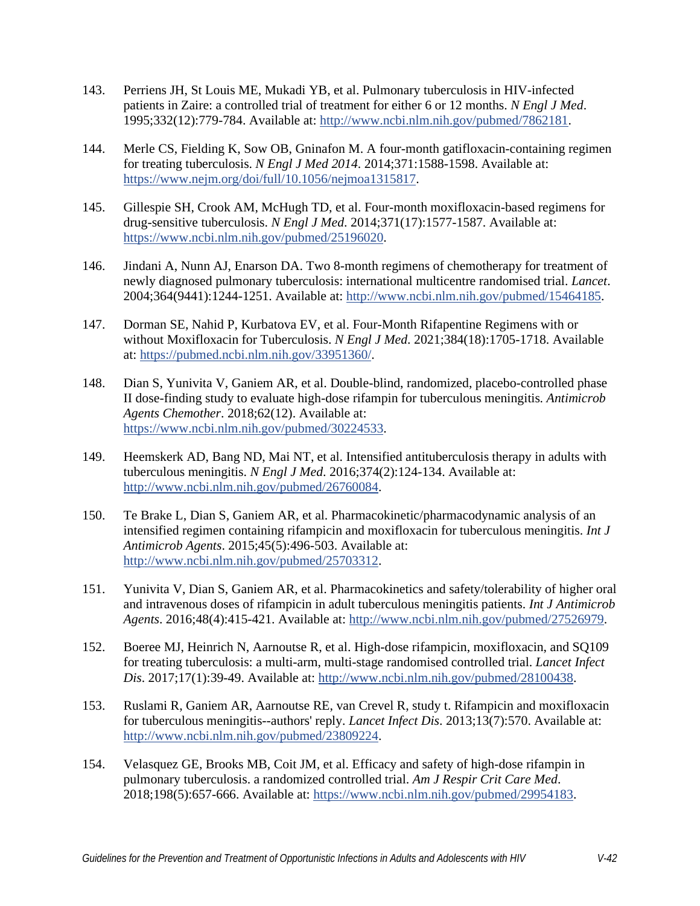143. Perriens JH, St Louis ME, Mukadi YB, et al. Pulmonary tuberculosis in HIV-infected patients in Zaire: a controlled trial of treatment for either 6 or 12 months. *N Engl J Med*. 1995;332(12):779-784. Available at: http://www.ncbi.nlm.nih.gov/pubmed/7862181.

144. Merle CS, Fielding K, Sow OB, Gninafon M. A four-month gatifloxacin-containing regimen for treating tuberculosis. *N Engl J Med 2014*. 2014;371:1588-1598. Available at: https://www.nejm.org/doi/full/10.1056/nejmoa1315817.

145. Gillespie SH, Crook AM, McHugh TD, et al. Four-month moxifloxacin-based regimens for drug-sensitive tuberculosis. *N Engl J Med*. 2014;371(17):1577-1587. Available at: https://www.ncbi.nlm.nih.gov/pubmed/25196020.

146. Jindani A, Nunn AJ, Enarson DA. Two 8-month regimens of chemotherapy for treatment of newly diagnosed pulmonary tuberculosis: international multicentre randomised trial. *Lancet*. 2004;364(9441):1244-1251. Available at: http://www.ncbi.nlm.nih.gov/pubmed/15464185.

147. Dorman SE, Nahid P, Kurbatova EV, et al. Four-Month Rifapentine Regimens with or without Moxifloxacin for Tuberculosis. *N Engl J Med*. 2021;384(18):1705-1718. Available at: https://pubmed.ncbi.nlm.nih.gov/33951360/.

148. Dian S, Yunivita V, Ganiem AR, et al. Double-blind, randomized, placebo-controlled phase II dose-finding study to evaluate high-dose rifampin for tuberculous meningitis. *Antimicrob Agents Chemother*. 2018;62(12). Available at: https://www.ncbi.nlm.nih.gov/pubmed/30224533.

149. Heemskerk AD, Bang ND, Mai NT, et al. Intensified antituberculosis therapy in adults with tuberculous meningitis. *N Engl J Med*. 2016;374(2):124-134. Available at: http://www.ncbi.nlm.nih.gov/pubmed/26760084.

150. Te Brake L, Dian S, Ganiem AR, et al. Pharmacokinetic/pharmacodynamic analysis of an intensified regimen containing rifampicin and moxifloxacin for tuberculous meningitis. *Int J Antimicrob Agents*. 2015;45(5):496-503. Available at: http://www.ncbi.nlm.nih.gov/pubmed/25703312.

151. Yunivita V, Dian S, Ganiem AR, et al. Pharmacokinetics and safety/tolerability of higher oral and intravenous doses of rifampicin in adult tuberculous meningitis patients. *Int J Antimicrob Agents*. 2016;48(4):415-421. Available at: http://www.ncbi.nlm.nih.gov/pubmed/27526979.

152. Boeree MJ, Heinrich N, Aarnoutse R, et al. High-dose rifampicin, moxifloxacin, and SQ109 for treating tuberculosis: a multi-arm, multi-stage randomised controlled trial. *Lancet Infect Dis*. 2017;17(1):39-49. Available at: http://www.ncbi.nlm.nih.gov/pubmed/28100438.

153. Ruslami R, Ganiem AR, Aarnoutse RE, van Crevel R, study t. Rifampicin and moxifloxacin for tuberculous meningitis--authors' reply. *Lancet Infect Dis*. 2013;13(7):570. Available at: http://www.ncbi.nlm.nih.gov/pubmed/23809224.

154. Velasquez GE, Brooks MB, Coit JM, et al. Efficacy and safety of high-dose rifampin in pulmonary tuberculosis. a randomized controlled trial. *Am J Respir Crit Care Med*. 2018;198(5):657-666. Available at: https://www.ncbi.nlm.nih.gov/pubmed/29954183.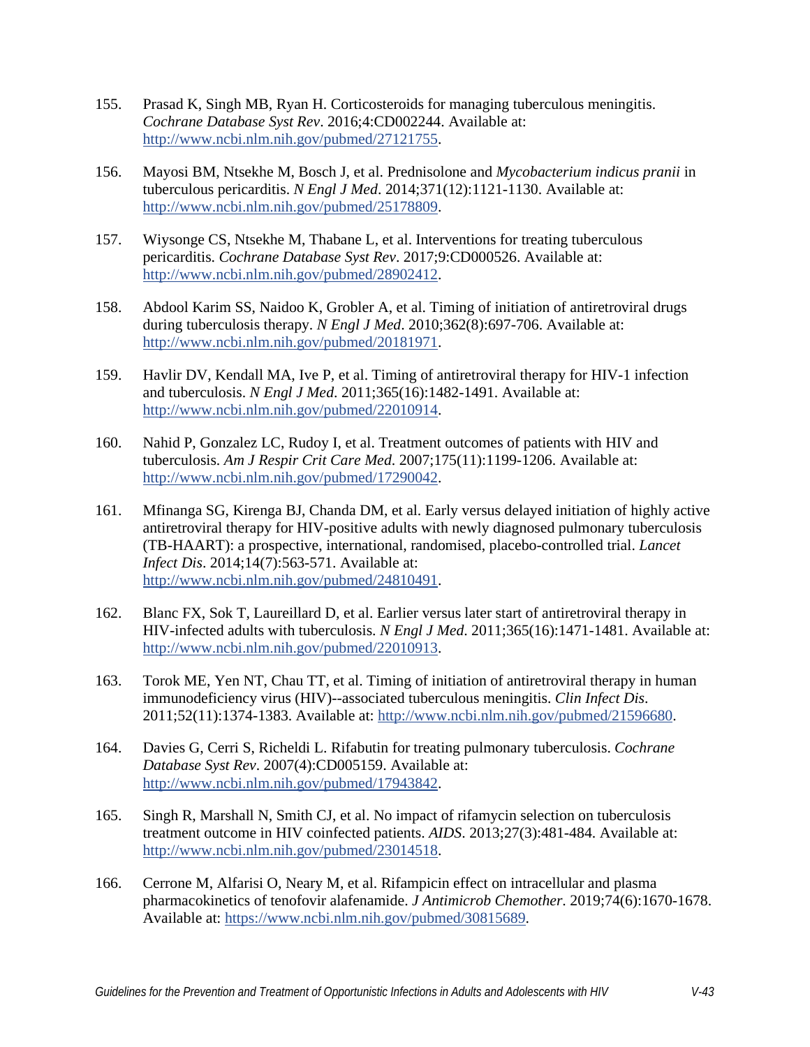155. Prasad K, Singh MB, Ryan H. Corticosteroids for managing tuberculous meningitis. *Cochrane Database Syst Rev*. 2016;4:CD002244. Available at: http://www.ncbi.nlm.nih.gov/pubmed/27121755.

156. Mayosi BM, Ntsekhe M, Bosch J, et al. Prednisolone and *Mycobacterium indicus pranii* in tuberculous pericarditis. *N Engl J Med*. 2014;371(12):1121-1130. Available at: http://www.ncbi.nlm.nih.gov/pubmed/25178809.

157. Wiysonge CS, Ntsekhe M, Thabane L, et al. Interventions for treating tuberculous pericarditis. *Cochrane Database Syst Rev*. 2017;9:CD000526. Available at: http://www.ncbi.nlm.nih.gov/pubmed/28902412.

158. Abdool Karim SS, Naidoo K, Grobler A, et al. Timing of initiation of antiretroviral drugs during tuberculosis therapy. *N Engl J Med*. 2010;362(8):697-706. Available at: http://www.ncbi.nlm.nih.gov/pubmed/20181971.

159. Havlir DV, Kendall MA, Ive P, et al. Timing of antiretroviral therapy for HIV-1 infection and tuberculosis. *N Engl J Med*. 2011;365(16):1482-1491. Available at: http://www.ncbi.nlm.nih.gov/pubmed/22010914.

160. Nahid P, Gonzalez LC, Rudoy I, et al. Treatment outcomes of patients with HIV and tuberculosis. *Am J Respir Crit Care Med*. 2007;175(11):1199-1206. Available at: http://www.ncbi.nlm.nih.gov/pubmed/17290042.

161. Mfinanga SG, Kirenga BJ, Chanda DM, et al. Early versus delayed initiation of highly active antiretroviral therapy for HIV-positive adults with newly diagnosed pulmonary tuberculosis (TB-HAART): a prospective, international, randomised, placebo-controlled trial. *Lancet Infect Dis*. 2014;14(7):563-571. Available at: http://www.ncbi.nlm.nih.gov/pubmed/24810491.

162. Blanc FX, Sok T, Laureillard D, et al. Earlier versus later start of antiretroviral therapy in HIV-infected adults with tuberculosis. *N Engl J Med*. 2011;365(16):1471-1481. Available at: http://www.ncbi.nlm.nih.gov/pubmed/22010913.

163. Torok ME, Yen NT, Chau TT, et al. Timing of initiation of antiretroviral therapy in human immunodeficiency virus (HIV)--associated tuberculous meningitis. *Clin Infect Dis*. 2011;52(11):1374-1383. Available at: http://www.ncbi.nlm.nih.gov/pubmed/21596680.

164. Davies G, Cerri S, Richeldi L. Rifabutin for treating pulmonary tuberculosis. *Cochrane Database Syst Rev*. 2007(4):CD005159. Available at: http://www.ncbi.nlm.nih.gov/pubmed/17943842.

165. Singh R, Marshall N, Smith CJ, et al. No impact of rifamycin selection on tuberculosis treatment outcome in HIV coinfected patients. *AIDS*. 2013;27(3):481-484. Available at: http://www.ncbi.nlm.nih.gov/pubmed/23014518.

166. Cerrone M, Alfarisi O, Neary M, et al. Rifampicin effect on intracellular and plasma pharmacokinetics of tenofovir alafenamide. *J Antimicrob Chemother*. 2019;74(6):1670-1678. Available at: https://www.ncbi.nlm.nih.gov/pubmed/30815689.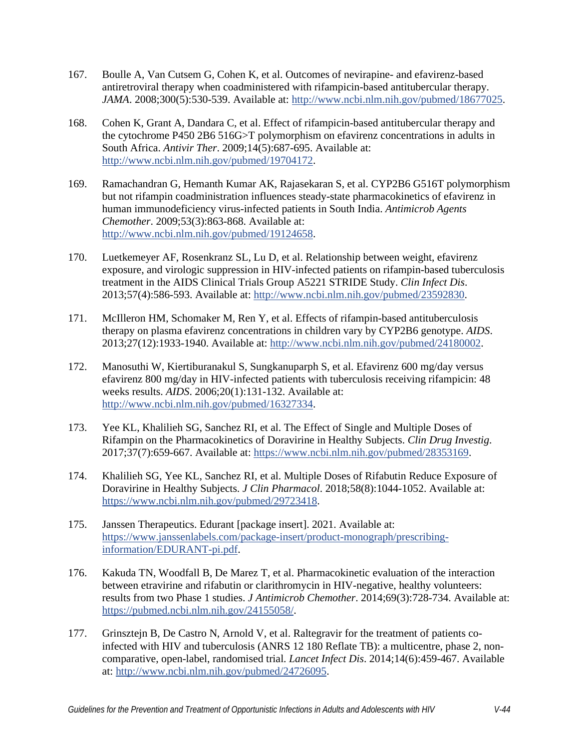167. Boulle A, Van Cutsem G, Cohen K, et al. Outcomes of nevirapine- and efavirenz-based antiretroviral therapy when coadministered with rifampicin-based antitubercular therapy. *JAMA*. 2008;300(5):530-539. Available at: http://www.ncbi.nlm.nih.gov/pubmed/18677025.

168. Cohen K, Grant A, Dandara C, et al. Effect of rifampicin-based antitubercular therapy and the cytochrome P450 2B6 516G>T polymorphism on efavirenz concentrations in adults in South Africa. *Antivir Ther*. 2009;14(5):687-695. Available at: http://www.ncbi.nlm.nih.gov/pubmed/19704172.

169. Ramachandran G, Hemanth Kumar AK, Rajasekaran S, et al. CYP2B6 G516T polymorphism but not rifampin coadministration influences steady-state pharmacokinetics of efavirenz in human immunodeficiency virus-infected patients in South India. *Antimicrob Agents Chemother*. 2009;53(3):863-868. Available at: http://www.ncbi.nlm.nih.gov/pubmed/19124658.

170. Luetkemeyer AF, Rosenkranz SL, Lu D, et al. Relationship between weight, efavirenz exposure, and virologic suppression in HIV-infected patients on rifampin-based tuberculosis treatment in the AIDS Clinical Trials Group A5221 STRIDE Study. *Clin Infect Dis*. 2013;57(4):586-593. Available at: http://www.ncbi.nlm.nih.gov/pubmed/23592830.

171. McIlleron HM, Schomaker M, Ren Y, et al. Effects of rifampin-based antituberculosis therapy on plasma efavirenz concentrations in children vary by CYP2B6 genotype. *AIDS*. 2013;27(12):1933-1940. Available at: http://www.ncbi.nlm.nih.gov/pubmed/24180002.

172. Manosuthi W, Kiertiburanakul S, Sungkanuparph S, et al. Efavirenz 600 mg/day versus efavirenz 800 mg/day in HIV-infected patients with tuberculosis receiving rifampicin: 48 weeks results. *AIDS*. 2006;20(1):131-132. Available at: http://www.ncbi.nlm.nih.gov/pubmed/16327334.

173. Yee KL, Khalilieh SG, Sanchez RI, et al. The Effect of Single and Multiple Doses of Rifampin on the Pharmacokinetics of Doravirine in Healthy Subjects. *Clin Drug Investig*. 2017;37(7):659-667. Available at: https://www.ncbi.nlm.nih.gov/pubmed/28353169.

174. Khalilieh SG, Yee KL, Sanchez RI, et al. Multiple Doses of Rifabutin Reduce Exposure of Doravirine in Healthy Subjects. *J Clin Pharmacol*. 2018;58(8):1044-1052. Available at: https://www.ncbi.nlm.nih.gov/pubmed/29723418.

175. Janssen Therapeutics. Edurant [package insert]. 2021. Available at: https://www.janssenlabels.com/package-insert/product-monograph/prescribing-information/EDURANT-pi.pdf.

176. Kakuda TN, Woodfall B, De Marez T, et al. Pharmacokinetic evaluation of the interaction between etravirine and rifabutin or clarithromycin in HIV-negative, healthy volunteers: results from two Phase 1 studies. *J Antimicrob Chemother*. 2014;69(3):728-734. Available at: https://pubmed.ncbi.nlm.nih.gov/24155058/.

177. Grinsztejn B, De Castro N, Arnold V, et al. Raltegravir for the treatment of patients co-infected with HIV and tuberculosis (ANRS 12 180 Reflate TB): a multicentre, phase 2, non-comparative, open-label, randomised trial. *Lancet Infect Dis*. 2014;14(6):459-467. Available at: http://www.ncbi.nlm.nih.gov/pubmed/24726095.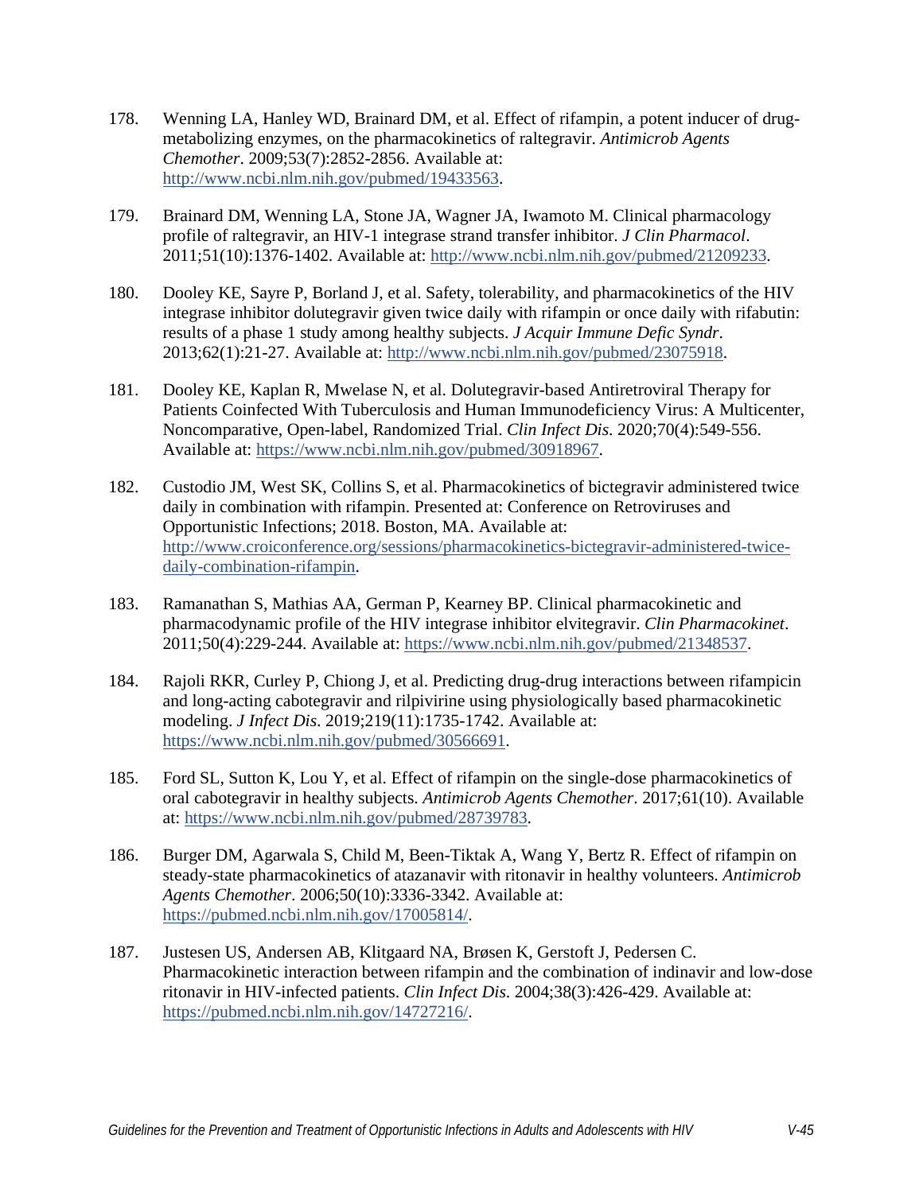178. Wenning LA, Hanley WD, Brainard DM, et al. Effect of rifampin, a potent inducer of drug-metabolizing enzymes, on the pharmacokinetics of raltegravir. *Antimicrob Agents Chemother*. 2009;53(7):2852-2856. Available at: http://www.ncbi.nlm.nih.gov/pubmed/19433563.

179. Brainard DM, Wenning LA, Stone JA, Wagner JA, Iwamoto M. Clinical pharmacology profile of raltegravir, an HIV-1 integrase strand transfer inhibitor. *J Clin Pharmacol*. 2011;51(10):1376-1402. Available at: http://www.ncbi.nlm.nih.gov/pubmed/21209233.

180. Dooley KE, Sayre P, Borland J, et al. Safety, tolerability, and pharmacokinetics of the HIV integrase inhibitor dolutegravir given twice daily with rifampin or once daily with rifabutin: results of a phase 1 study among healthy subjects. *J Acquir Immune Defic Syndr*. 2013;62(1):21-27. Available at: http://www.ncbi.nlm.nih.gov/pubmed/23075918.

181. Dooley KE, Kaplan R, Mwelase N, et al. Dolutegravir-based Antiretroviral Therapy for Patients Coinfected With Tuberculosis and Human Immunodeficiency Virus: A Multicenter, Noncomparative, Open-label, Randomized Trial. *Clin Infect Dis*. 2020;70(4):549-556. Available at: https://www.ncbi.nlm.nih.gov/pubmed/30918967.

182. Custodio JM, West SK, Collins S, et al. Pharmacokinetics of bictegravir administered twice daily in combination with rifampin. Presented at: Conference on Retroviruses and Opportunistic Infections; 2018. Boston, MA. Available at: http://www.croiconference.org/sessions/pharmacokinetics-bictegravir-administered-twice-daily-combination-rifampin.

183. Ramanathan S, Mathias AA, German P, Kearney BP. Clinical pharmacokinetic and pharmacodynamic profile of the HIV integrase inhibitor elvitegravir. *Clin Pharmacokinet*. 2011;50(4):229-244. Available at: https://www.ncbi.nlm.nih.gov/pubmed/21348537.

184. Rajoli RKR, Curley P, Chiong J, et al. Predicting drug-drug interactions between rifampicin and long-acting cabotegravir and rilpivirine using physiologically based pharmacokinetic modeling. *J Infect Dis*. 2019;219(11):1735-1742. Available at: https://www.ncbi.nlm.nih.gov/pubmed/30566691.

185. Ford SL, Sutton K, Lou Y, et al. Effect of rifampin on the single-dose pharmacokinetics of oral cabotegravir in healthy subjects. *Antimicrob Agents Chemother*. 2017;61(10). Available at: https://www.ncbi.nlm.nih.gov/pubmed/28739783.

186. Burger DM, Agarwala S, Child M, Been-Tiktak A, Wang Y, Bertz R. Effect of rifampin on steady-state pharmacokinetics of atazanavir with ritonavir in healthy volunteers. *Antimicrob Agents Chemother*. 2006;50(10):3336-3342. Available at: https://pubmed.ncbi.nlm.nih.gov/17005814/.

187. Justesen US, Andersen AB, Klitgaard NA, Brøsen K, Gerstoft J, Pedersen C. Pharmacokinetic interaction between rifampin and the combination of indinavir and low-dose ritonavir in HIV-infected patients. *Clin Infect Dis*. 2004;38(3):426-429. Available at: https://pubmed.ncbi.nlm.nih.gov/14727216/.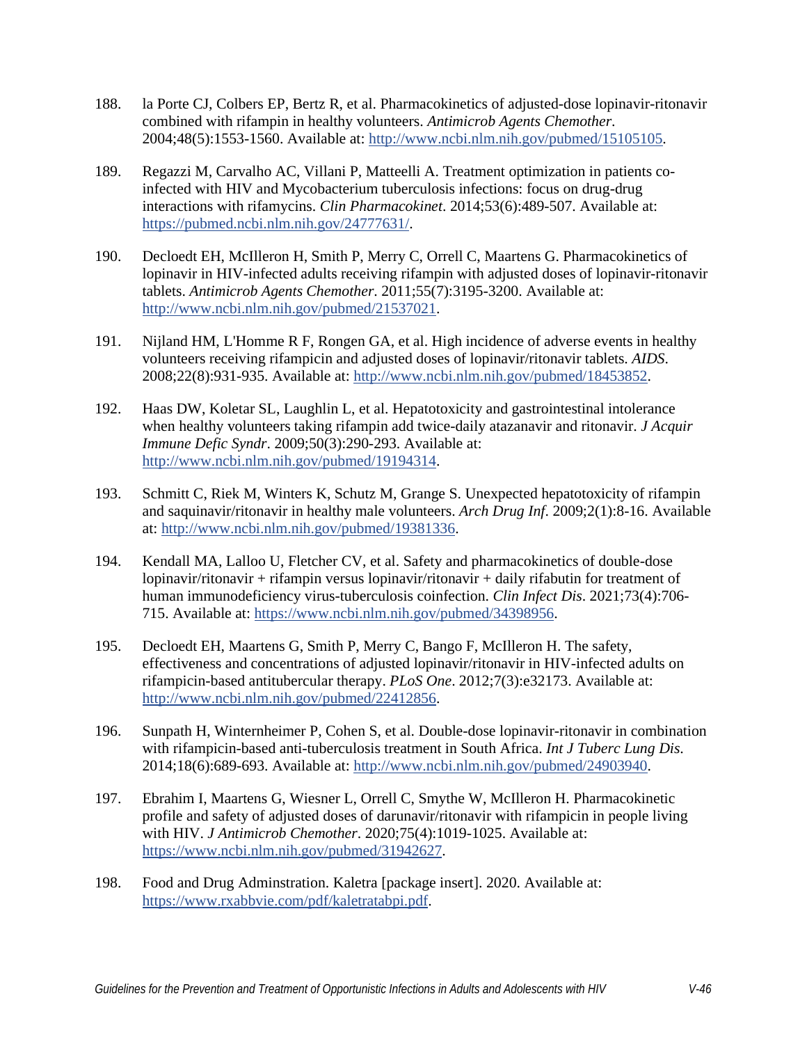188. la Porte CJ, Colbers EP, Bertz R, et al. Pharmacokinetics of adjusted-dose lopinavir-ritonavir combined with rifampin in healthy volunteers. *Antimicrob Agents Chemother*. 2004;48(5):1553-1560. Available at: http://www.ncbi.nlm.nih.gov/pubmed/15105105.

189. Regazzi M, Carvalho AC, Villani P, Matteelli A. Treatment optimization in patients co-infected with HIV and Mycobacterium tuberculosis infections: focus on drug-drug interactions with rifamycins. *Clin Pharmacokinet*. 2014;53(6):489-507. Available at: https://pubmed.ncbi.nlm.nih.gov/24777631/.

190. Decloedt EH, McIlleron H, Smith P, Merry C, Orrell C, Maartens G. Pharmacokinetics of lopinavir in HIV-infected adults receiving rifampin with adjusted doses of lopinavir-ritonavir tablets. *Antimicrob Agents Chemother*. 2011;55(7):3195-3200. Available at: http://www.ncbi.nlm.nih.gov/pubmed/21537021.

191. Nijland HM, L'Homme R F, Rongen GA, et al. High incidence of adverse events in healthy volunteers receiving rifampicin and adjusted doses of lopinavir/ritonavir tablets. *AIDS*. 2008;22(8):931-935. Available at: http://www.ncbi.nlm.nih.gov/pubmed/18453852.

192. Haas DW, Koletar SL, Laughlin L, et al. Hepatotoxicity and gastrointestinal intolerance when healthy volunteers taking rifampin add twice-daily atazanavir and ritonavir. *J Acquir Immune Defic Syndr*. 2009;50(3):290-293. Available at: http://www.ncbi.nlm.nih.gov/pubmed/19194314.

193. Schmitt C, Riek M, Winters K, Schutz M, Grange S. Unexpected hepatotoxicity of rifampin and saquinavir/ritonavir in healthy male volunteers. *Arch Drug Inf*. 2009;2(1):8-16. Available at: http://www.ncbi.nlm.nih.gov/pubmed/19381336.

194. Kendall MA, Lalloo U, Fletcher CV, et al. Safety and pharmacokinetics of double-dose lopinavir/ritonavir + rifampin versus lopinavir/ritonavir + daily rifabutin for treatment of human immunodeficiency virus-tuberculosis coinfection. *Clin Infect Dis*. 2021;73(4):706-715. Available at: https://www.ncbi.nlm.nih.gov/pubmed/34398956.

195. Decloedt EH, Maartens G, Smith P, Merry C, Bango F, McIlleron H. The safety, effectiveness and concentrations of adjusted lopinavir/ritonavir in HIV-infected adults on rifampicin-based antitubercular therapy. *PLoS One*. 2012;7(3):e32173. Available at: http://www.ncbi.nlm.nih.gov/pubmed/22412856.

196. Sunpath H, Winternheimer P, Cohen S, et al. Double-dose lopinavir-ritonavir in combination with rifampicin-based anti-tuberculosis treatment in South Africa. *Int J Tuberc Lung Dis*. 2014;18(6):689-693. Available at: http://www.ncbi.nlm.nih.gov/pubmed/24903940.

197. Ebrahim I, Maartens G, Wiesner L, Orrell C, Smythe W, McIlleron H. Pharmacokinetic profile and safety of adjusted doses of darunavir/ritonavir with rifampicin in people living with HIV. *J Antimicrob Chemother*. 2020;75(4):1019-1025. Available at: https://www.ncbi.nlm.nih.gov/pubmed/31942627.

198. Food and Drug Adminstration. Kaletra [package insert]. 2020. Available at: https://www.rxabbvie.com/pdf/kaletratabpi.pdf.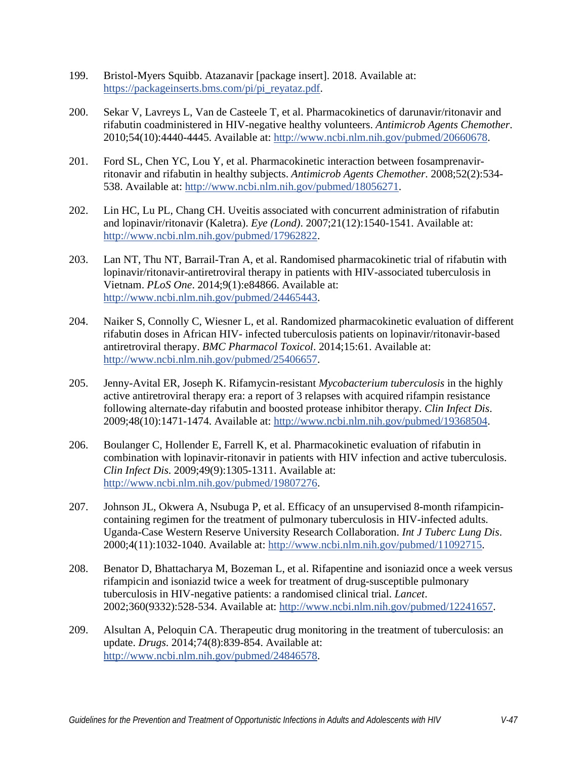199. Bristol-Myers Squibb. Atazanavir [package insert]. 2018. Available at: https://packageinserts.bms.com/pi/pi_reyataz.pdf.

200. Sekar V, Lavreys L, Van de Casteele T, et al. Pharmacokinetics of darunavir/ritonavir and rifabutin coadministered in HIV-negative healthy volunteers. *Antimicrob Agents Chemother*. 2010;54(10):4440-4445. Available at: http://www.ncbi.nlm.nih.gov/pubmed/20660678.

201. Ford SL, Chen YC, Lou Y, et al. Pharmacokinetic interaction between fosamprenavir-ritonavir and rifabutin in healthy subjects. *Antimicrob Agents Chemother*. 2008;52(2):534-538. Available at: http://www.ncbi.nlm.nih.gov/pubmed/18056271.

202. Lin HC, Lu PL, Chang CH. Uveitis associated with concurrent administration of rifabutin and lopinavir/ritonavir (Kaletra). *Eye (Lond)*. 2007;21(12):1540-1541. Available at: http://www.ncbi.nlm.nih.gov/pubmed/17962822.

203. Lan NT, Thu NT, Barrail-Tran A, et al. Randomised pharmacokinetic trial of rifabutin with lopinavir/ritonavir-antiretroviral therapy in patients with HIV-associated tuberculosis in Vietnam. *PLoS One*. 2014;9(1):e84866. Available at: http://www.ncbi.nlm.nih.gov/pubmed/24465443.

204. Naiker S, Connolly C, Wiesner L, et al. Randomized pharmacokinetic evaluation of different rifabutin doses in African HIV- infected tuberculosis patients on lopinavir/ritonavir-based antiretroviral therapy. *BMC Pharmacol Toxicol*. 2014;15:61. Available at: http://www.ncbi.nlm.nih.gov/pubmed/25406657.

205. Jenny-Avital ER, Joseph K. Rifamycin-resistant *Mycobacterium tuberculosis* in the highly active antiretroviral therapy era: a report of 3 relapses with acquired rifampin resistance following alternate-day rifabutin and boosted protease inhibitor therapy. *Clin Infect Dis*. 2009;48(10):1471-1474. Available at: http://www.ncbi.nlm.nih.gov/pubmed/19368504.

206. Boulanger C, Hollender E, Farrell K, et al. Pharmacokinetic evaluation of rifabutin in combination with lopinavir-ritonavir in patients with HIV infection and active tuberculosis. *Clin Infect Dis*. 2009;49(9):1305-1311. Available at: http://www.ncbi.nlm.nih.gov/pubmed/19807276.

207. Johnson JL, Okwera A, Nsubuga P, et al. Efficacy of an unsupervised 8-month rifampicin-containing regimen for the treatment of pulmonary tuberculosis in HIV-infected adults. Uganda-Case Western Reserve University Research Collaboration. *Int J Tuberc Lung Dis*. 2000;4(11):1032-1040. Available at: http://www.ncbi.nlm.nih.gov/pubmed/11092715.

208. Benator D, Bhattacharya M, Bozeman L, et al. Rifapentine and isoniazid once a week versus rifampicin and isoniazid twice a week for treatment of drug-susceptible pulmonary tuberculosis in HIV-negative patients: a randomised clinical trial. *Lancet*. 2002;360(9332):528-534. Available at: http://www.ncbi.nlm.nih.gov/pubmed/12241657.

209. Alsultan A, Peloquin CA. Therapeutic drug monitoring in the treatment of tuberculosis: an update. *Drugs*. 2014;74(8):839-854. Available at: http://www.ncbi.nlm.nih.gov/pubmed/24846578.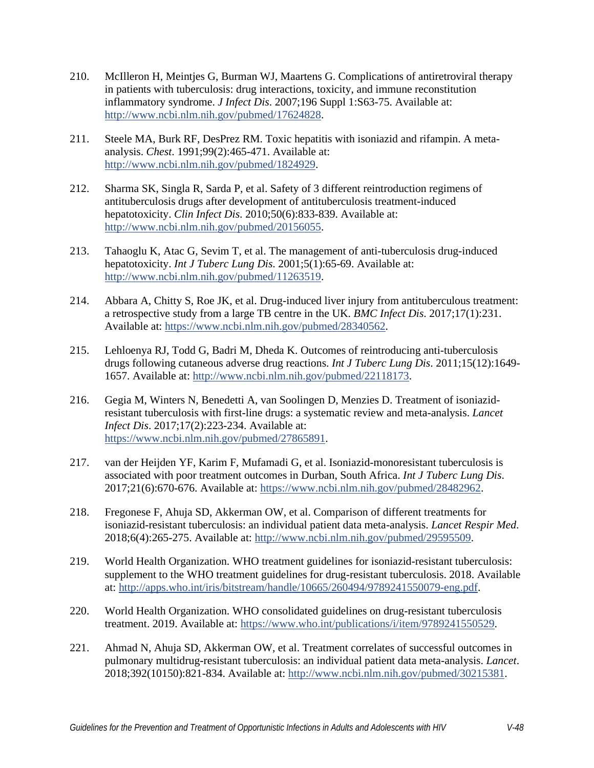210. McIlleron H, Meintjes G, Burman WJ, Maartens G. Complications of antiretroviral therapy in patients with tuberculosis: drug interactions, toxicity, and immune reconstitution inflammatory syndrome. *J Infect Dis*. 2007;196 Suppl 1:S63-75. Available at: http://www.ncbi.nlm.nih.gov/pubmed/17624828.

211. Steele MA, Burk RF, DesPrez RM. Toxic hepatitis with isoniazid and rifampin. A meta-analysis. *Chest*. 1991;99(2):465-471. Available at: http://www.ncbi.nlm.nih.gov/pubmed/1824929.

212. Sharma SK, Singla R, Sarda P, et al. Safety of 3 different reintroduction regimens of antituberculosis drugs after development of antituberculosis treatment-induced hepatotoxicity. *Clin Infect Dis*. 2010;50(6):833-839. Available at: http://www.ncbi.nlm.nih.gov/pubmed/20156055.

213. Tahaoglu K, Atac G, Sevim T, et al. The management of anti-tuberculosis drug-induced hepatotoxicity. *Int J Tuberc Lung Dis*. 2001;5(1):65-69. Available at: http://www.ncbi.nlm.nih.gov/pubmed/11263519.

214. Abbara A, Chitty S, Roe JK, et al. Drug-induced liver injury from antituberculous treatment: a retrospective study from a large TB centre in the UK. *BMC Infect Dis*. 2017;17(1):231. Available at: https://www.ncbi.nlm.nih.gov/pubmed/28340562.

215. Lehloenya RJ, Todd G, Badri M, Dheda K. Outcomes of reintroducing anti-tuberculosis drugs following cutaneous adverse drug reactions. *Int J Tuberc Lung Dis*. 2011;15(12):1649-1657. Available at: http://www.ncbi.nlm.nih.gov/pubmed/22118173.

216. Gegia M, Winters N, Benedetti A, van Soolingen D, Menzies D. Treatment of isoniazid-resistant tuberculosis with first-line drugs: a systematic review and meta-analysis. *Lancet Infect Dis*. 2017;17(2):223-234. Available at: https://www.ncbi.nlm.nih.gov/pubmed/27865891.

217. van der Heijden YF, Karim F, Mufamadi G, et al. Isoniazid-monoresistant tuberculosis is associated with poor treatment outcomes in Durban, South Africa. *Int J Tuberc Lung Dis*. 2017;21(6):670-676. Available at: https://www.ncbi.nlm.nih.gov/pubmed/28482962.

218. Fregonese F, Ahuja SD, Akkerman OW, et al. Comparison of different treatments for isoniazid-resistant tuberculosis: an individual patient data meta-analysis. *Lancet Respir Med*. 2018;6(4):265-275. Available at: http://www.ncbi.nlm.nih.gov/pubmed/29595509.

219. World Health Organization. WHO treatment guidelines for isoniazid-resistant tuberculosis: supplement to the WHO treatment guidelines for drug-resistant tuberculosis. 2018. Available at: http://apps.who.int/iris/bitstream/handle/10665/260494/9789241550079-eng.pdf.

220. World Health Organization. WHO consolidated guidelines on drug-resistant tuberculosis treatment. 2019. Available at: https://www.who.int/publications/i/item/9789241550529.

221. Ahmad N, Ahuja SD, Akkerman OW, et al. Treatment correlates of successful outcomes in pulmonary multidrug-resistant tuberculosis: an individual patient data meta-analysis. *Lancet*. 2018;392(10150):821-834. Available at: http://www.ncbi.nlm.nih.gov/pubmed/30215381.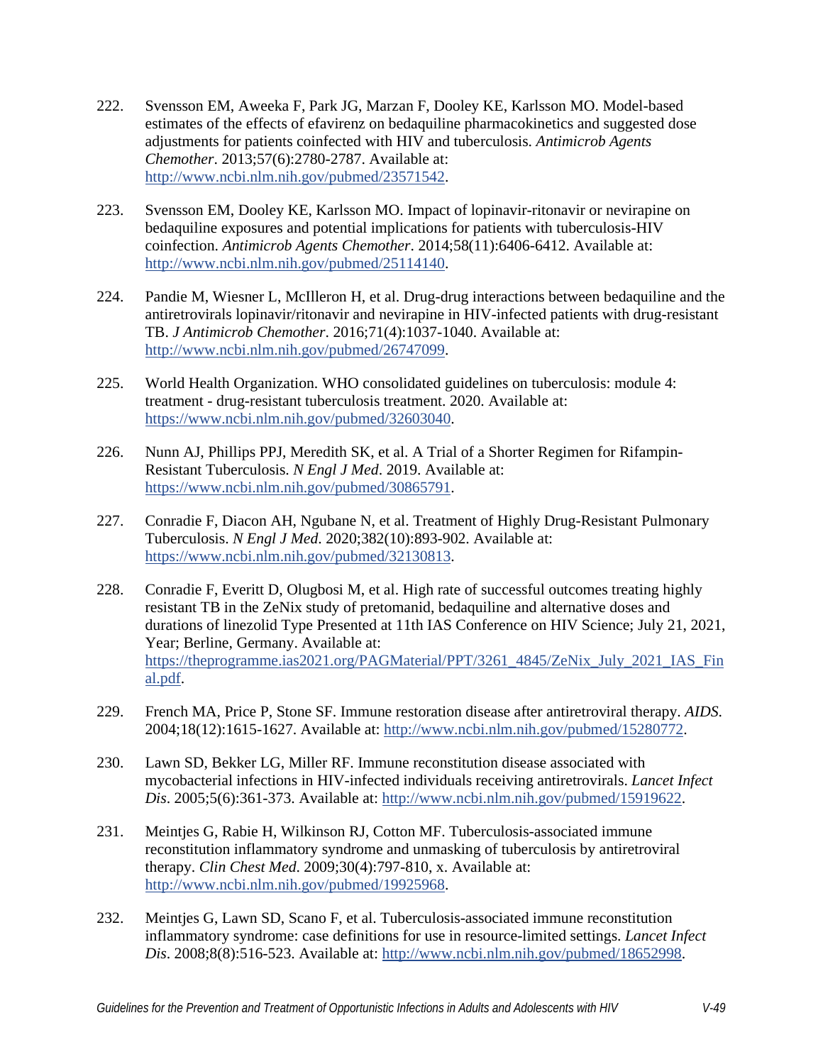222. Svensson EM, Aweeka F, Park JG, Marzan F, Dooley KE, Karlsson MO. Model-based estimates of the effects of efavirenz on bedaquiline pharmacokinetics and suggested dose adjustments for patients coinfected with HIV and tuberculosis. *Antimicrob Agents Chemother*. 2013;57(6):2780-2787. Available at: http://www.ncbi.nlm.nih.gov/pubmed/23571542.

223. Svensson EM, Dooley KE, Karlsson MO. Impact of lopinavir-ritonavir or nevirapine on bedaquiline exposures and potential implications for patients with tuberculosis-HIV coinfection. *Antimicrob Agents Chemother*. 2014;58(11):6406-6412. Available at: http://www.ncbi.nlm.nih.gov/pubmed/25114140.

224. Pandie M, Wiesner L, McIlleron H, et al. Drug-drug interactions between bedaquiline and the antiretrovirals lopinavir/ritonavir and nevirapine in HIV-infected patients with drug-resistant TB. *J Antimicrob Chemother*. 2016;71(4):1037-1040. Available at: http://www.ncbi.nlm.nih.gov/pubmed/26747099.

225. World Health Organization. WHO consolidated guidelines on tuberculosis: module 4: treatment - drug-resistant tuberculosis treatment. 2020. Available at: https://www.ncbi.nlm.nih.gov/pubmed/32603040.

226. Nunn AJ, Phillips PPJ, Meredith SK, et al. A Trial of a Shorter Regimen for Rifampin-Resistant Tuberculosis. *N Engl J Med*. 2019. Available at: https://www.ncbi.nlm.nih.gov/pubmed/30865791.

227. Conradie F, Diacon AH, Ngubane N, et al. Treatment of Highly Drug-Resistant Pulmonary Tuberculosis. *N Engl J Med*. 2020;382(10):893-902. Available at: https://www.ncbi.nlm.nih.gov/pubmed/32130813.

228. Conradie F, Everitt D, Olugbosi M, et al. High rate of successful outcomes treating highly resistant TB in the ZeNix study of pretomanid, bedaquiline and alternative doses and durations of linezolid Type Presented at 11th IAS Conference on HIV Science; July 21, 2021, Year; Berline, Germany. Available at: https://theprogramme.ias2021.org/PAGMaterial/PPT/3261_4845/ZeNix_July_2021_IAS_Final.pdf.

229. French MA, Price P, Stone SF. Immune restoration disease after antiretroviral therapy. *AIDS*. 2004;18(12):1615-1627. Available at: http://www.ncbi.nlm.nih.gov/pubmed/15280772.

230. Lawn SD, Bekker LG, Miller RF. Immune reconstitution disease associated with mycobacterial infections in HIV-infected individuals receiving antiretrovirals. *Lancet Infect Dis*. 2005;5(6):361-373. Available at: http://www.ncbi.nlm.nih.gov/pubmed/15919622.

231. Meintjes G, Rabie H, Wilkinson RJ, Cotton MF. Tuberculosis-associated immune reconstitution inflammatory syndrome and unmasking of tuberculosis by antiretroviral therapy. *Clin Chest Med*. 2009;30(4):797-810, x. Available at: http://www.ncbi.nlm.nih.gov/pubmed/19925968.

232. Meintjes G, Lawn SD, Scano F, et al. Tuberculosis-associated immune reconstitution inflammatory syndrome: case definitions for use in resource-limited settings. *Lancet Infect Dis*. 2008;8(8):516-523. Available at: http://www.ncbi.nlm.nih.gov/pubmed/18652998.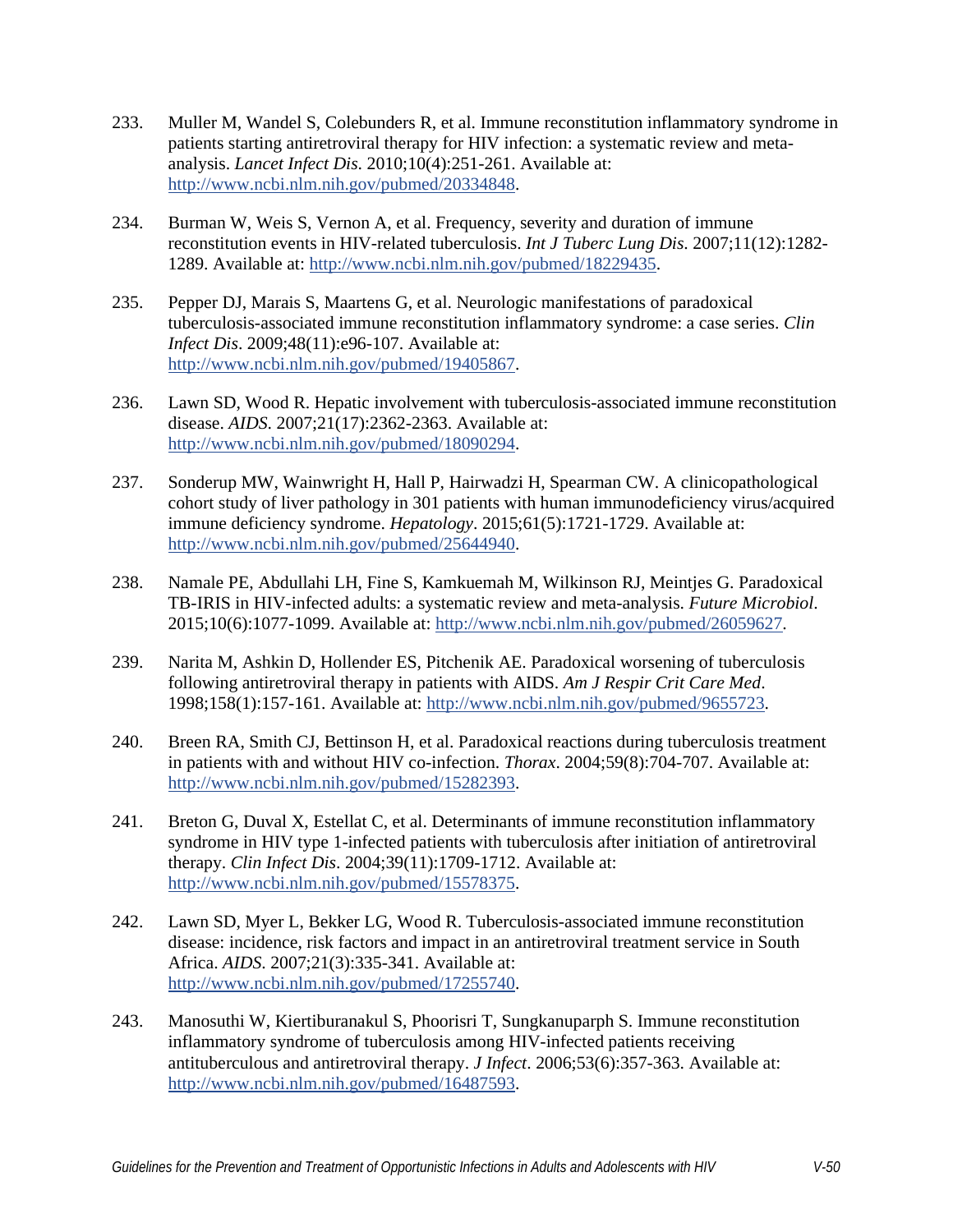233. Muller M, Wandel S, Colebunders R, et al. Immune reconstitution inflammatory syndrome in patients starting antiretroviral therapy for HIV infection: a systematic review and meta-analysis. *Lancet Infect Dis*. 2010;10(4):251-261. Available at: http://www.ncbi.nlm.nih.gov/pubmed/20334848.

234. Burman W, Weis S, Vernon A, et al. Frequency, severity and duration of immune reconstitution events in HIV-related tuberculosis. *Int J Tuberc Lung Dis*. 2007;11(12):1282-1289. Available at: http://www.ncbi.nlm.nih.gov/pubmed/18229435.

235. Pepper DJ, Marais S, Maartens G, et al. Neurologic manifestations of paradoxical tuberculosis-associated immune reconstitution inflammatory syndrome: a case series. *Clin Infect Dis*. 2009;48(11):e96-107. Available at: http://www.ncbi.nlm.nih.gov/pubmed/19405867.

236. Lawn SD, Wood R. Hepatic involvement with tuberculosis-associated immune reconstitution disease. *AIDS*. 2007;21(17):2362-2363. Available at: http://www.ncbi.nlm.nih.gov/pubmed/18090294.

237. Sonderup MW, Wainwright H, Hall P, Hairwadzi H, Spearman CW. A clinicopathological cohort study of liver pathology in 301 patients with human immunodeficiency virus/acquired immune deficiency syndrome. *Hepatology*. 2015;61(5):1721-1729. Available at: http://www.ncbi.nlm.nih.gov/pubmed/25644940.

238. Namale PE, Abdullahi LH, Fine S, Kamkuemah M, Wilkinson RJ, Meintjes G. Paradoxical TB-IRIS in HIV-infected adults: a systematic review and meta-analysis. *Future Microbiol*. 2015;10(6):1077-1099. Available at: http://www.ncbi.nlm.nih.gov/pubmed/26059627.

239. Narita M, Ashkin D, Hollender ES, Pitchenik AE. Paradoxical worsening of tuberculosis following antiretroviral therapy in patients with AIDS. *Am J Respir Crit Care Med*. 1998;158(1):157-161. Available at: http://www.ncbi.nlm.nih.gov/pubmed/9655723.

240. Breen RA, Smith CJ, Bettinson H, et al. Paradoxical reactions during tuberculosis treatment in patients with and without HIV co-infection. *Thorax*. 2004;59(8):704-707. Available at: http://www.ncbi.nlm.nih.gov/pubmed/15282393.

241. Breton G, Duval X, Estellat C, et al. Determinants of immune reconstitution inflammatory syndrome in HIV type 1-infected patients with tuberculosis after initiation of antiretroviral therapy. *Clin Infect Dis*. 2004;39(11):1709-1712. Available at: http://www.ncbi.nlm.nih.gov/pubmed/15578375.

242. Lawn SD, Myer L, Bekker LG, Wood R. Tuberculosis-associated immune reconstitution disease: incidence, risk factors and impact in an antiretroviral treatment service in South Africa. *AIDS*. 2007;21(3):335-341. Available at: http://www.ncbi.nlm.nih.gov/pubmed/17255740.

243. Manosuthi W, Kiertiburanakul S, Phoorisri T, Sungkanuparph S. Immune reconstitution inflammatory syndrome of tuberculosis among HIV-infected patients receiving antituberculous and antiretroviral therapy. *J Infect*. 2006;53(6):357-363. Available at: http://www.ncbi.nlm.nih.gov/pubmed/16487593.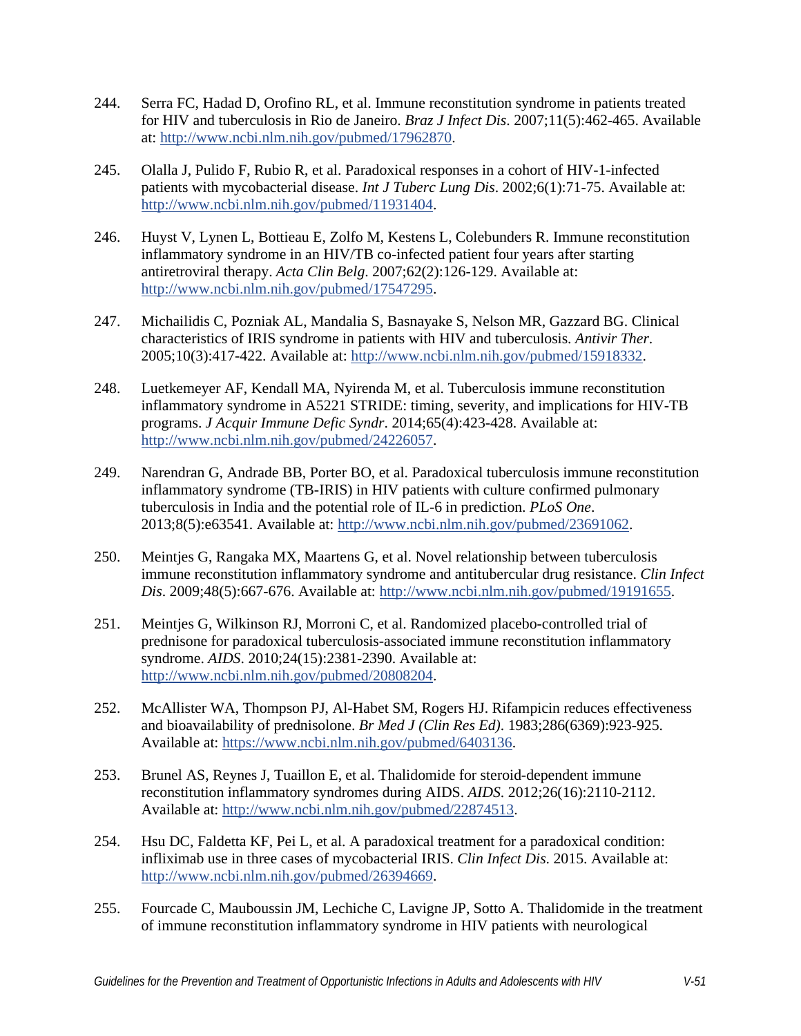244. Serra FC, Hadad D, Orofino RL, et al. Immune reconstitution syndrome in patients treated for HIV and tuberculosis in Rio de Janeiro. *Braz J Infect Dis*. 2007;11(5):462-465. Available at: http://www.ncbi.nlm.nih.gov/pubmed/17962870.

245. Olalla J, Pulido F, Rubio R, et al. Paradoxical responses in a cohort of HIV-1-infected patients with mycobacterial disease. *Int J Tuberc Lung Dis*. 2002;6(1):71-75. Available at: http://www.ncbi.nlm.nih.gov/pubmed/11931404.

246. Huyst V, Lynen L, Bottieau E, Zolfo M, Kestens L, Colebunders R. Immune reconstitution inflammatory syndrome in an HIV/TB co-infected patient four years after starting antiretroviral therapy. *Acta Clin Belg*. 2007;62(2):126-129. Available at: http://www.ncbi.nlm.nih.gov/pubmed/17547295.

247. Michailidis C, Pozniak AL, Mandalia S, Basnayake S, Nelson MR, Gazzard BG. Clinical characteristics of IRIS syndrome in patients with HIV and tuberculosis. *Antivir Ther*. 2005;10(3):417-422. Available at: http://www.ncbi.nlm.nih.gov/pubmed/15918332.

248. Luetkemeyer AF, Kendall MA, Nyirenda M, et al. Tuberculosis immune reconstitution inflammatory syndrome in A5221 STRIDE: timing, severity, and implications for HIV-TB programs. *J Acquir Immune Defic Syndr*. 2014;65(4):423-428. Available at: http://www.ncbi.nlm.nih.gov/pubmed/24226057.

249. Narendran G, Andrade BB, Porter BO, et al. Paradoxical tuberculosis immune reconstitution inflammatory syndrome (TB-IRIS) in HIV patients with culture confirmed pulmonary tuberculosis in India and the potential role of IL-6 in prediction. *PLoS One*. 2013;8(5):e63541. Available at: http://www.ncbi.nlm.nih.gov/pubmed/23691062.

250. Meintjes G, Rangaka MX, Maartens G, et al. Novel relationship between tuberculosis immune reconstitution inflammatory syndrome and antitubercular drug resistance. *Clin Infect Dis*. 2009;48(5):667-676. Available at: http://www.ncbi.nlm.nih.gov/pubmed/19191655.

251. Meintjes G, Wilkinson RJ, Morroni C, et al. Randomized placebo-controlled trial of prednisone for paradoxical tuberculosis-associated immune reconstitution inflammatory syndrome. *AIDS*. 2010;24(15):2381-2390. Available at: http://www.ncbi.nlm.nih.gov/pubmed/20808204.

252. McAllister WA, Thompson PJ, Al-Habet SM, Rogers HJ. Rifampicin reduces effectiveness and bioavailability of prednisolone. *Br Med J (Clin Res Ed)*. 1983;286(6369):923-925. Available at: https://www.ncbi.nlm.nih.gov/pubmed/6403136.

253. Brunel AS, Reynes J, Tuaillon E, et al. Thalidomide for steroid-dependent immune reconstitution inflammatory syndromes during AIDS. *AIDS*. 2012;26(16):2110-2112. Available at: http://www.ncbi.nlm.nih.gov/pubmed/22874513.

254. Hsu DC, Faldetta KF, Pei L, et al. A paradoxical treatment for a paradoxical condition: infliximab use in three cases of mycobacterial IRIS. *Clin Infect Dis*. 2015. Available at: http://www.ncbi.nlm.nih.gov/pubmed/26394669.

255. Fourcade C, Mauboussin JM, Lechiche C, Lavigne JP, Sotto A. Thalidomide in the treatment of immune reconstitution inflammatory syndrome in HIV patients with neurological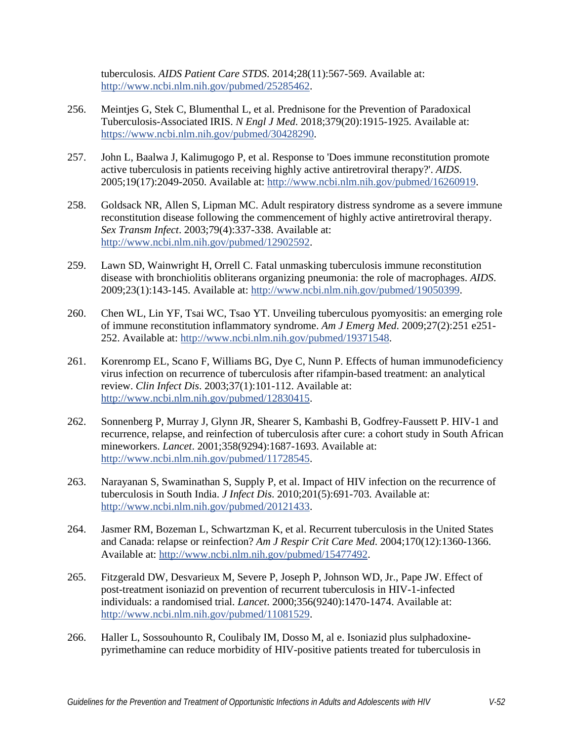tuberculosis. *AIDS Patient Care STDS*. 2014;28(11):567-569. Available at: http://www.ncbi.nlm.nih.gov/pubmed/25285462.

256. Meintjes G, Stek C, Blumenthal L, et al. Prednisone for the Prevention of Paradoxical Tuberculosis-Associated IRIS. *N Engl J Med*. 2018;379(20):1915-1925. Available at: https://www.ncbi.nlm.nih.gov/pubmed/30428290.

257. John L, Baalwa J, Kalimugogo P, et al. Response to 'Does immune reconstitution promote active tuberculosis in patients receiving highly active antiretroviral therapy?'. *AIDS*. 2005;19(17):2049-2050. Available at: http://www.ncbi.nlm.nih.gov/pubmed/16260919.

258. Goldsack NR, Allen S, Lipman MC. Adult respiratory distress syndrome as a severe immune reconstitution disease following the commencement of highly active antiretroviral therapy. *Sex Transm Infect*. 2003;79(4):337-338. Available at: http://www.ncbi.nlm.nih.gov/pubmed/12902592.

259. Lawn SD, Wainwright H, Orrell C. Fatal unmasking tuberculosis immune reconstitution disease with bronchiolitis obliterans organizing pneumonia: the role of macrophages. *AIDS*. 2009;23(1):143-145. Available at: http://www.ncbi.nlm.nih.gov/pubmed/19050399.

260. Chen WL, Lin YF, Tsai WC, Tsao YT. Unveiling tuberculous pyomyositis: an emerging role of immune reconstitution inflammatory syndrome. *Am J Emerg Med*. 2009;27(2):251 e251-252. Available at: http://www.ncbi.nlm.nih.gov/pubmed/19371548.

261. Korenromp EL, Scano F, Williams BG, Dye C, Nunn P. Effects of human immunodeficiency virus infection on recurrence of tuberculosis after rifampin-based treatment: an analytical review. *Clin Infect Dis*. 2003;37(1):101-112. Available at: http://www.ncbi.nlm.nih.gov/pubmed/12830415.

262. Sonnenberg P, Murray J, Glynn JR, Shearer S, Kambashi B, Godfrey-Faussett P. HIV-1 and recurrence, relapse, and reinfection of tuberculosis after cure: a cohort study in South African mineworkers. *Lancet*. 2001;358(9294):1687-1693. Available at: http://www.ncbi.nlm.nih.gov/pubmed/11728545.

263. Narayanan S, Swaminathan S, Supply P, et al. Impact of HIV infection on the recurrence of tuberculosis in South India. *J Infect Dis*. 2010;201(5):691-703. Available at: http://www.ncbi.nlm.nih.gov/pubmed/20121433.

264. Jasmer RM, Bozeman L, Schwartzman K, et al. Recurrent tuberculosis in the United States and Canada: relapse or reinfection? *Am J Respir Crit Care Med*. 2004;170(12):1360-1366. Available at: http://www.ncbi.nlm.nih.gov/pubmed/15477492.

265. Fitzgerald DW, Desvarieux M, Severe P, Joseph P, Johnson WD, Jr., Pape JW. Effect of post-treatment isoniazid on prevention of recurrent tuberculosis in HIV-1-infected individuals: a randomised trial. *Lancet*. 2000;356(9240):1470-1474. Available at: http://www.ncbi.nlm.nih.gov/pubmed/11081529.

266. Haller L, Sossouhounto R, Coulibaly IM, Dosso M, al e. Isoniazid plus sulphadoxine-pyrimethamine can reduce morbidity of HIV-positive patients treated for tuberculosis in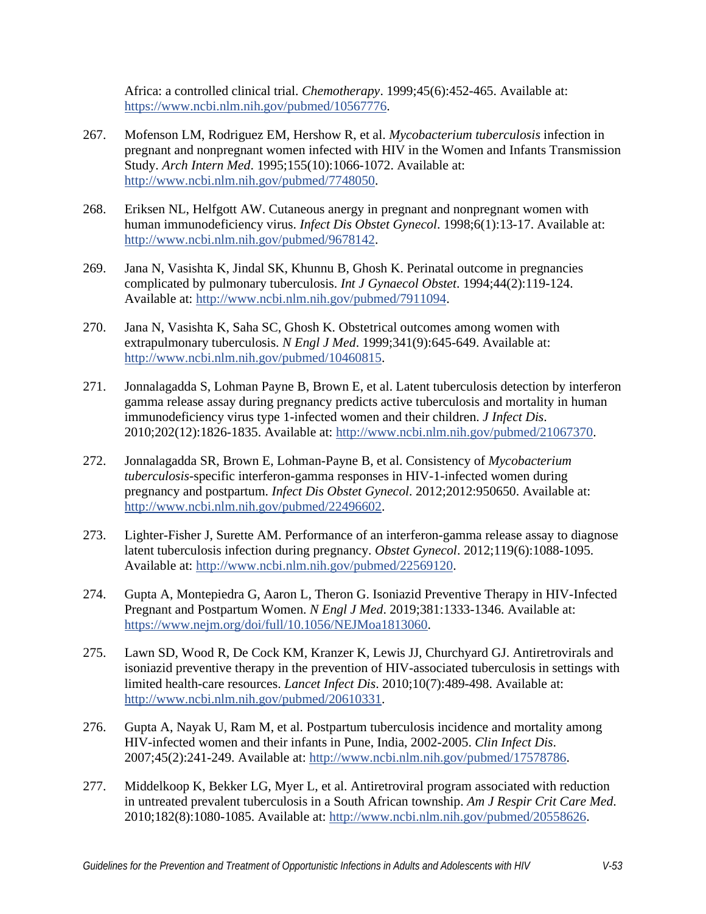Africa: a controlled clinical trial. *Chemotherapy*. 1999;45(6):452-465. Available at: https://www.ncbi.nlm.nih.gov/pubmed/10567776.

267. Mofenson LM, Rodriguez EM, Hershow R, et al. *Mycobacterium tuberculosis* infection in pregnant and nonpregnant women infected with HIV in the Women and Infants Transmission Study. *Arch Intern Med*. 1995;155(10):1066-1072. Available at: http://www.ncbi.nlm.nih.gov/pubmed/7748050.

268. Eriksen NL, Helfgott AW. Cutaneous anergy in pregnant and nonpregnant women with human immunodeficiency virus. *Infect Dis Obstet Gynecol*. 1998;6(1):13-17. Available at: http://www.ncbi.nlm.nih.gov/pubmed/9678142.

269. Jana N, Vasishta K, Jindal SK, Khunnu B, Ghosh K. Perinatal outcome in pregnancies complicated by pulmonary tuberculosis. *Int J Gynaecol Obstet*. 1994;44(2):119-124. Available at: http://www.ncbi.nlm.nih.gov/pubmed/7911094.

270. Jana N, Vasishta K, Saha SC, Ghosh K. Obstetrical outcomes among women with extrapulmonary tuberculosis. *N Engl J Med*. 1999;341(9):645-649. Available at: http://www.ncbi.nlm.nih.gov/pubmed/10460815.

271. Jonnalagadda S, Lohman Payne B, Brown E, et al. Latent tuberculosis detection by interferon gamma release assay during pregnancy predicts active tuberculosis and mortality in human immunodeficiency virus type 1-infected women and their children. *J Infect Dis*. 2010;202(12):1826-1835. Available at: http://www.ncbi.nlm.nih.gov/pubmed/21067370.

272. Jonnalagadda SR, Brown E, Lohman-Payne B, et al. Consistency of *Mycobacterium tuberculosis*-specific interferon-gamma responses in HIV-1-infected women during pregnancy and postpartum. *Infect Dis Obstet Gynecol*. 2012;2012:950650. Available at: http://www.ncbi.nlm.nih.gov/pubmed/22496602.

273. Lighter-Fisher J, Surette AM. Performance of an interferon-gamma release assay to diagnose latent tuberculosis infection during pregnancy. *Obstet Gynecol*. 2012;119(6):1088-1095. Available at: http://www.ncbi.nlm.nih.gov/pubmed/22569120.

274. Gupta A, Montepiedra G, Aaron L, Theron G. Isoniazid Preventive Therapy in HIV-Infected Pregnant and Postpartum Women. *N Engl J Med*. 2019;381:1333-1346. Available at: https://www.nejm.org/doi/full/10.1056/NEJMoa1813060.

275. Lawn SD, Wood R, De Cock KM, Kranzer K, Lewis JJ, Churchyard GJ. Antiretrovirals and isoniazid preventive therapy in the prevention of HIV-associated tuberculosis in settings with limited health-care resources. *Lancet Infect Dis*. 2010;10(7):489-498. Available at: http://www.ncbi.nlm.nih.gov/pubmed/20610331.

276. Gupta A, Nayak U, Ram M, et al. Postpartum tuberculosis incidence and mortality among HIV-infected women and their infants in Pune, India, 2002-2005. *Clin Infect Dis*. 2007;45(2):241-249. Available at: http://www.ncbi.nlm.nih.gov/pubmed/17578786.

277. Middelkoop K, Bekker LG, Myer L, et al. Antiretroviral program associated with reduction in untreated prevalent tuberculosis in a South African township. *Am J Respir Crit Care Med*. 2010;182(8):1080-1085. Available at: http://www.ncbi.nlm.nih.gov/pubmed/20558626.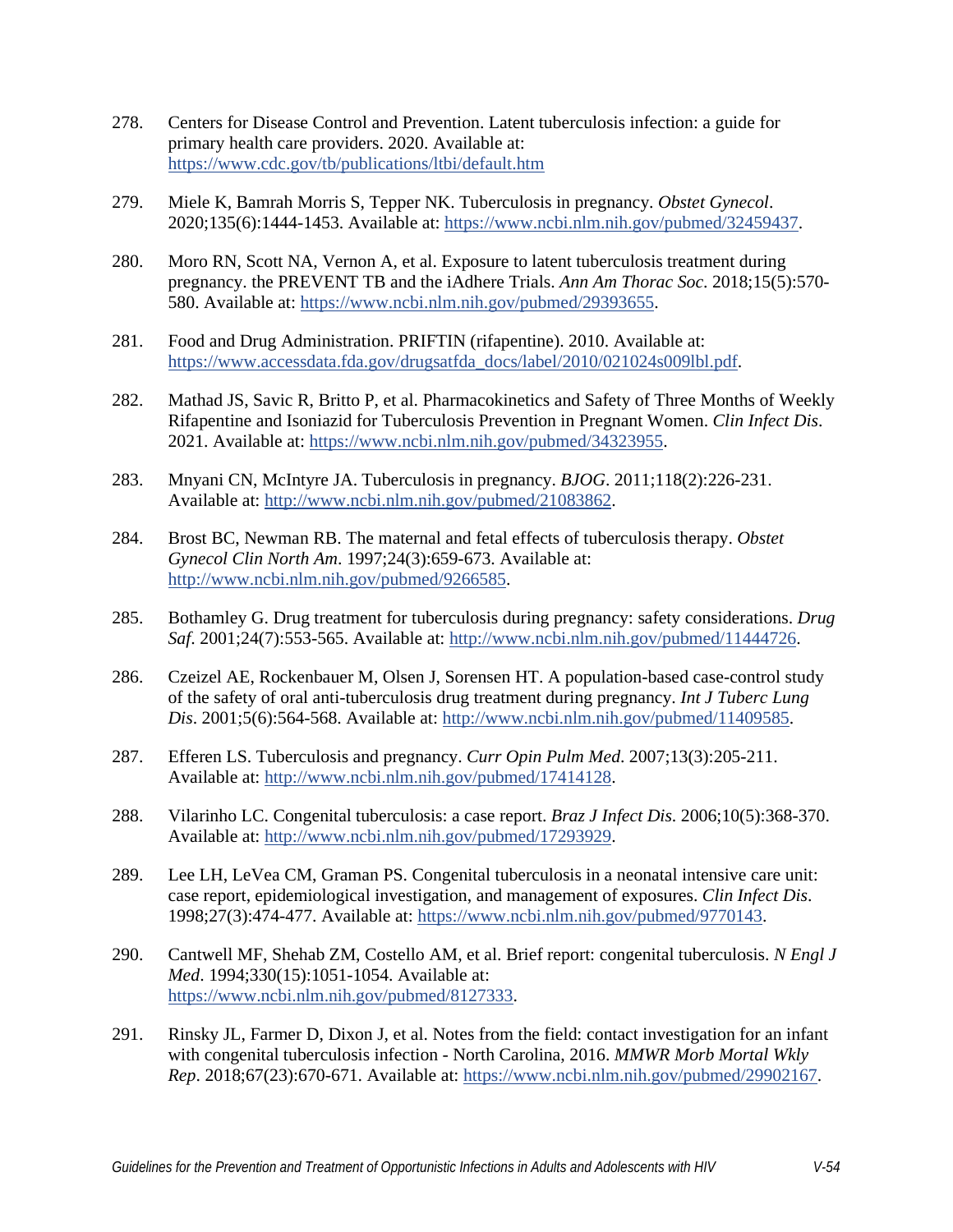278. Centers for Disease Control and Prevention. Latent tuberculosis infection: a guide for primary health care providers. 2020. Available at: https://www.cdc.gov/tb/publications/ltbi/default.htm

279. Miele K, Bamrah Morris S, Tepper NK. Tuberculosis in pregnancy. *Obstet Gynecol*. 2020;135(6):1444-1453. Available at: https://www.ncbi.nlm.nih.gov/pubmed/32459437.

280. Moro RN, Scott NA, Vernon A, et al. Exposure to latent tuberculosis treatment during pregnancy. the PREVENT TB and the iAdhere Trials. *Ann Am Thorac Soc*. 2018;15(5):570-580. Available at: https://www.ncbi.nlm.nih.gov/pubmed/29393655.

281. Food and Drug Administration. PRIFTIN (rifapentine). 2010. Available at: https://www.accessdata.fda.gov/drugsatfda_docs/label/2010/021024s009lbl.pdf.

282. Mathad JS, Savic R, Britto P, et al. Pharmacokinetics and Safety of Three Months of Weekly Rifapentine and Isoniazid for Tuberculosis Prevention in Pregnant Women. *Clin Infect Dis*. 2021. Available at: https://www.ncbi.nlm.nih.gov/pubmed/34323955.

283. Mnyani CN, McIntyre JA. Tuberculosis in pregnancy. *BJOG*. 2011;118(2):226-231. Available at: http://www.ncbi.nlm.nih.gov/pubmed/21083862.

284. Brost BC, Newman RB. The maternal and fetal effects of tuberculosis therapy. *Obstet Gynecol Clin North Am*. 1997;24(3):659-673. Available at: http://www.ncbi.nlm.nih.gov/pubmed/9266585.

285. Bothamley G. Drug treatment for tuberculosis during pregnancy: safety considerations. *Drug Saf*. 2001;24(7):553-565. Available at: http://www.ncbi.nlm.nih.gov/pubmed/11444726.

286. Czeizel AE, Rockenbauer M, Olsen J, Sorensen HT. A population-based case-control study of the safety of oral anti-tuberculosis drug treatment during pregnancy. *Int J Tuberc Lung Dis*. 2001;5(6):564-568. Available at: http://www.ncbi.nlm.nih.gov/pubmed/11409585.

287. Efferen LS. Tuberculosis and pregnancy. *Curr Opin Pulm Med*. 2007;13(3):205-211. Available at: http://www.ncbi.nlm.nih.gov/pubmed/17414128.

288. Vilarinho LC. Congenital tuberculosis: a case report. *Braz J Infect Dis*. 2006;10(5):368-370. Available at: http://www.ncbi.nlm.nih.gov/pubmed/17293929.

289. Lee LH, LeVea CM, Graman PS. Congenital tuberculosis in a neonatal intensive care unit: case report, epidemiological investigation, and management of exposures. *Clin Infect Dis*. 1998;27(3):474-477. Available at: https://www.ncbi.nlm.nih.gov/pubmed/9770143.

290. Cantwell MF, Shehab ZM, Costello AM, et al. Brief report: congenital tuberculosis. *N Engl J Med*. 1994;330(15):1051-1054. Available at: https://www.ncbi.nlm.nih.gov/pubmed/8127333.

291. Rinsky JL, Farmer D, Dixon J, et al. Notes from the field: contact investigation for an infant with congenital tuberculosis infection - North Carolina, 2016. *MMWR Morb Mortal Wkly Rep*. 2018;67(23):670-671. Available at: https://www.ncbi.nlm.nih.gov/pubmed/29902167.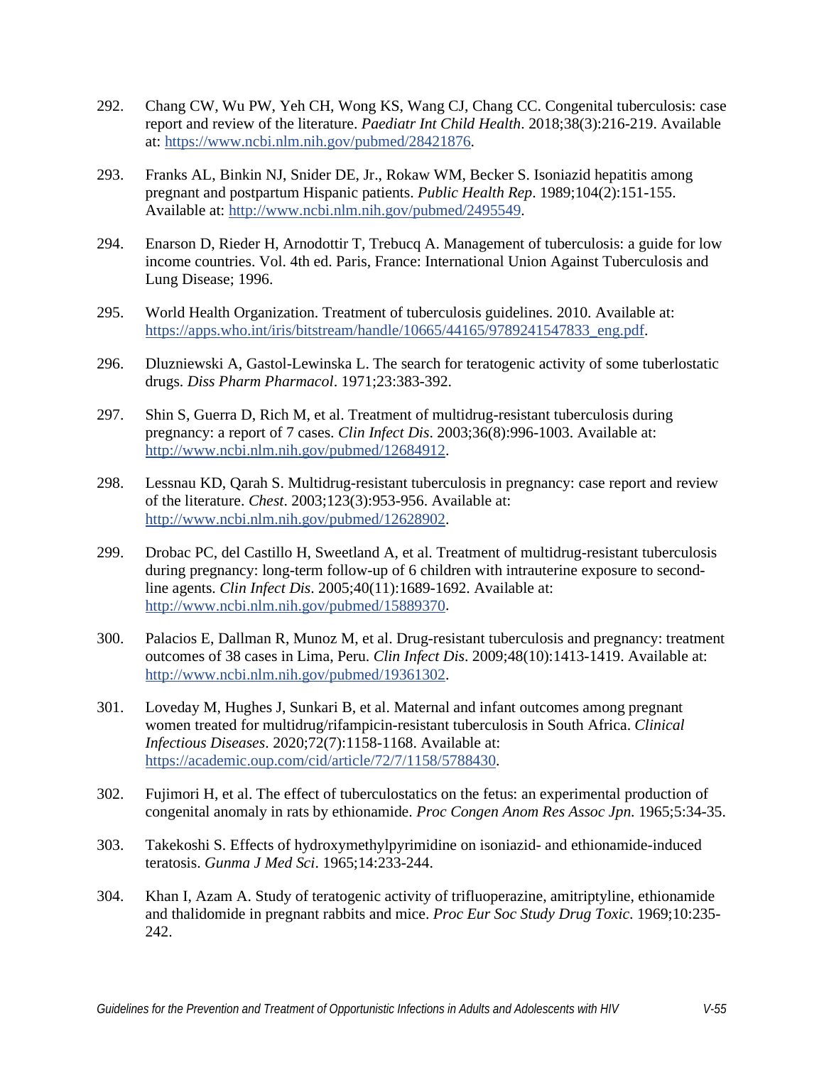292. Chang CW, Wu PW, Yeh CH, Wong KS, Wang CJ, Chang CC. Congenital tuberculosis: case report and review of the literature. *Paediatr Int Child Health*. 2018;38(3):216-219. Available at: https://www.ncbi.nlm.nih.gov/pubmed/28421876.

293. Franks AL, Binkin NJ, Snider DE, Jr., Rokaw WM, Becker S. Isoniazid hepatitis among pregnant and postpartum Hispanic patients. *Public Health Rep*. 1989;104(2):151-155. Available at: http://www.ncbi.nlm.nih.gov/pubmed/2495549.

294. Enarson D, Rieder H, Arnodottir T, Trebucq A. Management of tuberculosis: a guide for low income countries. Vol. 4th ed. Paris, France: International Union Against Tuberculosis and Lung Disease; 1996.

295. World Health Organization. Treatment of tuberculosis guidelines. 2010. Available at: https://apps.who.int/iris/bitstream/handle/10665/44165/9789241547833_eng.pdf.

296. Dluzniewski A, Gastol-Lewinska L. The search for teratogenic activity of some tuberlostatic drugs. *Diss Pharm Pharmacol*. 1971;23:383-392.

297. Shin S, Guerra D, Rich M, et al. Treatment of multidrug-resistant tuberculosis during pregnancy: a report of 7 cases. *Clin Infect Dis*. 2003;36(8):996-1003. Available at: http://www.ncbi.nlm.nih.gov/pubmed/12684912.

298. Lessnau KD, Qarah S. Multidrug-resistant tuberculosis in pregnancy: case report and review of the literature. *Chest*. 2003;123(3):953-956. Available at: http://www.ncbi.nlm.nih.gov/pubmed/12628902.

299. Drobac PC, del Castillo H, Sweetland A, et al. Treatment of multidrug-resistant tuberculosis during pregnancy: long-term follow-up of 6 children with intrauterine exposure to second-line agents. *Clin Infect Dis*. 2005;40(11):1689-1692. Available at: http://www.ncbi.nlm.nih.gov/pubmed/15889370.

300. Palacios E, Dallman R, Munoz M, et al. Drug-resistant tuberculosis and pregnancy: treatment outcomes of 38 cases in Lima, Peru. *Clin Infect Dis*. 2009;48(10):1413-1419. Available at: http://www.ncbi.nlm.nih.gov/pubmed/19361302.

301. Loveday M, Hughes J, Sunkari B, et al. Maternal and infant outcomes among pregnant women treated for multidrug/rifampicin-resistant tuberculosis in South Africa. *Clinical Infectious Diseases*. 2020;72(7):1158-1168. Available at: https://academic.oup.com/cid/article/72/7/1158/5788430.

302. Fujimori H, et al. The effect of tuberculostatics on the fetus: an experimental production of congenital anomaly in rats by ethionamide. *Proc Congen Anom Res Assoc Jpn*. 1965;5:34-35.

303. Takekoshi S. Effects of hydroxymethylpyrimidine on isoniazid- and ethionamide-induced teratosis. *Gunma J Med Sci*. 1965;14:233-244.

304. Khan I, Azam A. Study of teratogenic activity of trifluoperazine, amitriptyline, ethionamide and thalidomide in pregnant rabbits and mice. *Proc Eur Soc Study Drug Toxic*. 1969;10:235-242.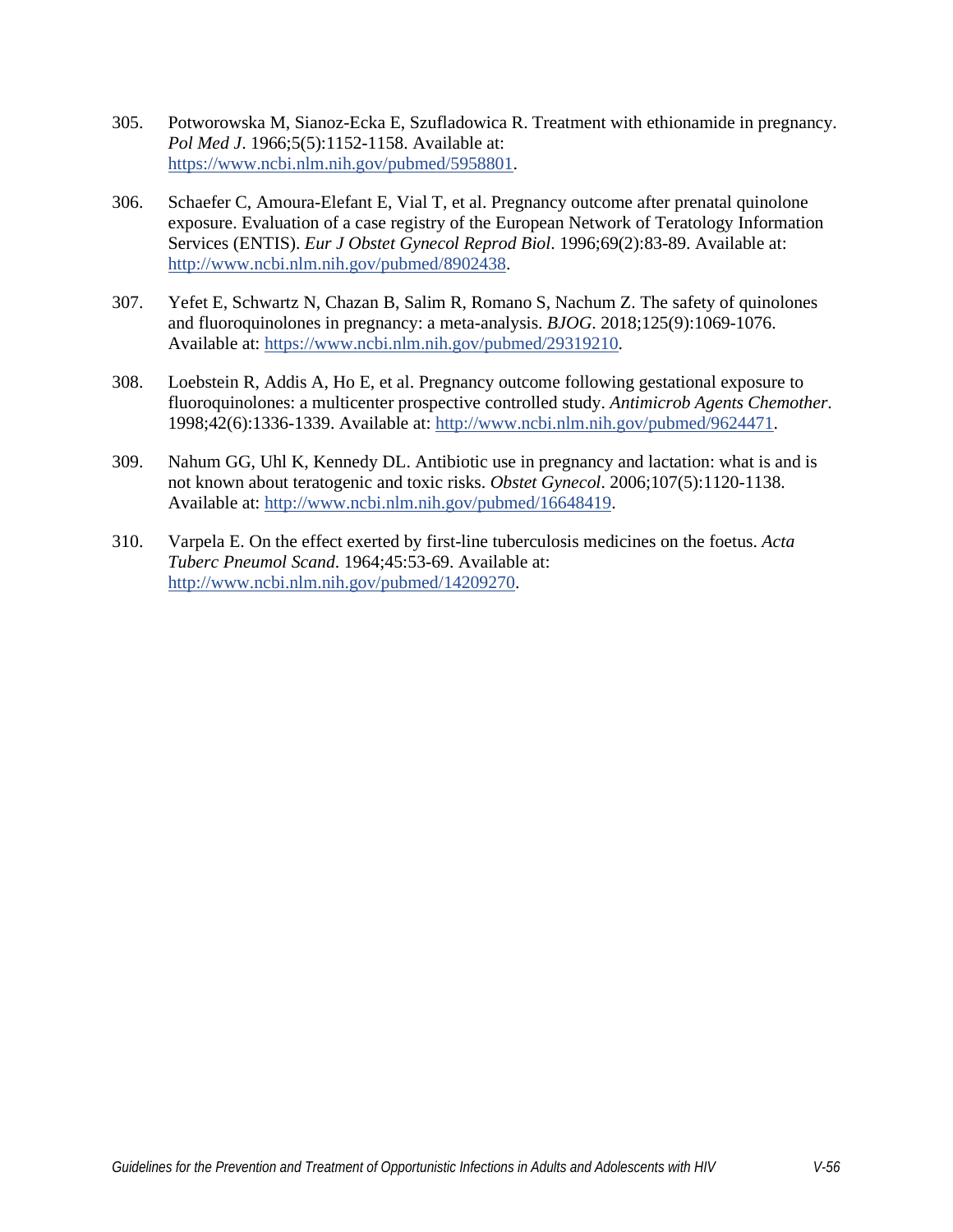305. Potworowska M, Sianoz-Ecka E, Szufladowica R. Treatment with ethionamide in pregnancy. *Pol Med J*. 1966;5(5):1152-1158. Available at: https://www.ncbi.nlm.nih.gov/pubmed/5958801.

306. Schaefer C, Amoura-Elefant E, Vial T, et al. Pregnancy outcome after prenatal quinolone exposure. Evaluation of a case registry of the European Network of Teratology Information Services (ENTIS). *Eur J Obstet Gynecol Reprod Biol*. 1996;69(2):83-89. Available at: http://www.ncbi.nlm.nih.gov/pubmed/8902438.

307. Yefet E, Schwartz N, Chazan B, Salim R, Romano S, Nachum Z. The safety of quinolones and fluoroquinolones in pregnancy: a meta-analysis. *BJOG*. 2018;125(9):1069-1076. Available at: https://www.ncbi.nlm.nih.gov/pubmed/29319210.

308. Loebstein R, Addis A, Ho E, et al. Pregnancy outcome following gestational exposure to fluoroquinolones: a multicenter prospective controlled study. *Antimicrob Agents Chemother*. 1998;42(6):1336-1339. Available at: http://www.ncbi.nlm.nih.gov/pubmed/9624471.

309. Nahum GG, Uhl K, Kennedy DL. Antibiotic use in pregnancy and lactation: what is and is not known about teratogenic and toxic risks. *Obstet Gynecol*. 2006;107(5):1120-1138. Available at: http://www.ncbi.nlm.nih.gov/pubmed/16648419.

310. Varpela E. On the effect exerted by first-line tuberculosis medicines on the foetus. *Acta Tuberc Pneumol Scand*. 1964;45:53-69. Available at: http://www.ncbi.nlm.nih.gov/pubmed/14209270.